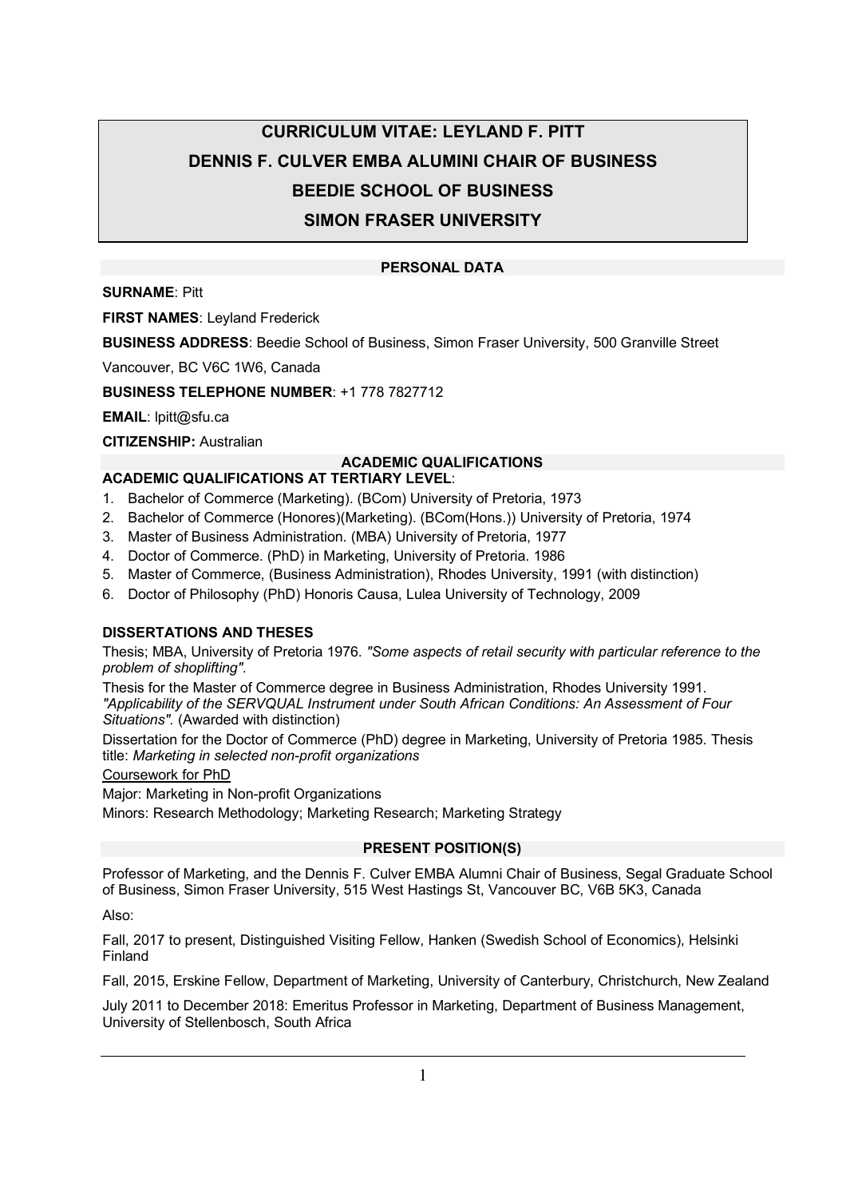# CURRICULUM VITAE: LEYLAND F. PITT
# DENNIS F. CULVER EMBA ALUMINI CHAIR OF BUSINESS
# BEEDIE SCHOOL OF BUSINESS
# SIMON FRASER UNIVERSITY

## PERSONAL DATA

**SURNAME**: Pitt

**FIRST NAMES**: Leyland Frederick

**BUSINESS ADDRESS**: Beedie School of Business, Simon Fraser University, 500 Granville Street

Vancouver, BC V6C 1W6, Canada

**BUSINESS TELEPHONE NUMBER**: +1 778 7827712

**EMAIL**: lpitt@sfu.ca

**CITIZENSHIP:** Australian

## ACADEMIC QUALIFICATIONS

**ACADEMIC QUALIFICATIONS AT TERTIARY LEVEL**:

1. Bachelor of Commerce (Marketing). (BCom) University of Pretoria, 1973
2. Bachelor of Commerce (Honores)(Marketing). (BCom(Hons.)) University of Pretoria, 1974
3. Master of Business Administration. (MBA) University of Pretoria, 1977
4. Doctor of Commerce. (PhD) in Marketing, University of Pretoria. 1986
5. Master of Commerce, (Business Administration), Rhodes University, 1991 (with distinction)
6. Doctor of Philosophy (PhD) Honoris Causa, Lulea University of Technology, 2009

**DISSERTATIONS AND THESES**

Thesis; MBA, University of Pretoria 1976. *"Some aspects of retail security with particular reference to the problem of shoplifting"*.

Thesis for the Master of Commerce degree in Business Administration, Rhodes University 1991. *"Applicability of the SERVQUAL Instrument under South African Conditions: An Assessment of Four Situations".* (Awarded with distinction)

Dissertation for the Doctor of Commerce (PhD) degree in Marketing, University of Pretoria 1985. Thesis title: *Marketing in selected non-profit organizations*

Coursework for PhD

Major: Marketing in Non-profit Organizations

Minors: Research Methodology; Marketing Research; Marketing Strategy

## PRESENT POSITION(S)

Professor of Marketing, and the Dennis F. Culver EMBA Alumni Chair of Business, Segal Graduate School of Business, Simon Fraser University, 515 West Hastings St, Vancouver BC, V6B 5K3, Canada

Also:

Fall, 2017 to present, Distinguished Visiting Fellow, Hanken (Swedish School of Economics), Helsinki Finland

Fall, 2015, Erskine Fellow, Department of Marketing, University of Canterbury, Christchurch, New Zealand

July 2011 to December 2018: Emeritus Professor in Marketing, Department of Business Management, University of Stellenbosch, South Africa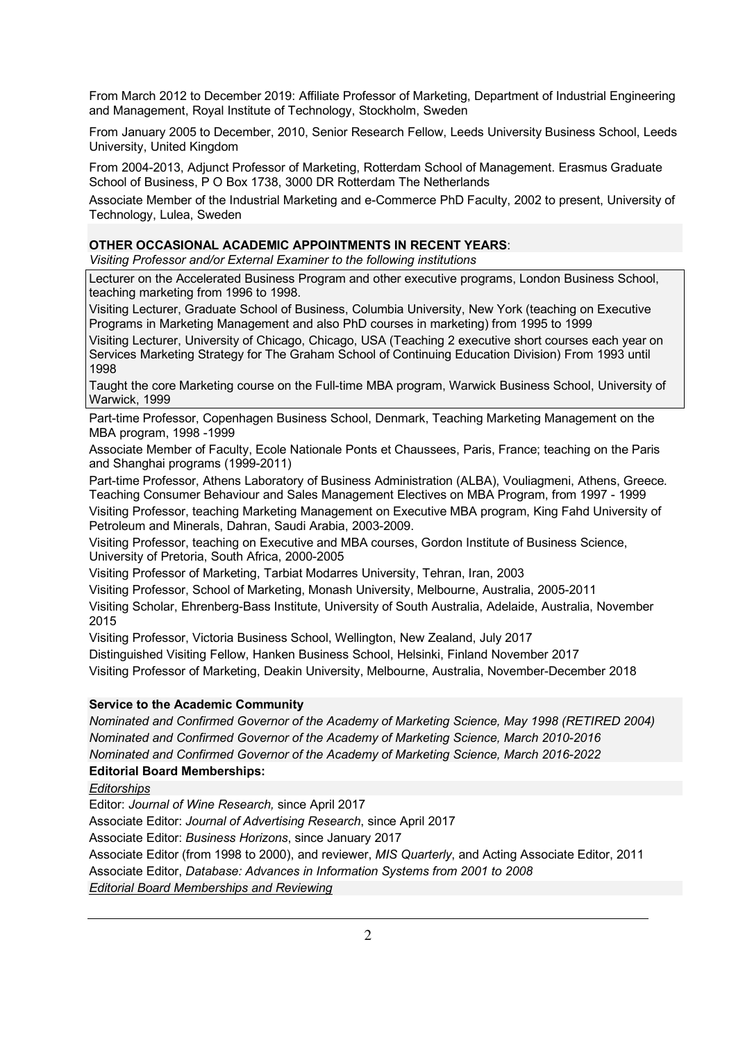From March 2012 to December 2019: Affiliate Professor of Marketing, Department of Industrial Engineering and Management, Royal Institute of Technology, Stockholm, Sweden

From January 2005 to December, 2010, Senior Research Fellow, Leeds University Business School, Leeds University, United Kingdom

From 2004-2013, Adjunct Professor of Marketing, Rotterdam School of Management. Erasmus Graduate School of Business, P O Box 1738, 3000 DR Rotterdam The Netherlands

Associate Member of the Industrial Marketing and e-Commerce PhD Faculty, 2002 to present, University of Technology, Lulea, Sweden

**OTHER OCCASIONAL ACADEMIC APPOINTMENTS IN RECENT YEARS**:

*Visiting Professor and/or External Examiner to the following institutions*

Lecturer on the Accelerated Business Program and other executive programs, London Business School, teaching marketing from 1996 to 1998.

Visiting Lecturer, Graduate School of Business, Columbia University, New York (teaching on Executive Programs in Marketing Management and also PhD courses in marketing) from 1995 to 1999

Visiting Lecturer, University of Chicago, Chicago, USA (Teaching 2 executive short courses each year on Services Marketing Strategy for The Graham School of Continuing Education Division) From 1993 until 1998

Taught the core Marketing course on the Full-time MBA program, Warwick Business School, University of Warwick, 1999

Part-time Professor, Copenhagen Business School, Denmark, Teaching Marketing Management on the MBA program, 1998 -1999

Associate Member of Faculty, Ecole Nationale Ponts et Chaussees, Paris, France; teaching on the Paris and Shanghai programs (1999-2011)

Part-time Professor, Athens Laboratory of Business Administration (ALBA), Vouliagmeni, Athens, Greece. Teaching Consumer Behaviour and Sales Management Electives on MBA Program, from 1997 - 1999

Visiting Professor, teaching Marketing Management on Executive MBA program, King Fahd University of Petroleum and Minerals, Dahran, Saudi Arabia, 2003-2009.

Visiting Professor, teaching on Executive and MBA courses, Gordon Institute of Business Science, University of Pretoria, South Africa, 2000-2005

Visiting Professor of Marketing, Tarbiat Modarres University, Tehran, Iran, 2003

Visiting Professor, School of Marketing, Monash University, Melbourne, Australia, 2005-2011

Visiting Scholar, Ehrenberg-Bass Institute, University of South Australia, Adelaide, Australia, November 2015

Visiting Professor, Victoria Business School, Wellington, New Zealand, July 2017

Distinguished Visiting Fellow, Hanken Business School, Helsinki, Finland November 2017

Visiting Professor of Marketing, Deakin University, Melbourne, Australia, November-December 2018

**Service to the Academic Community**

*Nominated and Confirmed Governor of the Academy of Marketing Science, May 1998 (RETIRED 2004)*
*Nominated and Confirmed Governor of the Academy of Marketing Science, March 2010-2016*
*Nominated and Confirmed Governor of the Academy of Marketing Science, March 2016-2022*

**Editorial Board Memberships:**

*Editorships*

Editor: *Journal of Wine Research,* since April 2017

Associate Editor: *Journal of Advertising Research*, since April 2017

Associate Editor: *Business Horizons*, since January 2017

Associate Editor (from 1998 to 2000), and reviewer, *MIS Quarterly*, and Acting Associate Editor, 2011

Associate Editor, *Database: Advances in Information Systems from 2001 to 2008*

*Editorial Board Memberships and Reviewing*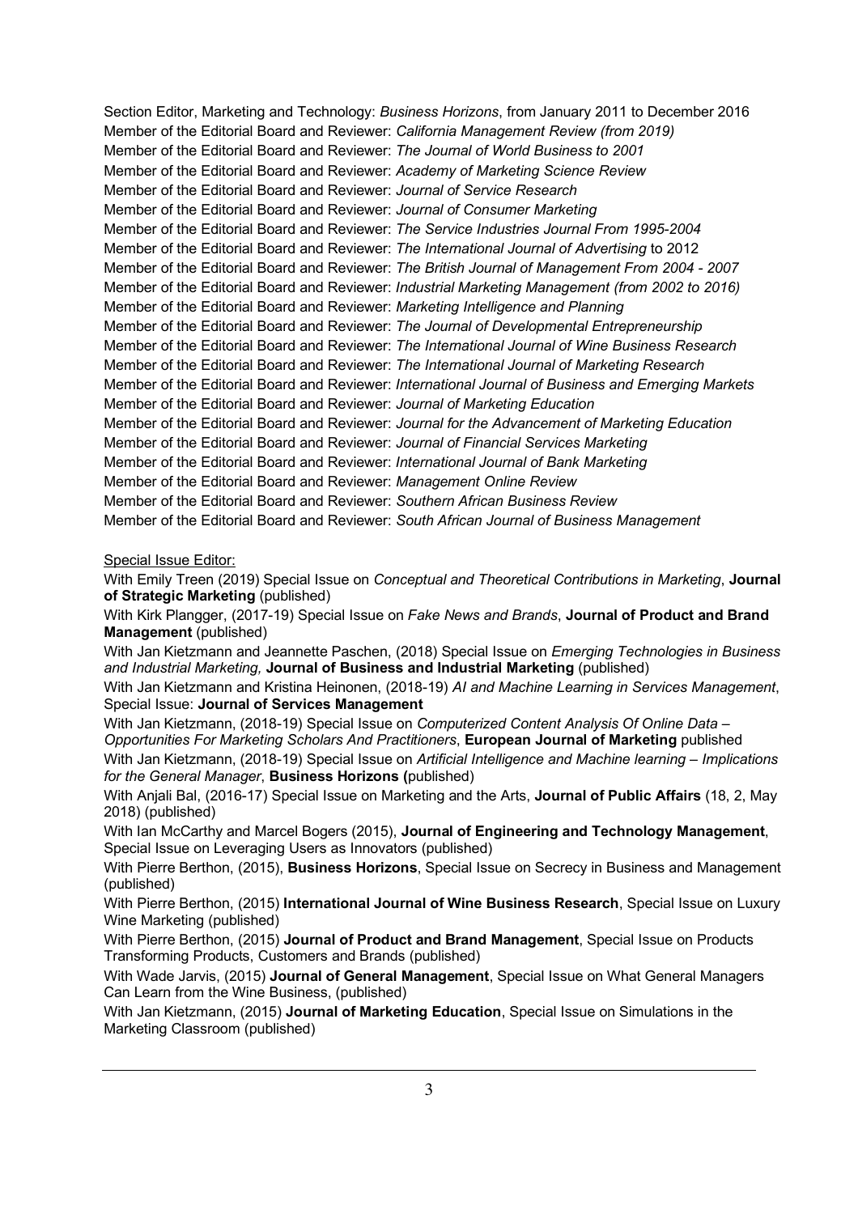Section Editor, Marketing and Technology: *Business Horizons*, from January 2011 to December 2016
Member of the Editorial Board and Reviewer: *California Management Review (from 2019)*
Member of the Editorial Board and Reviewer: *The Journal of World Business to 2001*
Member of the Editorial Board and Reviewer: *Academy of Marketing Science Review*
Member of the Editorial Board and Reviewer: *Journal of Service Research*
Member of the Editorial Board and Reviewer: *Journal of Consumer Marketing*
Member of the Editorial Board and Reviewer: *The Service Industries Journal From 1995-2004*
Member of the Editorial Board and Reviewer: *The International Journal of Advertising* to 2012
Member of the Editorial Board and Reviewer: *The British Journal of Management From 2004 - 2007*
Member of the Editorial Board and Reviewer: *Industrial Marketing Management (from 2002 to 2016)*
Member of the Editorial Board and Reviewer: *Marketing Intelligence and Planning*
Member of the Editorial Board and Reviewer: *The Journal of Developmental Entrepreneurship*
Member of the Editorial Board and Reviewer: *The International Journal of Wine Business Research*
Member of the Editorial Board and Reviewer: *The International Journal of Marketing Research*
Member of the Editorial Board and Reviewer: *International Journal of Business and Emerging Markets*
Member of the Editorial Board and Reviewer: *Journal of Marketing Education*
Member of the Editorial Board and Reviewer: *Journal for the Advancement of Marketing Education*
Member of the Editorial Board and Reviewer: *Journal of Financial Services Marketing*
Member of the Editorial Board and Reviewer: *International Journal of Bank Marketing*
Member of the Editorial Board and Reviewer: *Management Online Review*
Member of the Editorial Board and Reviewer: *Southern African Business Review*
Member of the Editorial Board and Reviewer: *South African Journal of Business Management*

Special Issue Editor:

With Emily Treen (2019) Special Issue on *Conceptual and Theoretical Contributions in Marketing*, **Journal of Strategic Marketing** (published)

With Kirk Plangger, (2017-19) Special Issue on *Fake News and Brands*, **Journal of Product and Brand Management** (published)

With Jan Kietzmann and Jeannette Paschen, (2018) Special Issue on *Emerging Technologies in Business and Industrial Marketing,* **Journal of Business and Industrial Marketing** (published)

With Jan Kietzmann and Kristina Heinonen, (2018-19) *AI and Machine Learning in Services Management*, Special Issue: **Journal of Services Management**

With Jan Kietzmann, (2018-19) Special Issue on *Computerized Content Analysis Of Online Data – Opportunities For Marketing Scholars And Practitioners*, **European Journal of Marketing** published

With Jan Kietzmann, (2018-19) Special Issue on *Artificial Intelligence and Machine learning – Implications for the General Manager*, **Business Horizons (**published)

With Anjali Bal, (2016-17) Special Issue on Marketing and the Arts, **Journal of Public Affairs** (18, 2, May 2018) (published)

With Ian McCarthy and Marcel Bogers (2015), **Journal of Engineering and Technology Management**, Special Issue on Leveraging Users as Innovators (published)

With Pierre Berthon, (2015), **Business Horizons**, Special Issue on Secrecy in Business and Management (published)

With Pierre Berthon, (2015) **International Journal of Wine Business Research**, Special Issue on Luxury Wine Marketing (published)

With Pierre Berthon, (2015) **Journal of Product and Brand Management**, Special Issue on Products Transforming Products, Customers and Brands (published)

With Wade Jarvis, (2015) **Journal of General Management**, Special Issue on What General Managers Can Learn from the Wine Business, (published)

With Jan Kietzmann, (2015) **Journal of Marketing Education**, Special Issue on Simulations in the Marketing Classroom (published)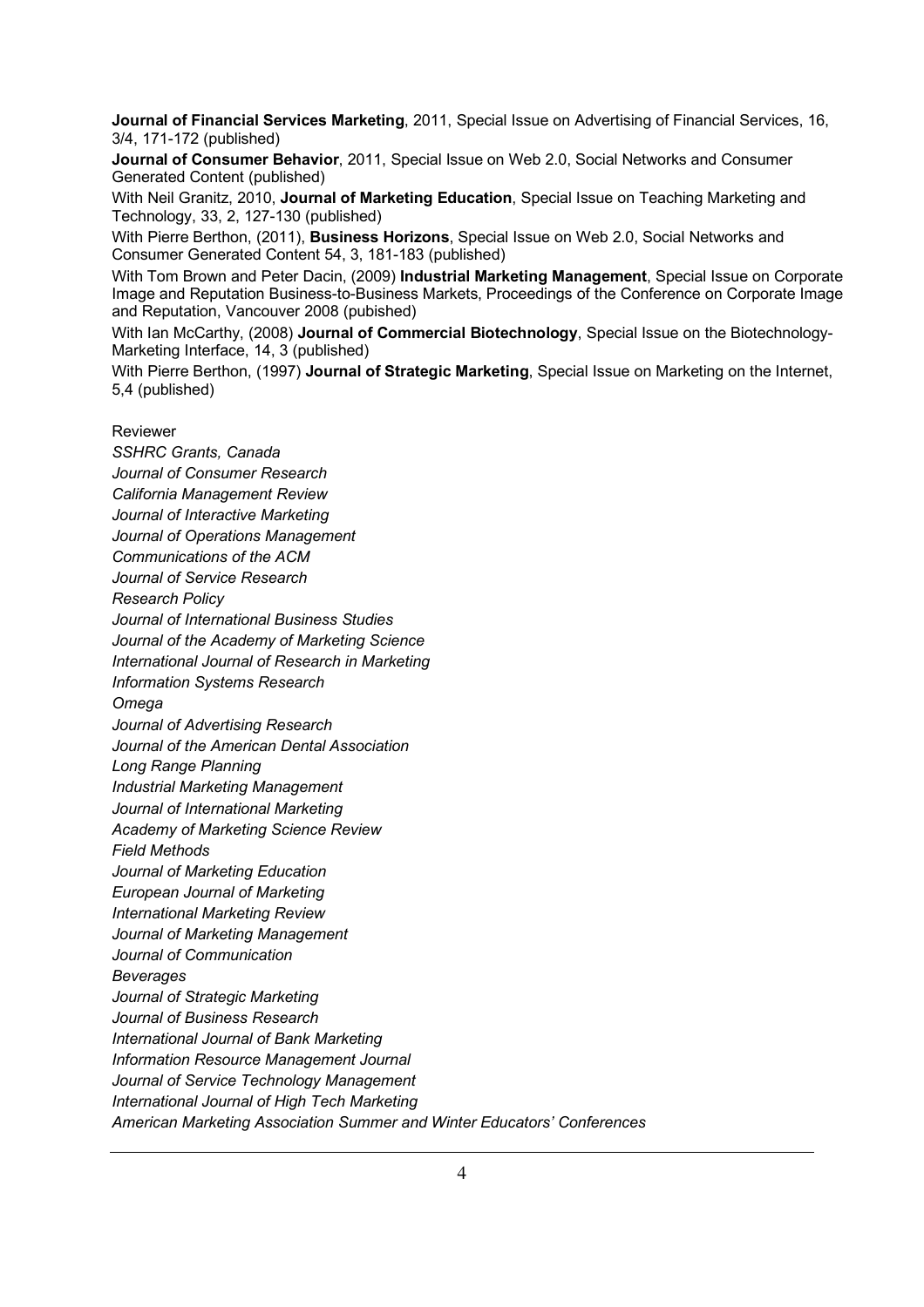**Journal of Financial Services Marketing**, 2011, Special Issue on Advertising of Financial Services, 16, 3/4, 171-172 (published)

**Journal of Consumer Behavior**, 2011, Special Issue on Web 2.0, Social Networks and Consumer Generated Content (published)

With Neil Granitz, 2010, **Journal of Marketing Education**, Special Issue on Teaching Marketing and Technology, 33, 2, 127-130 (published)

With Pierre Berthon, (2011), **Business Horizons**, Special Issue on Web 2.0, Social Networks and Consumer Generated Content 54, 3, 181-183 (published)

With Tom Brown and Peter Dacin, (2009) **Industrial Marketing Management**, Special Issue on Corporate Image and Reputation Business-to-Business Markets, Proceedings of the Conference on Corporate Image and Reputation, Vancouver 2008 (pubished)

With Ian McCarthy, (2008) **Journal of Commercial Biotechnology**, Special Issue on the Biotechnology-Marketing Interface, 14, 3 (published)

With Pierre Berthon, (1997) **Journal of Strategic Marketing**, Special Issue on Marketing on the Internet, 5,4 (published)

Reviewer

*SSHRC Grants, Canada*
*Journal of Consumer Research*
*California Management Review*
*Journal of Interactive Marketing*
*Journal of Operations Management*
*Communications of the ACM*
*Journal of Service Research*
*Research Policy*
*Journal of International Business Studies*
*Journal of the Academy of Marketing Science*
*International Journal of Research in Marketing*
*Information Systems Research*
*Omega*
*Journal of Advertising Research*
*Journal of the American Dental Association*
*Long Range Planning*
*Industrial Marketing Management*
*Journal of International Marketing*
*Academy of Marketing Science Review*
*Field Methods*
*Journal of Marketing Education*
*European Journal of Marketing*
*International Marketing Review*
*Journal of Marketing Management*
*Journal of Communication*
*Beverages*
*Journal of Strategic Marketing*
*Journal of Business Research*
*International Journal of Bank Marketing*
*Information Resource Management Journal*
*Journal of Service Technology Management*
*International Journal of High Tech Marketing*
*American Marketing Association Summer and Winter Educators' Conferences*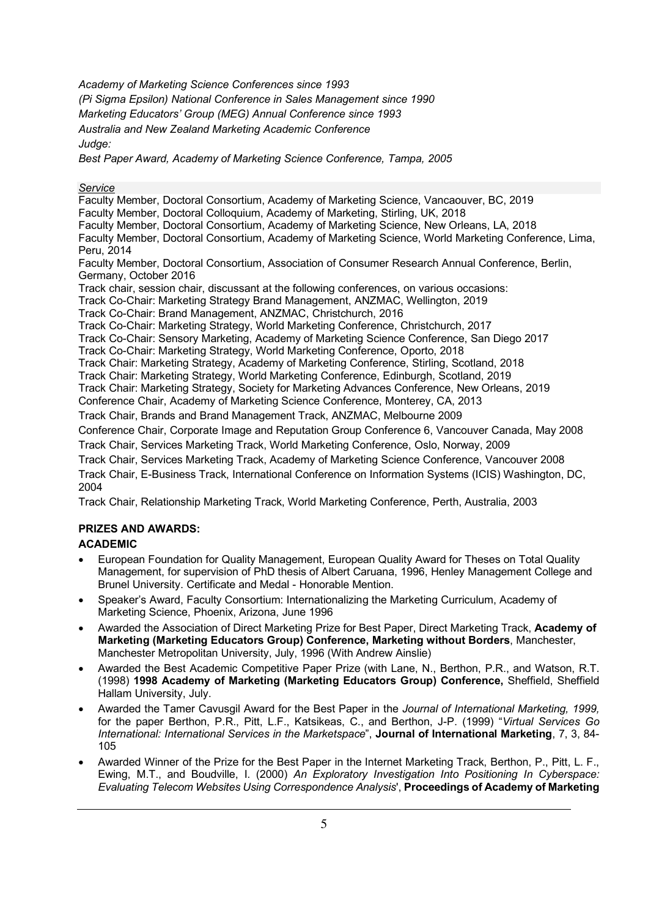*Academy of Marketing Science Conferences since 1993*

*(Pi Sigma Epsilon) National Conference in Sales Management since 1990*

*Marketing Educators' Group (MEG) Annual Conference since 1993*

*Australia and New Zealand Marketing Academic Conference*

*Judge:*

*Best Paper Award, Academy of Marketing Science Conference, Tampa, 2005*

*Service*

Faculty Member, Doctoral Consortium, Academy of Marketing Science, Vancaouver, BC, 2019
Faculty Member, Doctoral Colloquium, Academy of Marketing, Stirling, UK, 2018
Faculty Member, Doctoral Consortium, Academy of Marketing Science, New Orleans, LA, 2018
Faculty Member, Doctoral Consortium, Academy of Marketing Science, World Marketing Conference, Lima, Peru, 2014
Faculty Member, Doctoral Consortium, Association of Consumer Research Annual Conference, Berlin, Germany, October 2016
Track chair, session chair, discussant at the following conferences, on various occasions:
Track Co-Chair: Marketing Strategy Brand Management, ANZMAC, Wellington, 2019
Track Co-Chair: Brand Management, ANZMAC, Christchurch, 2016
Track Co-Chair: Marketing Strategy, World Marketing Conference, Christchurch, 2017
Track Co-Chair: Sensory Marketing, Academy of Marketing Science Conference, San Diego 2017
Track Co-Chair: Marketing Strategy, World Marketing Conference, Oporto, 2018
Track Chair: Marketing Strategy, Academy of Marketing Conference, Stirling, Scotland, 2018
Track Chair: Marketing Strategy, World Marketing Conference, Edinburgh, Scotland, 2019
Track Chair: Marketing Strategy, Society for Marketing Advances Conference, New Orleans, 2019
Conference Chair, Academy of Marketing Science Conference, Monterey, CA, 2013
Track Chair, Brands and Brand Management Track, ANZMAC, Melbourne 2009
Conference Chair, Corporate Image and Reputation Group Conference 6, Vancouver Canada, May 2008
Track Chair, Services Marketing Track, World Marketing Conference, Oslo, Norway, 2009
Track Chair, Services Marketing Track, Academy of Marketing Science Conference, Vancouver 2008
Track Chair, E-Business Track, International Conference on Information Systems (ICIS) Washington, DC, 2004
Track Chair, Relationship Marketing Track, World Marketing Conference, Perth, Australia, 2003

## PRIZES AND AWARDS:

### ACADEMIC

- European Foundation for Quality Management, European Quality Award for Theses on Total Quality Management, for supervision of PhD thesis of Albert Caruana, 1996, Henley Management College and Brunel University. Certificate and Medal - Honorable Mention.
- Speaker's Award, Faculty Consortium: Internationalizing the Marketing Curriculum, Academy of Marketing Science, Phoenix, Arizona, June 1996
- Awarded the Association of Direct Marketing Prize for Best Paper, Direct Marketing Track, **Academy of Marketing (Marketing Educators Group) Conference, Marketing without Borders**, Manchester, Manchester Metropolitan University, July, 1996 (With Andrew Ainslie)
- Awarded the Best Academic Competitive Paper Prize (with Lane, N., Berthon, P.R., and Watson, R.T. (1998) **1998 Academy of Marketing (Marketing Educators Group) Conference,** Sheffield, Sheffield Hallam University, July.
- Awarded the Tamer Cavusgil Award for the Best Paper in the *Journal of International Marketing, 1999,* for the paper Berthon, P.R., Pitt, L.F., Katsikeas, C., and Berthon, J-P. (1999) "*Virtual Services Go International: International Services in the Marketspace*", **Journal of International Marketing**, 7, 3, 84-105
- Awarded Winner of the Prize for the Best Paper in the Internet Marketing Track, Berthon, P., Pitt, L. F., Ewing, M.T., and Boudville, I. (2000) *An Exploratory Investigation Into Positioning In Cyberspace: Evaluating Telecom Websites Using Correspondence Analysis*', **Proceedings of Academy of Marketing**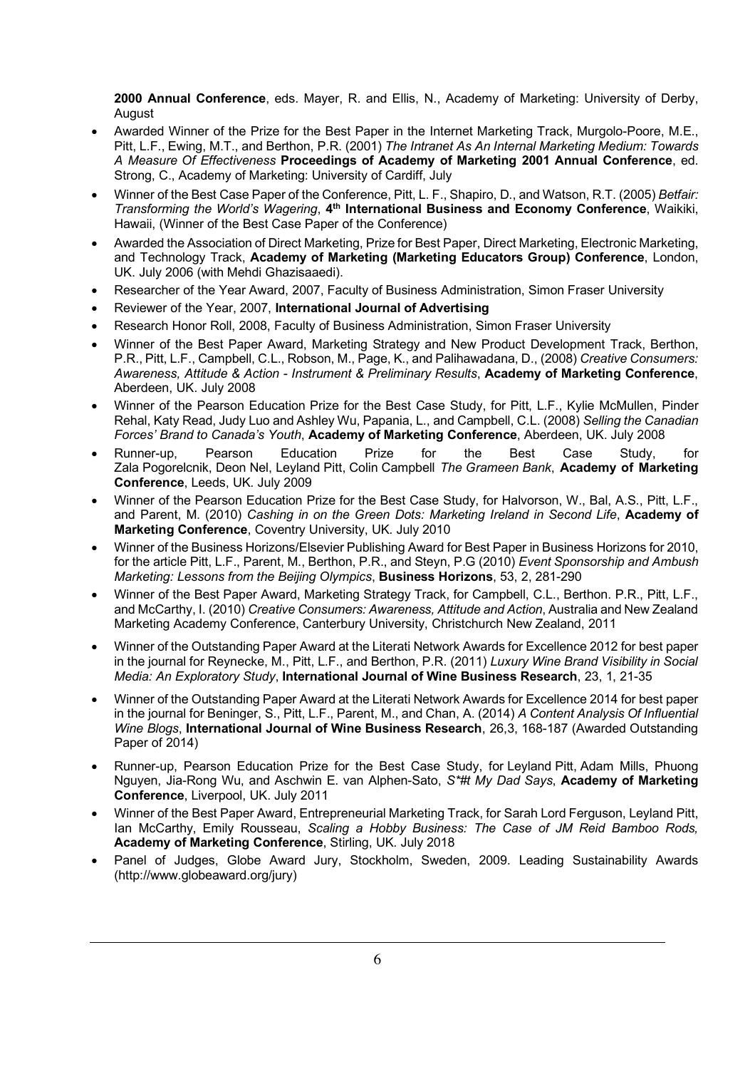**2000 Annual Conference**, eds. Mayer, R. and Ellis, N., Academy of Marketing: University of Derby, August

- Awarded Winner of the Prize for the Best Paper in the Internet Marketing Track, Murgolo-Poore, M.E., Pitt, L.F., Ewing, M.T., and Berthon, P.R. (2001) *The Intranet As An Internal Marketing Medium: Towards A Measure Of Effectiveness* **Proceedings of Academy of Marketing 2001 Annual Conference**, ed. Strong, C., Academy of Marketing: University of Cardiff, July
- Winner of the Best Case Paper of the Conference, Pitt, L. F., Shapiro, D., and Watson, R.T. (2005) *Betfair: Transforming the World's Wagering*, **4th International Business and Economy Conference**, Waikiki, Hawaii, (Winner of the Best Case Paper of the Conference)
- Awarded the Association of Direct Marketing, Prize for Best Paper, Direct Marketing, Electronic Marketing, and Technology Track, **Academy of Marketing (Marketing Educators Group) Conference**, London, UK. July 2006 (with Mehdi Ghazisaaedi).
- Researcher of the Year Award, 2007, Faculty of Business Administration, Simon Fraser University
- Reviewer of the Year, 2007, **International Journal of Advertising**
- Research Honor Roll, 2008, Faculty of Business Administration, Simon Fraser University
- Winner of the Best Paper Award, Marketing Strategy and New Product Development Track, Berthon, P.R., Pitt, L.F., Campbell, C.L., Robson, M., Page, K., and Palihawadana, D., (2008) *Creative Consumers: Awareness, Attitude & Action - Instrument & Preliminary Results*, **Academy of Marketing Conference**, Aberdeen, UK. July 2008
- Winner of the Pearson Education Prize for the Best Case Study, for Pitt, L.F., Kylie McMullen, Pinder Rehal, Katy Read, Judy Luo and Ashley Wu, Papania, L., and Campbell, C.L. (2008) *Selling the Canadian Forces' Brand to Canada's Youth*, **Academy of Marketing Conference**, Aberdeen, UK. July 2008
- Runner-up, Pearson Education Prize for the Best Case Study, for Zala Pogorelcnik, Deon Nel, Leyland Pitt, Colin Campbell *The Grameen Bank*, **Academy of Marketing Conference**, Leeds, UK. July 2009
- Winner of the Pearson Education Prize for the Best Case Study, for Halvorson, W., Bal, A.S., Pitt, L.F., and Parent, M. (2010) *Cashing in on the Green Dots: Marketing Ireland in Second Life*, **Academy of Marketing Conference**, Coventry University, UK. July 2010
- Winner of the Business Horizons/Elsevier Publishing Award for Best Paper in Business Horizons for 2010, for the article Pitt, L.F., Parent, M., Berthon, P.R., and Steyn, P.G (2010) *Event Sponsorship and Ambush Marketing: Lessons from the Beijing Olympics*, **Business Horizons**, 53, 2, 281-290
- Winner of the Best Paper Award, Marketing Strategy Track, for Campbell, C.L., Berthon. P.R., Pitt, L.F., and McCarthy, I. (2010) *Creative Consumers: Awareness, Attitude and Action*, Australia and New Zealand Marketing Academy Conference, Canterbury University, Christchurch New Zealand, 2011
- Winner of the Outstanding Paper Award at the Literati Network Awards for Excellence 2012 for best paper in the journal for Reynecke, M., Pitt, L.F., and Berthon, P.R. (2011) *Luxury Wine Brand Visibility in Social Media: An Exploratory Study*, **International Journal of Wine Business Research**, 23, 1, 21-35
- Winner of the Outstanding Paper Award at the Literati Network Awards for Excellence 2014 for best paper in the journal for Beninger, S., Pitt, L.F., Parent, M., and Chan, A. (2014) *A Content Analysis Of Influential Wine Blogs*, **International Journal of Wine Business Research**, 26,3, 168-187 (Awarded Outstanding Paper of 2014)
- Runner-up, Pearson Education Prize for the Best Case Study, for Leyland Pitt, Adam Mills, Phuong Nguyen, Jia-Rong Wu, and Aschwin E. van Alphen-Sato, *S*#t My Dad Says*, **Academy of Marketing Conference**, Liverpool, UK. July 2011
- Winner of the Best Paper Award, Entrepreneurial Marketing Track, for Sarah Lord Ferguson, Leyland Pitt, Ian McCarthy, Emily Rousseau, *Scaling a Hobby Business: The Case of JM Reid Bamboo Rods,* **Academy of Marketing Conference**, Stirling, UK. July 2018
- Panel of Judges, Globe Award Jury, Stockholm, Sweden, 2009. Leading Sustainability Awards (http://www.globeaward.org/jury)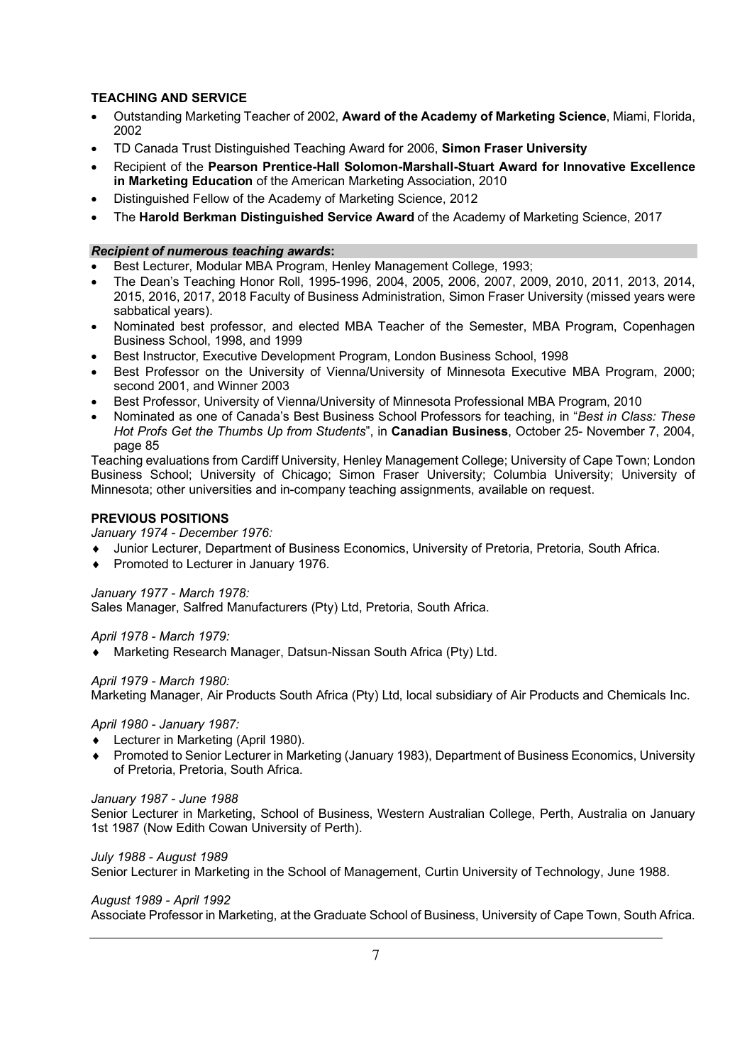**TEACHING AND SERVICE**

- Outstanding Marketing Teacher of 2002, **Award of the Academy of Marketing Science**, Miami, Florida, 2002
- TD Canada Trust Distinguished Teaching Award for 2006, **Simon Fraser University**
- Recipient of the **Pearson Prentice-Hall Solomon-Marshall-Stuart Award for Innovative Excellence in Marketing Education** of the American Marketing Association, 2010
- Distinguished Fellow of the Academy of Marketing Science, 2012
- The **Harold Berkman Distinguished Service Award** of the Academy of Marketing Science, 2017

***Recipient of numerous teaching awards*:**

- Best Lecturer, Modular MBA Program, Henley Management College, 1993;
- The Dean's Teaching Honor Roll, 1995-1996, 2004, 2005, 2006, 2007, 2009, 2010, 2011, 2013, 2014, 2015, 2016, 2017, 2018 Faculty of Business Administration, Simon Fraser University (missed years were sabbatical years).
- Nominated best professor, and elected MBA Teacher of the Semester, MBA Program, Copenhagen Business School, 1998, and 1999
- Best Instructor, Executive Development Program, London Business School, 1998
- Best Professor on the University of Vienna/University of Minnesota Executive MBA Program, 2000; second 2001, and Winner 2003
- Best Professor, University of Vienna/University of Minnesota Professional MBA Program, 2010
- Nominated as one of Canada's Best Business School Professors for teaching, in "*Best in Class: These Hot Profs Get the Thumbs Up from Students*", in **Canadian Business**, October 25- November 7, 2004, page 85

Teaching evaluations from Cardiff University, Henley Management College; University of Cape Town; London Business School; University of Chicago; Simon Fraser University; Columbia University; University of Minnesota; other universities and in-company teaching assignments, available on request.

**PREVIOUS POSITIONS**

*January 1974 - December 1976:*

- Junior Lecturer, Department of Business Economics, University of Pretoria, Pretoria, South Africa.
- Promoted to Lecturer in January 1976.

*January 1977 - March 1978:*

Sales Manager, Salfred Manufacturers (Pty) Ltd, Pretoria, South Africa.

*April 1978 - March 1979:*

- Marketing Research Manager, Datsun-Nissan South Africa (Pty) Ltd.

*April 1979 - March 1980:*

Marketing Manager, Air Products South Africa (Pty) Ltd, local subsidiary of Air Products and Chemicals Inc.

*April 1980 - January 1987:*

- Lecturer in Marketing (April 1980).
- Promoted to Senior Lecturer in Marketing (January 1983), Department of Business Economics, University of Pretoria, Pretoria, South Africa.

*January 1987 - June 1988*

Senior Lecturer in Marketing, School of Business, Western Australian College, Perth, Australia on January 1st 1987 (Now Edith Cowan University of Perth).

*July 1988 - August 1989*

Senior Lecturer in Marketing in the School of Management, Curtin University of Technology, June 1988.

*August 1989 - April 1992*

Associate Professor in Marketing, at the Graduate School of Business, University of Cape Town, South Africa.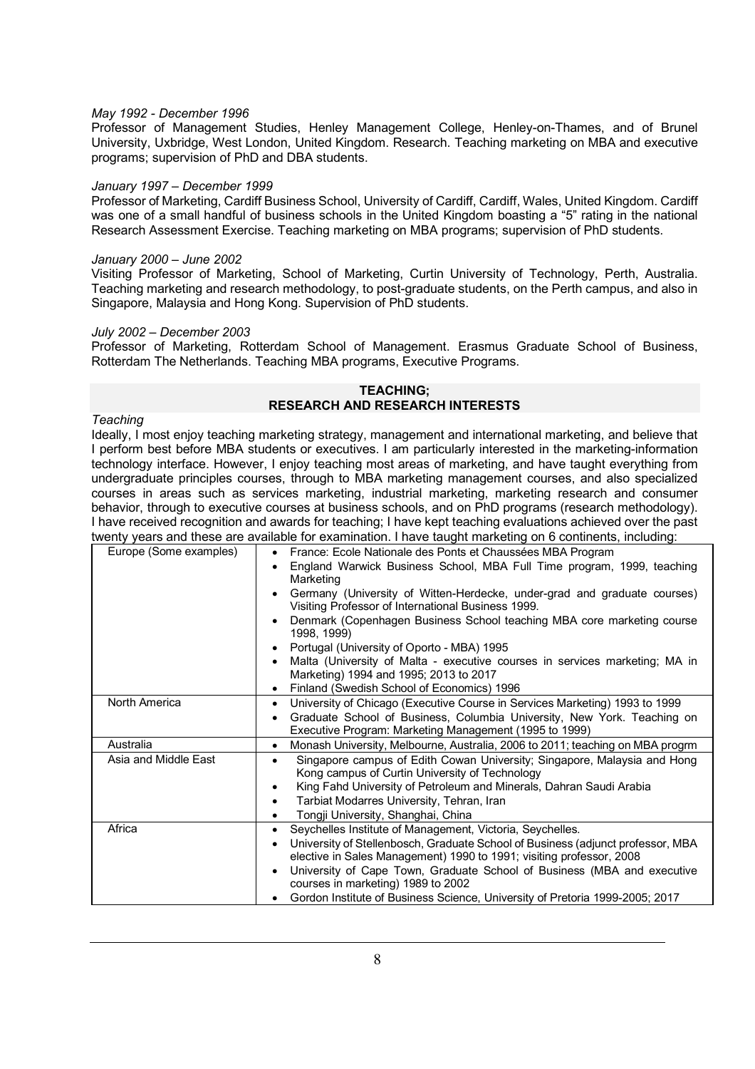*May 1992 - December 1996*

Professor of Management Studies, Henley Management College, Henley-on-Thames, and of Brunel University, Uxbridge, West London, United Kingdom. Research. Teaching marketing on MBA and executive programs; supervision of PhD and DBA students.

*January 1997 – December 1999*

Professor of Marketing, Cardiff Business School, University of Cardiff, Cardiff, Wales, United Kingdom. Cardiff was one of a small handful of business schools in the United Kingdom boasting a "5" rating in the national Research Assessment Exercise. Teaching marketing on MBA programs; supervision of PhD students.

*January 2000 – June 2002*

Visiting Professor of Marketing, School of Marketing, Curtin University of Technology, Perth, Australia. Teaching marketing and research methodology, to post-graduate students, on the Perth campus, and also in Singapore, Malaysia and Hong Kong. Supervision of PhD students.

*July 2002 – December 2003*

Professor of Marketing, Rotterdam School of Management. Erasmus Graduate School of Business, Rotterdam The Netherlands. Teaching MBA programs, Executive Programs.

## TEACHING; RESEARCH AND RESEARCH INTERESTS

*Teaching*

Ideally, I most enjoy teaching marketing strategy, management and international marketing, and believe that I perform best before MBA students or executives. I am particularly interested in the marketing-information technology interface. However, I enjoy teaching most areas of marketing, and have taught everything from undergraduate principles courses, through to MBA marketing management courses, and also specialized courses in areas such as services marketing, industrial marketing, marketing research and consumer behavior, through to executive courses at business schools, and on PhD programs (research methodology). I have received recognition and awards for teaching; I have kept teaching evaluations achieved over the past twenty years and these are available for examination. I have taught marketing on 6 continents, including:

| | |
|---|---|
| Europe (Some examples) | • France: Ecole Nationale des Ponts et Chaussées MBA Program<br>• England Warwick Business School, MBA Full Time program, 1999, teaching Marketing<br>• Germany (University of Witten-Herdecke, under-grad and graduate courses) Visiting Professor of International Business 1999.<br>• Denmark (Copenhagen Business School teaching MBA core marketing course 1998, 1999)<br>• Portugal (University of Oporto - MBA) 1995<br>• Malta (University of Malta - executive courses in services marketing; MA in Marketing) 1994 and 1995; 2013 to 2017<br>• Finland (Swedish School of Economics) 1996 |
| North America | • University of Chicago (Executive Course in Services Marketing) 1993 to 1999<br>• Graduate School of Business, Columbia University, New York. Teaching on Executive Program: Marketing Management (1995 to 1999) |
| Australia | • Monash University, Melbourne, Australia, 2006 to 2011; teaching on MBA progrm |
| Asia and Middle East | • Singapore campus of Edith Cowan University; Singapore, Malaysia and Hong Kong campus of Curtin University of Technology<br>• King Fahd University of Petroleum and Minerals, Dahran Saudi Arabia<br>• Tarbiat Modarres University, Tehran, Iran<br>• Tongji University, Shanghai, China |
| Africa | • Seychelles Institute of Management, Victoria, Seychelles.<br>• University of Stellenbosch, Graduate School of Business (adjunct professor, MBA elective in Sales Management) 1990 to 1991; visiting professor, 2008<br>• University of Cape Town, Graduate School of Business (MBA and executive courses in marketing) 1989 to 2002<br>• Gordon Institute of Business Science, University of Pretoria 1999-2005; 2017 |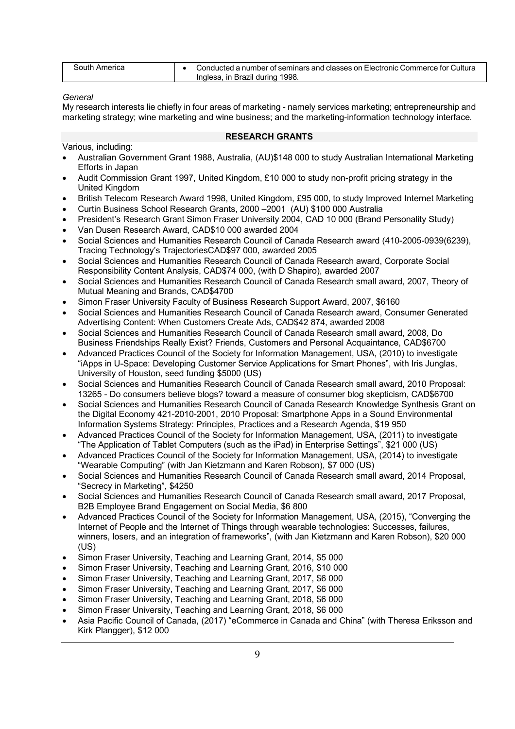| | |
|---|---|
| South America | • Conducted a number of seminars and classes on Electronic Commerce for Cultura Inglesa, in Brazil during 1998. |

*General*

My research interests lie chiefly in four areas of marketing - namely services marketing; entrepreneurship and marketing strategy; wine marketing and wine business; and the marketing-information technology interface.

## RESEARCH GRANTS

Various, including:

- Australian Government Grant 1988, Australia, (AU)$148 000 to study Australian International Marketing Efforts in Japan
- Audit Commission Grant 1997, United Kingdom, £10 000 to study non-profit pricing strategy in the United Kingdom
- British Telecom Research Award 1998, United Kingdom, £95 000, to study Improved Internet Marketing
- Curtin Business School Research Grants, 2000 –2001 (AU) $100 000 Australia
- President's Research Grant Simon Fraser University 2004, CAD 10 000 (Brand Personality Study)
- Van Dusen Research Award, CAD$10 000 awarded 2004
- Social Sciences and Humanities Research Council of Canada Research award (410-2005-0939(6239), Tracing Technology's TrajectoriesCAD$97 000, awarded 2005
- Social Sciences and Humanities Research Council of Canada Research award, Corporate Social Responsibility Content Analysis, CAD$74 000, (with D Shapiro), awarded 2007
- Social Sciences and Humanities Research Council of Canada Research small award, 2007, Theory of Mutual Meaning and Brands, CAD$4700
- Simon Fraser University Faculty of Business Research Support Award, 2007, $6160
- Social Sciences and Humanities Research Council of Canada Research award, Consumer Generated Advertising Content: When Customers Create Ads, CAD$42 874, awarded 2008
- Social Sciences and Humanities Research Council of Canada Research small award, 2008, Do Business Friendships Really Exist? Friends, Customers and Personal Acquaintance, CAD$6700
- Advanced Practices Council of the Society for Information Management, USA, (2010) to investigate "iApps in U-Space: Developing Customer Service Applications for Smart Phones", with Iris Junglas, University of Houston, seed funding $5000 (US)
- Social Sciences and Humanities Research Council of Canada Research small award, 2010 Proposal: 13265 - Do consumers believe blogs? toward a measure of consumer blog skepticism, CAD$6700
- Social Sciences and Humanities Research Council of Canada Research Knowledge Synthesis Grant on the Digital Economy 421-2010-2001, 2010 Proposal: Smartphone Apps in a Sound Environmental Information Systems Strategy: Principles, Practices and a Research Agenda, $19 950
- Advanced Practices Council of the Society for Information Management, USA, (2011) to investigate "The Application of Tablet Computers (such as the iPad) in Enterprise Settings", $21 000 (US)
- Advanced Practices Council of the Society for Information Management, USA, (2014) to investigate "Wearable Computing" (with Jan Kietzmann and Karen Robson), $7 000 (US)
- Social Sciences and Humanities Research Council of Canada Research small award, 2014 Proposal, "Secrecy in Marketing", $4250
- Social Sciences and Humanities Research Council of Canada Research small award, 2017 Proposal, B2B Employee Brand Engagement on Social Media, $6 800
- Advanced Practices Council of the Society for Information Management, USA, (2015), "Converging the Internet of People and the Internet of Things through wearable technologies: Successes, failures, winners, losers, and an integration of frameworks", (with Jan Kietzmann and Karen Robson), $20 000 (US)
- Simon Fraser University, Teaching and Learning Grant, 2014, $5 000
- Simon Fraser University, Teaching and Learning Grant, 2016, $10 000
- Simon Fraser University, Teaching and Learning Grant, 2017, $6 000
- Simon Fraser University, Teaching and Learning Grant, 2017, $6 000
- Simon Fraser University, Teaching and Learning Grant, 2018, $6 000
- Simon Fraser University, Teaching and Learning Grant, 2018, $6 000
- Asia Pacific Council of Canada, (2017) "eCommerce in Canada and China" (with Theresa Eriksson and Kirk Plangger), $12 000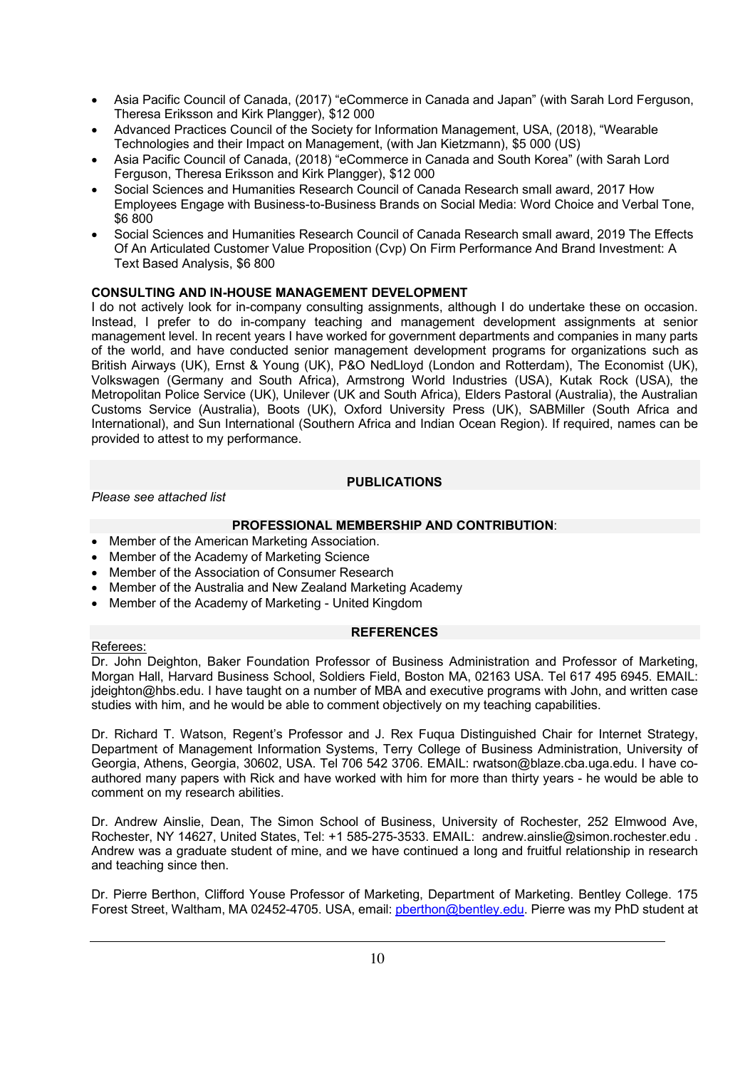- Asia Pacific Council of Canada, (2017) "eCommerce in Canada and Japan" (with Sarah Lord Ferguson, Theresa Eriksson and Kirk Plangger), $12 000
- Advanced Practices Council of the Society for Information Management, USA, (2018), "Wearable Technologies and their Impact on Management, (with Jan Kietzmann), $5 000 (US)
- Asia Pacific Council of Canada, (2018) "eCommerce in Canada and South Korea" (with Sarah Lord Ferguson, Theresa Eriksson and Kirk Plangger), $12 000
- Social Sciences and Humanities Research Council of Canada Research small award, 2017 How Employees Engage with Business-to-Business Brands on Social Media: Word Choice and Verbal Tone, $6 800
- Social Sciences and Humanities Research Council of Canada Research small award, 2019 The Effects Of An Articulated Customer Value Proposition (Cvp) On Firm Performance And Brand Investment: A Text Based Analysis, $6 800

**CONSULTING AND IN-HOUSE MANAGEMENT DEVELOPMENT**

I do not actively look for in-company consulting assignments, although I do undertake these on occasion. Instead, I prefer to do in-company teaching and management development assignments at senior management level. In recent years I have worked for government departments and companies in many parts of the world, and have conducted senior management development programs for organizations such as British Airways (UK), Ernst & Young (UK), P&O NedLloyd (London and Rotterdam), The Economist (UK), Volkswagen (Germany and South Africa), Armstrong World Industries (USA), Kutak Rock (USA), the Metropolitan Police Service (UK), Unilever (UK and South Africa), Elders Pastoral (Australia), the Australian Customs Service (Australia), Boots (UK), Oxford University Press (UK), SABMiller (South Africa and International), and Sun International (Southern Africa and Indian Ocean Region). If required, names can be provided to attest to my performance.

## PUBLICATIONS

*Please see attached list*

## PROFESSIONAL MEMBERSHIP AND CONTRIBUTION:

- Member of the American Marketing Association.
- Member of the Academy of Marketing Science
- Member of the Association of Consumer Research
- Member of the Australia and New Zealand Marketing Academy
- Member of the Academy of Marketing - United Kingdom

## REFERENCES

Referees:

Dr. John Deighton, Baker Foundation Professor of Business Administration and Professor of Marketing, Morgan Hall, Harvard Business School, Soldiers Field, Boston MA, 02163 USA. Tel 617 495 6945. EMAIL: jdeighton@hbs.edu. I have taught on a number of MBA and executive programs with John, and written case studies with him, and he would be able to comment objectively on my teaching capabilities.

Dr. Richard T. Watson, Regent's Professor and J. Rex Fuqua Distinguished Chair for Internet Strategy, Department of Management Information Systems, Terry College of Business Administration, University of Georgia, Athens, Georgia, 30602, USA. Tel 706 542 3706. EMAIL: rwatson@blaze.cba.uga.edu. I have co-authored many papers with Rick and have worked with him for more than thirty years - he would be able to comment on my research abilities.

Dr. Andrew Ainslie, Dean, The Simon School of Business, University of Rochester, 252 Elmwood Ave, Rochester, NY 14627, United States, Tel: +1 585-275-3533. EMAIL: andrew.ainslie@simon.rochester.edu . Andrew was a graduate student of mine, and we have continued a long and fruitful relationship in research and teaching since then.

Dr. Pierre Berthon, Clifford Youse Professor of Marketing, Department of Marketing. Bentley College. 175 Forest Street, Waltham, MA 02452-4705. USA, email: pberthon@bentley.edu. Pierre was my PhD student at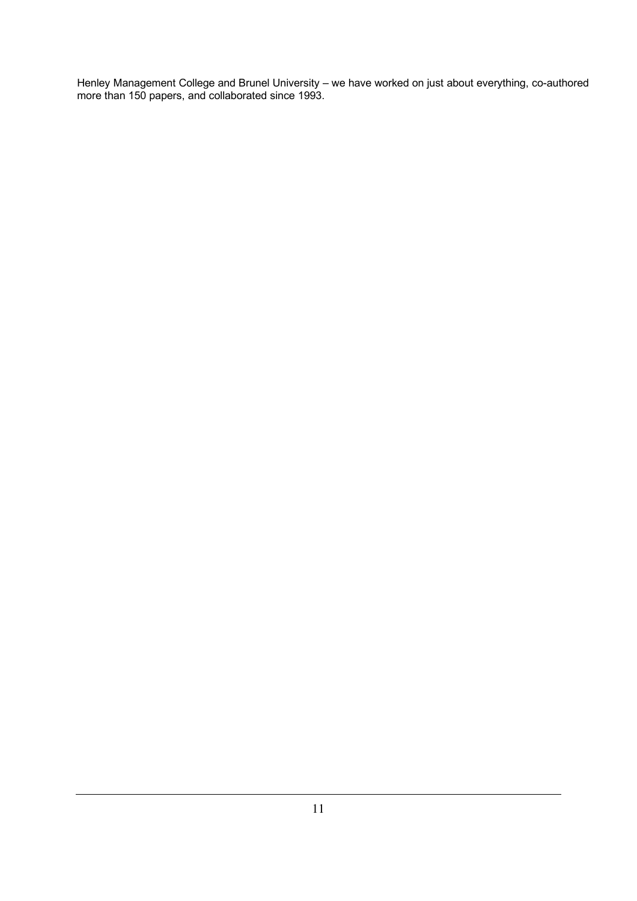Henley Management College and Brunel University – we have worked on just about everything, co-authored more than 150 papers, and collaborated since 1993.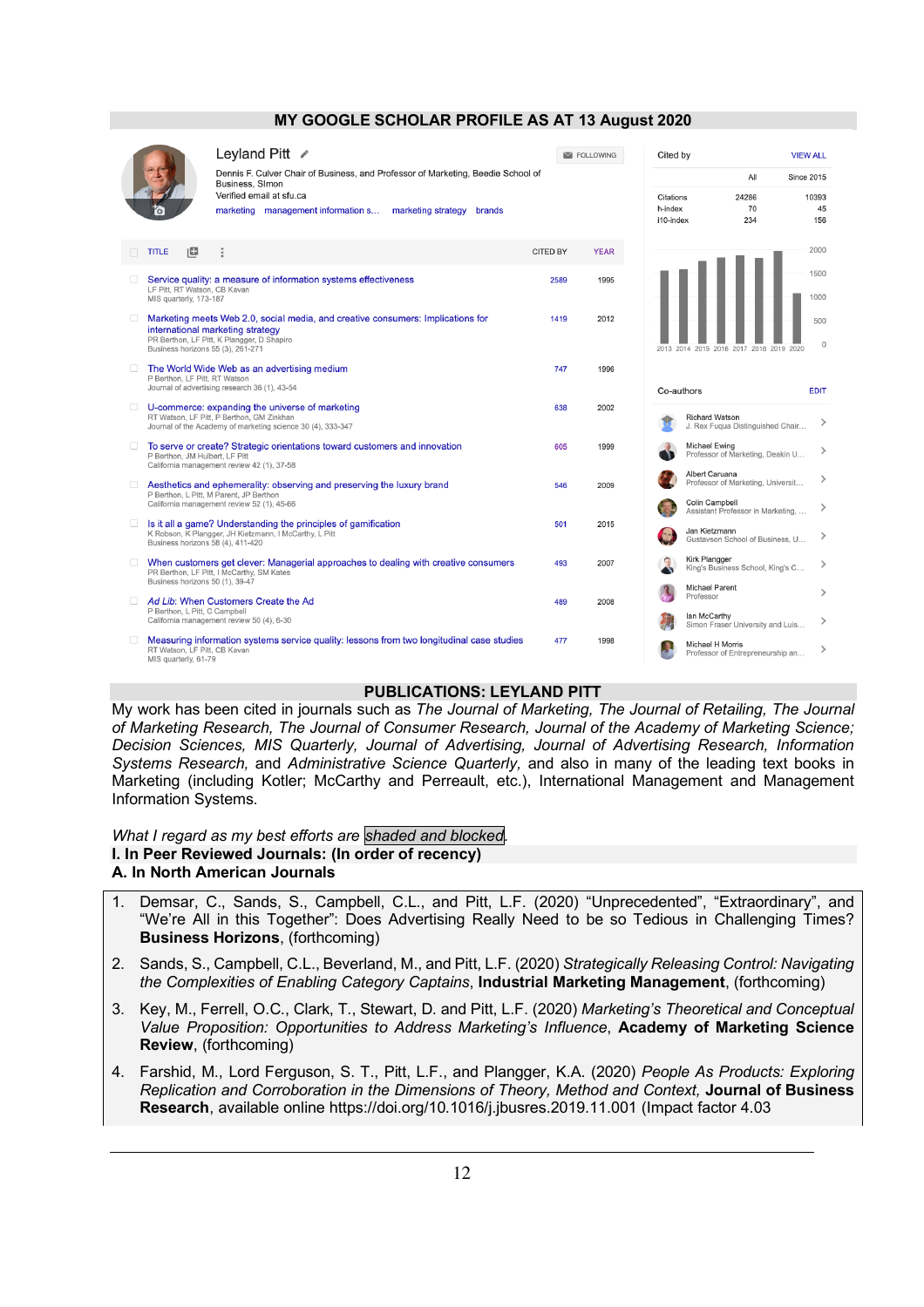## MY GOOGLE SCHOLAR PROFILE AS AT 13 August 2020

Leyland Pitt

Dennis F. Culver Chair of Business, and Professor of Marketing, Beedie School of Business, SImon

Verified email at sfu.ca

marketing management information s... marketing strategy brands

FOLLOWING

| TITLE | CITED BY | YEAR |
|---|---|---|
| Service quality: a measure of information systems effectiveness<br>LF Pitt, RT Watson, CB Kavan<br>MIS quarterly, 173-187 | 2589 | 1995 |
| Marketing meets Web 2.0, social media, and creative consumers: Implications for international marketing strategy<br>PR Berthon, LF Pitt, K Plangger, D Shapiro<br>Business horizons 55 (3), 261-271 | 1419 | 2012 |
| The World Wide Web as an advertising medium<br>P Berthon, LF Pitt, RT Watson<br>Journal of advertising research 36 (1), 43-54 | 747 | 1996 |
| U-commerce: expanding the universe of marketing<br>RT Watson, LF Pitt, P Berthon, GM Zinkhan<br>Journal of the Academy of marketing science 30 (4), 333-347 | 638 | 2002 |
| To serve or create? Strategic orientations toward customers and innovation<br>P Berthon, JM Hulbert, LF Pitt<br>California management review 42 (1), 37-58 | 605 | 1999 |
| Aesthetics and ephemerality: observing and preserving the luxury brand<br>P Berthon, L Pitt, M Parent, JP Berthon<br>California management review 52 (1), 45-66 | 546 | 2009 |
| Is it all a game? Understanding the principles of gamification<br>K Robson, K Plangger, JH Kietzmann, I McCarthy, L Pitt<br>Business horizons 58 (4), 411-420 | 501 | 2015 |
| When customers get clever: Managerial approaches to dealing with creative consumers<br>PR Berthon, LF Pitt, I McCarthy, SM Kates<br>Business horizons 50 (1), 39-47 | 493 | 2007 |
| Ad Lib: When Customers Create the Ad<br>P Berthon, L Pitt, C Campbell<br>California management review 50 (4), 6-30 | 489 | 2008 |
| Measuring information systems service quality: lessons from two longitudinal case studies<br>RT Watson, LF Pitt, CB Kavan<br>MIS quarterly, 61-79 | 477 | 1998 |

Cited by VIEW ALL

| | All | Since 2015 |
|---|---|---|
| Citations | 24286 | 10393 |
| h-index | 70 | 45 |
| i10-index | 234 | 156 |

2000
1500
1000
500
0
2013 2014 2015 2016 2017 2018 2019 2020

Co-authors EDIT

- Richard Watson — J. Rex Fuqua Distinguished Chair...
- Michael Ewing — Professor of Marketing, Deakin U...
- Albert Caruana — Professor of Marketing, Universit...
- Colin Campbell — Assistant Professor in Marketing, ...
- Jan Kietzmann — Gustavson School of Business, U...
- Kirk Plangger — King's Business School, King's C...
- Michael Parent — Professor
- Ian McCarthy — Simon Fraser University and Luis...
- Michael H Morris — Professor of Entrepreneurship an...

## PUBLICATIONS: LEYLAND PITT

My work has been cited in journals such as *The Journal of Marketing, The Journal of Retailing, The Journal of Marketing Research, The Journal of Consumer Research, Journal of the Academy of Marketing Science; Decision Sciences, MIS Quarterly, Journal of Advertising, Journal of Advertising Research, Information Systems Research,* and *Administrative Science Quarterly,* and also in many of the leading text books in Marketing (including Kotler; McCarthy and Perreault, etc.), International Management and Management Information Systems.

*What I regard as my best efforts are shaded and blocked.*

**I. In Peer Reviewed Journals: (In order of recency)**

**A. In North American Journals**

1. Demsar, C., Sands, S., Campbell, C.L., and Pitt, L.F. (2020) "Unprecedented", "Extraordinary", and "We're All in this Together": Does Advertising Really Need to be so Tedious in Challenging Times? **Business Horizons**, (forthcoming)
2. Sands, S., Campbell, C.L., Beverland, M., and Pitt, L.F. (2020) *Strategically Releasing Control: Navigating the Complexities of Enabling Category Captains*, **Industrial Marketing Management**, (forthcoming)
3. Key, M., Ferrell, O.C., Clark, T., Stewart, D. and Pitt, L.F. (2020) *Marketing's Theoretical and Conceptual Value Proposition: Opportunities to Address Marketing's Influence*, **Academy of Marketing Science Review**, (forthcoming)
4. Farshid, M., Lord Ferguson, S. T., Pitt, L.F., and Plangger, K.A. (2020) *People As Products: Exploring Replication and Corroboration in the Dimensions of Theory, Method and Context*, **Journal of Business Research**, available online https://doi.org/10.1016/j.jbusres.2019.11.001 (Impact factor 4.03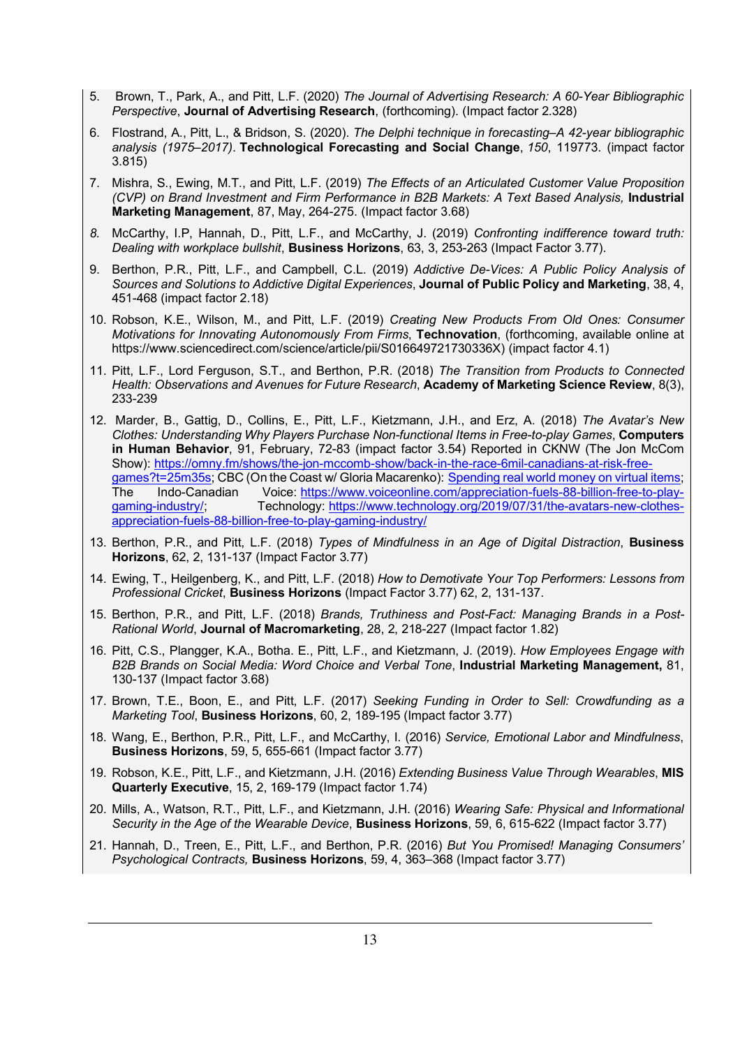5. Brown, T., Park, A., and Pitt, L.F. (2020) *The Journal of Advertising Research: A 60-Year Bibliographic Perspective*, **Journal of Advertising Research**, (forthcoming). (Impact factor 2.328)

6. Flostrand, A., Pitt, L., & Bridson, S. (2020). *The Delphi technique in forecasting–A 42-year bibliographic analysis (1975–2017)*. **Technological Forecasting and Social Change**, *150*, 119773. (impact factor 3.815)

7. Mishra, S., Ewing, M.T., and Pitt, L.F. (2019) *The Effects of an Articulated Customer Value Proposition (CVP) on Brand Investment and Firm Performance in B2B Markets: A Text Based Analysis,* **Industrial Marketing Management**, 87, May, 264-275. (Impact factor 3.68)

8. McCarthy, I.P, Hannah, D., Pitt, L.F., and McCarthy, J. (2019) *Confronting indifference toward truth: Dealing with workplace bullshit*, **Business Horizons**, 63, 3, 253-263 (Impact Factor 3.77).

9. Berthon, P.R., Pitt, L.F., and Campbell, C.L. (2019) *Addictive De-Vices: A Public Policy Analysis of Sources and Solutions to Addictive Digital Experiences*, **Journal of Public Policy and Marketing**, 38, 4, 451-468 (impact factor 2.18)

10. Robson, K.E., Wilson, M., and Pitt, L.F. (2019) *Creating New Products From Old Ones: Consumer Motivations for Innovating Autonomously From Firms*, **Technovation**, (forthcoming, available online at https://www.sciencedirect.com/science/article/pii/S016649721730336X) (impact factor 4.1)

11. Pitt, L.F., Lord Ferguson, S.T., and Berthon, P.R. (2018) *The Transition from Products to Connected Health: Observations and Avenues for Future Research*, **Academy of Marketing Science Review**, 8(3), 233-239

12. Marder, B., Gattig, D., Collins, E., Pitt, L.F., Kietzmann, J.H., and Erz, A. (2018) *The Avatar's New Clothes: Understanding Why Players Purchase Non-functional Items in Free-to-play Games*, **Computers in Human Behavior**, 91, February, 72-83 (impact factor 3.54) Reported in CKNW (The Jon McCom Show): https://omny.fm/shows/the-jon-mccomb-show/back-in-the-race-6mil-canadians-at-risk-free-games?t=25m35s; CBC (On the Coast w/ Gloria Macarenko): Spending real world money on virtual items; The Indo-Canadian Voice: https://www.voiceonline.com/appreciation-fuels-88-billion-free-to-play-gaming-industry/; Technology: https://www.technology.org/2019/07/31/the-avatars-new-clothes-appreciation-fuels-88-billion-free-to-play-gaming-industry/

13. Berthon, P.R., and Pitt, L.F. (2018) *Types of Mindfulness in an Age of Digital Distraction*, **Business Horizons**, 62, 2, 131-137 (Impact Factor 3.77)

14. Ewing, T., Heilgenberg, K., and Pitt, L.F. (2018) *How to Demotivate Your Top Performers: Lessons from Professional Cricket*, **Business Horizons** (Impact Factor 3.77) 62, 2, 131-137.

15. Berthon, P.R., and Pitt, L.F. (2018) *Brands, Truthiness and Post-Fact: Managing Brands in a Post-Rational World*, **Journal of Macromarketing**, 28, 2, 218-227 (Impact factor 1.82)

16. Pitt, C.S., Plangger, K.A., Botha. E., Pitt, L.F., and Kietzmann, J. (2019). *How Employees Engage with B2B Brands on Social Media: Word Choice and Verbal Tone*, **Industrial Marketing Management,** 81, 130-137 (Impact factor 3.68)

17. Brown, T.E., Boon, E., and Pitt, L.F. (2017) *Seeking Funding in Order to Sell: Crowdfunding as a Marketing Tool*, **Business Horizons**, 60, 2, 189-195 (Impact factor 3.77)

18. Wang, E., Berthon, P.R., Pitt, L.F., and McCarthy, I. (2016) *Service, Emotional Labor and Mindfulness*, **Business Horizons**, 59, 5, 655-661 (Impact factor 3.77)

19. Robson, K.E., Pitt, L.F., and Kietzmann, J.H. (2016) *Extending Business Value Through Wearables*, **MIS Quarterly Executive**, 15, 2, 169-179 (Impact factor 1.74)

20. Mills, A., Watson, R.T., Pitt, L.F., and Kietzmann, J.H. (2016) *Wearing Safe: Physical and Informational Security in the Age of the Wearable Device*, **Business Horizons**, 59, 6, 615-622 (Impact factor 3.77)

21. Hannah, D., Treen, E., Pitt, L.F., and Berthon, P.R. (2016) *But You Promised! Managing Consumers' Psychological Contracts,* **Business Horizons**, 59, 4, 363–368 (Impact factor 3.77)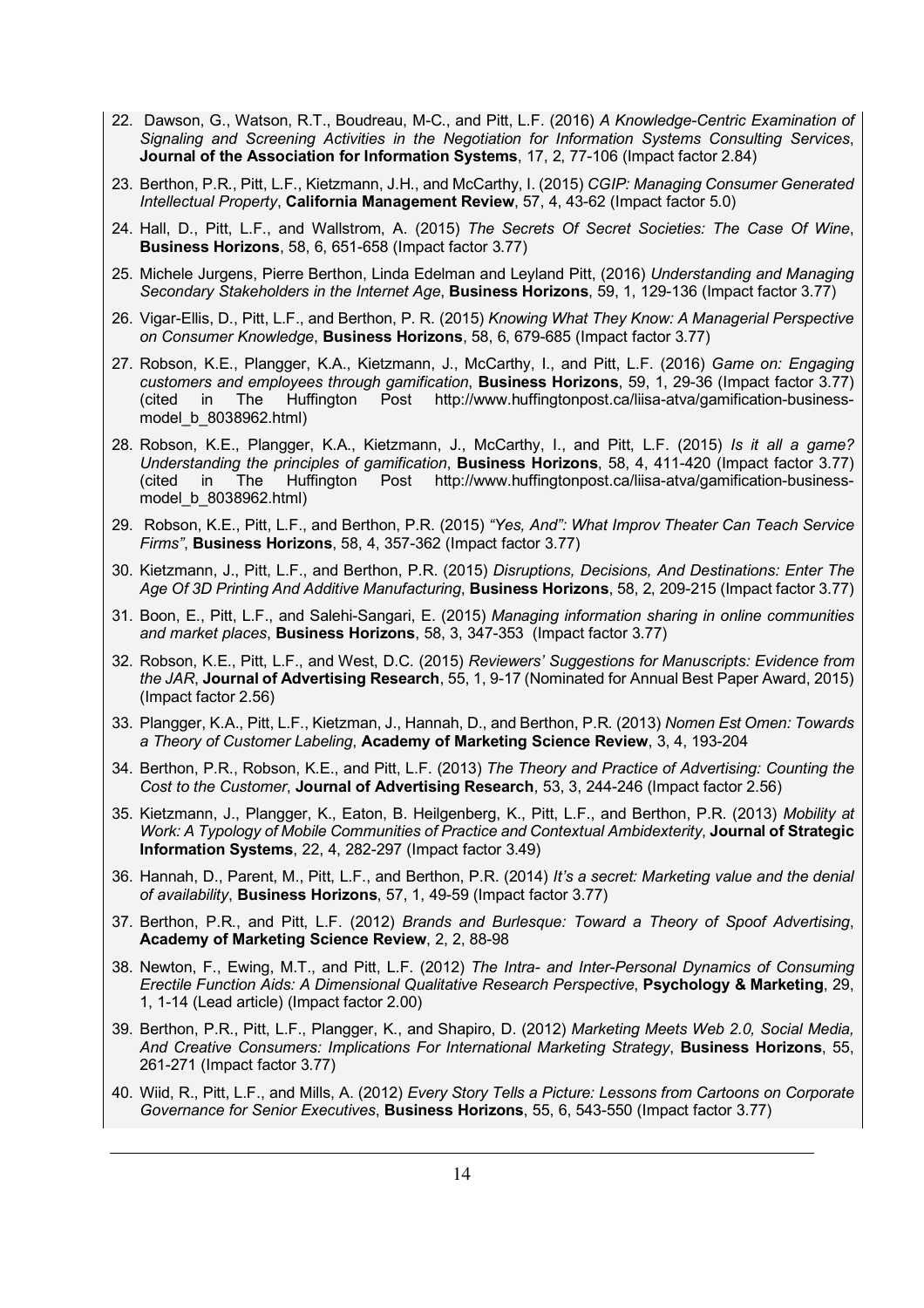22. Dawson, G., Watson, R.T., Boudreau, M-C., and Pitt, L.F. (2016) *A Knowledge-Centric Examination of Signaling and Screening Activities in the Negotiation for Information Systems Consulting Services*, **Journal of the Association for Information Systems**, 17, 2, 77-106 (Impact factor 2.84)

23. Berthon, P.R., Pitt, L.F., Kietzmann, J.H., and McCarthy, I. (2015) *CGIP: Managing Consumer Generated Intellectual Property*, **California Management Review**, 57, 4, 43-62 (Impact factor 5.0)

24. Hall, D., Pitt, L.F., and Wallstrom, A. (2015) *The Secrets Of Secret Societies: The Case Of Wine*, **Business Horizons**, 58, 6, 651-658 (Impact factor 3.77)

25. Michele Jurgens, Pierre Berthon, Linda Edelman and Leyland Pitt, (2016) *Understanding and Managing Secondary Stakeholders in the Internet Age*, **Business Horizons**, 59, 1, 129-136 (Impact factor 3.77)

26. Vigar-Ellis, D., Pitt, L.F., and Berthon, P. R. (2015) *Knowing What They Know: A Managerial Perspective on Consumer Knowledge*, **Business Horizons**, 58, 6, 679-685 (Impact factor 3.77)

27. Robson, K.E., Plangger, K.A., Kietzmann, J., McCarthy, I., and Pitt, L.F. (2016) *Game on: Engaging customers and employees through gamification*, **Business Horizons**, 59, 1, 29-36 (Impact factor 3.77) (cited in The Huffington Post http://www.huffingtonpost.ca/liisa-atva/gamification-business-model_b_8038962.html)

28. Robson, K.E., Plangger, K.A., Kietzmann, J., McCarthy, I., and Pitt, L.F. (2015) *Is it all a game? Understanding the principles of gamification*, **Business Horizons**, 58, 4, 411-420 (Impact factor 3.77) (cited in The Huffington Post http://www.huffingtonpost.ca/liisa-atva/gamification-business-model_b_8038962.html)

29. Robson, K.E., Pitt, L.F., and Berthon, P.R. (2015) *"Yes, And": What Improv Theater Can Teach Service Firms"*, **Business Horizons**, 58, 4, 357-362 (Impact factor 3.77)

30. Kietzmann, J., Pitt, L.F., and Berthon, P.R. (2015) *Disruptions, Decisions, And Destinations: Enter The Age Of 3D Printing And Additive Manufacturing*, **Business Horizons**, 58, 2, 209-215 (Impact factor 3.77)

31. Boon, E., Pitt, L.F., and Salehi-Sangari, E. (2015) *Managing information sharing in online communities and market places*, **Business Horizons**, 58, 3, 347-353 (Impact factor 3.77)

32. Robson, K.E., Pitt, L.F., and West, D.C. (2015) *Reviewers' Suggestions for Manuscripts: Evidence from the JAR*, **Journal of Advertising Research**, 55, 1, 9-17 (Nominated for Annual Best Paper Award, 2015) (Impact factor 2.56)

33. Plangger, K.A., Pitt, L.F., Kietzman, J., Hannah, D., and Berthon, P.R. (2013) *Nomen Est Omen: Towards a Theory of Customer Labeling*, **Academy of Marketing Science Review**, 3, 4, 193-204

34. Berthon, P.R., Robson, K.E., and Pitt, L.F. (2013) *The Theory and Practice of Advertising: Counting the Cost to the Customer*, **Journal of Advertising Research**, 53, 3, 244-246 (Impact factor 2.56)

35. Kietzmann, J., Plangger, K., Eaton, B. Heilgenberg, K., Pitt, L.F., and Berthon, P.R. (2013) *Mobility at Work: A Typology of Mobile Communities of Practice and Contextual Ambidexterity*, **Journal of Strategic Information Systems**, 22, 4, 282-297 (Impact factor 3.49)

36. Hannah, D., Parent, M., Pitt, L.F., and Berthon, P.R. (2014) *It's a secret: Marketing value and the denial of availability*, **Business Horizons**, 57, 1, 49-59 (Impact factor 3.77)

37. Berthon, P.R., and Pitt, L.F. (2012) *Brands and Burlesque: Toward a Theory of Spoof Advertising*, **Academy of Marketing Science Review**, 2, 2, 88-98

38. Newton, F., Ewing, M.T., and Pitt, L.F. (2012) *The Intra- and Inter-Personal Dynamics of Consuming Erectile Function Aids: A Dimensional Qualitative Research Perspective*, **Psychology & Marketing**, 29, 1, 1-14 (Lead article) (Impact factor 2.00)

39. Berthon, P.R., Pitt, L.F., Plangger, K., and Shapiro, D. (2012) *Marketing Meets Web 2.0, Social Media, And Creative Consumers: Implications For International Marketing Strategy*, **Business Horizons**, 55, 261-271 (Impact factor 3.77)

40. Wiid, R., Pitt, L.F., and Mills, A. (2012) *Every Story Tells a Picture: Lessons from Cartoons on Corporate Governance for Senior Executives*, **Business Horizons**, 55, 6, 543-550 (Impact factor 3.77)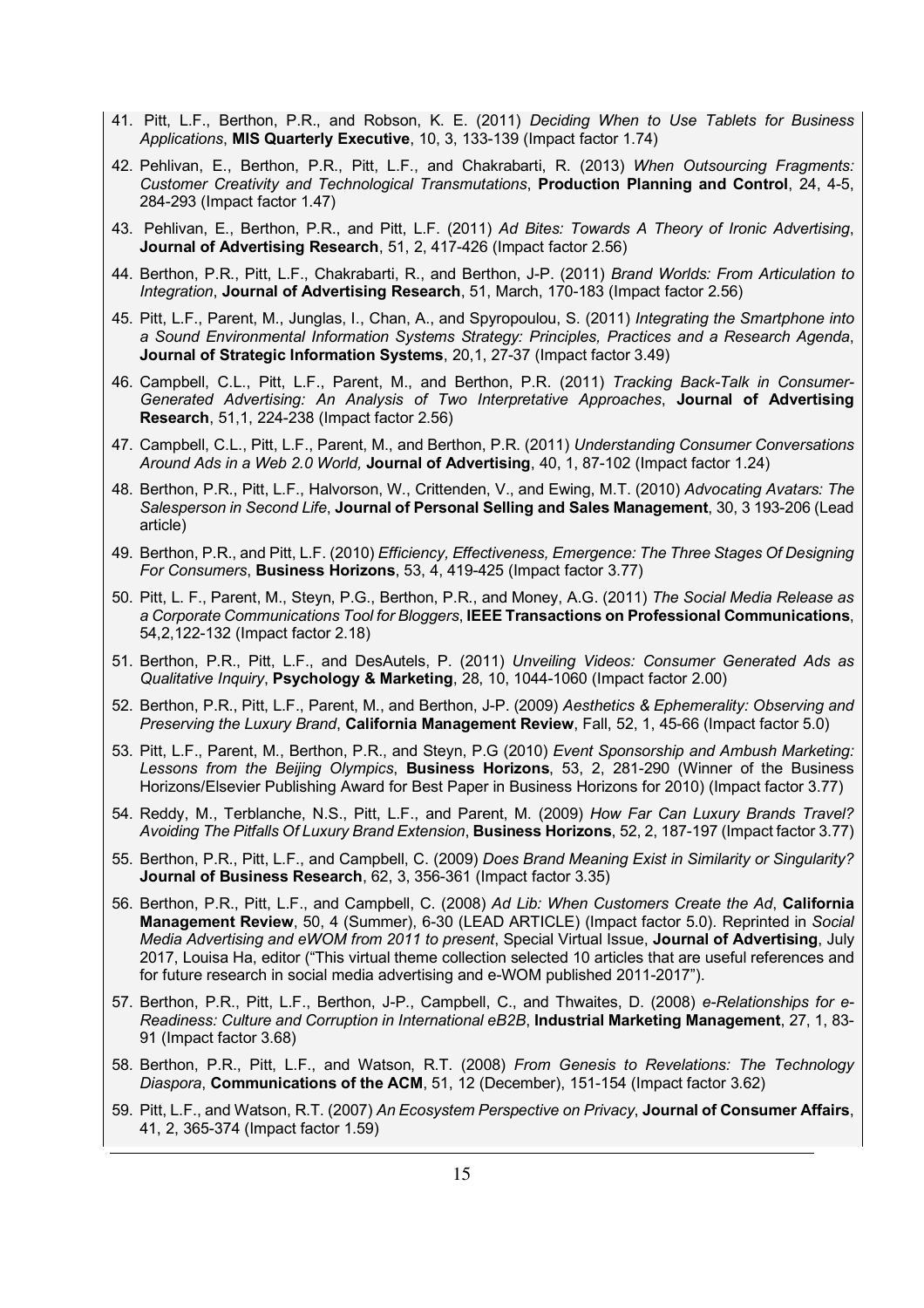41. Pitt, L.F., Berthon, P.R., and Robson, K. E. (2011) *Deciding When to Use Tablets for Business Applications*, **MIS Quarterly Executive**, 10, 3, 133-139 (Impact factor 1.74)
42. Pehlivan, E., Berthon, P.R., Pitt, L.F., and Chakrabarti, R. (2013) *When Outsourcing Fragments: Customer Creativity and Technological Transmutations*, **Production Planning and Control**, 24, 4-5, 284-293 (Impact factor 1.47)
43. Pehlivan, E., Berthon, P.R., and Pitt, L.F. (2011) *Ad Bites: Towards A Theory of Ironic Advertising*, **Journal of Advertising Research**, 51, 2, 417-426 (Impact factor 2.56)
44. Berthon, P.R., Pitt, L.F., Chakrabarti, R., and Berthon, J-P. (2011) *Brand Worlds: From Articulation to Integration*, **Journal of Advertising Research**, 51, March, 170-183 (Impact factor 2.56)
45. Pitt, L.F., Parent, M., Junglas, I., Chan, A., and Spyropoulou, S. (2011) *Integrating the Smartphone into a Sound Environmental Information Systems Strategy: Principles, Practices and a Research Agenda*, **Journal of Strategic Information Systems**, 20,1, 27-37 (Impact factor 3.49)
46. Campbell, C.L., Pitt, L.F., Parent, M., and Berthon, P.R. (2011) *Tracking Back-Talk in Consumer-Generated Advertising: An Analysis of Two Interpretative Approaches*, **Journal of Advertising Research**, 51,1, 224-238 (Impact factor 2.56)
47. Campbell, C.L., Pitt, L.F., Parent, M., and Berthon, P.R. (2011) *Understanding Consumer Conversations Around Ads in a Web 2.0 World,* **Journal of Advertising**, 40, 1, 87-102 (Impact factor 1.24)
48. Berthon, P.R., Pitt, L.F., Halvorson, W., Crittenden, V., and Ewing, M.T. (2010) *Advocating Avatars: The Salesperson in Second Life*, **Journal of Personal Selling and Sales Management**, 30, 3 193-206 (Lead article)
49. Berthon, P.R., and Pitt, L.F. (2010) *Efficiency, Effectiveness, Emergence: The Three Stages Of Designing For Consumers*, **Business Horizons**, 53, 4, 419-425 (Impact factor 3.77)
50. Pitt, L. F., Parent, M., Steyn, P.G., Berthon, P.R., and Money, A.G. (2011) *The Social Media Release as a Corporate Communications Tool for Bloggers*, **IEEE Transactions on Professional Communications**, 54,2,122-132 (Impact factor 2.18)
51. Berthon, P.R., Pitt, L.F., and DesAutels, P. (2011) *Unveiling Videos: Consumer Generated Ads as Qualitative Inquiry*, **Psychology & Marketing**, 28, 10, 1044-1060 (Impact factor 2.00)
52. Berthon, P.R., Pitt, L.F., Parent, M., and Berthon, J-P. (2009) *Aesthetics & Ephemerality: Observing and Preserving the Luxury Brand*, **California Management Review**, Fall, 52, 1, 45-66 (Impact factor 5.0)
53. Pitt, L.F., Parent, M., Berthon, P.R., and Steyn, P.G (2010) *Event Sponsorship and Ambush Marketing: Lessons from the Beijing Olympics*, **Business Horizons**, 53, 2, 281-290 (Winner of the Business Horizons/Elsevier Publishing Award for Best Paper in Business Horizons for 2010) (Impact factor 3.77)
54. Reddy, M., Terblanche, N.S., Pitt, L.F., and Parent, M. (2009) *How Far Can Luxury Brands Travel? Avoiding The Pitfalls Of Luxury Brand Extension*, **Business Horizons**, 52, 2, 187-197 (Impact factor 3.77)
55. Berthon, P.R., Pitt, L.F., and Campbell, C. (2009) *Does Brand Meaning Exist in Similarity or Singularity?* **Journal of Business Research**, 62, 3, 356-361 (Impact factor 3.35)
56. Berthon, P.R., Pitt, L.F., and Campbell, C. (2008) *Ad Lib: When Customers Create the Ad*, **California Management Review**, 50, 4 (Summer), 6-30 (LEAD ARTICLE) (Impact factor 5.0). Reprinted in *Social Media Advertising and eWOM from 2011 to present*, Special Virtual Issue, **Journal of Advertising**, July 2017, Louisa Ha, editor ("This virtual theme collection selected 10 articles that are useful references and for future research in social media advertising and e-WOM published 2011-2017").
57. Berthon, P.R., Pitt, L.F., Berthon, J-P., Campbell, C., and Thwaites, D. (2008) *e-Relationships for e-Readiness: Culture and Corruption in International eB2B*, **Industrial Marketing Management**, 27, 1, 83-91 (Impact factor 3.68)
58. Berthon, P.R., Pitt, L.F., and Watson, R.T. (2008) *From Genesis to Revelations: The Technology Diaspora*, **Communications of the ACM**, 51, 12 (December), 151-154 (Impact factor 3.62)
59. Pitt, L.F., and Watson, R.T. (2007) *An Ecosystem Perspective on Privacy*, **Journal of Consumer Affairs**, 41, 2, 365-374 (Impact factor 1.59)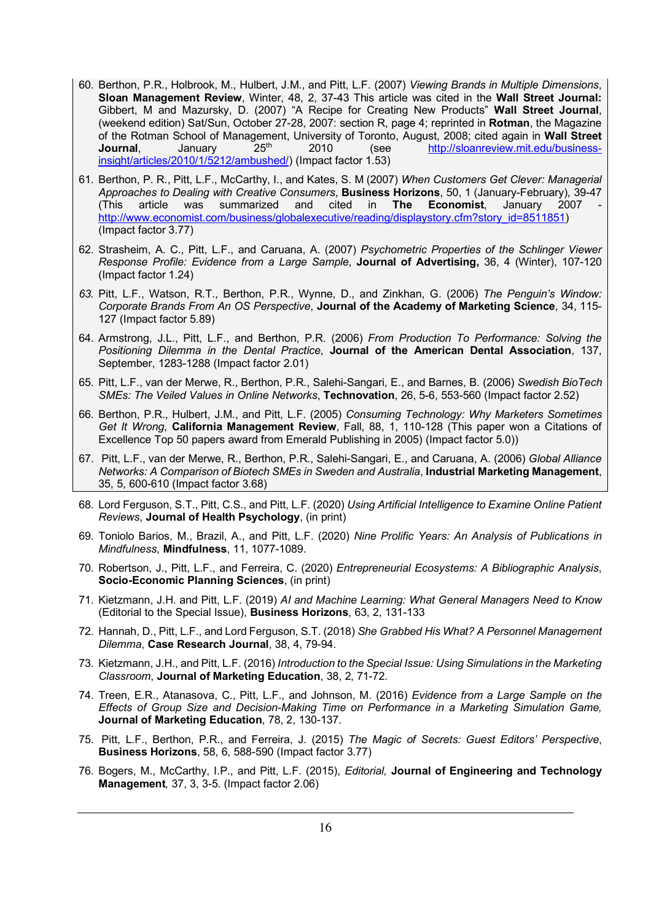60. Berthon, P.R., Holbrook, M., Hulbert, J.M., and Pitt, L.F. (2007) *Viewing Brands in Multiple Dimensions*, **Sloan Management Review**, Winter, 48, 2, 37-43 This article was cited in the **Wall Street Journal:** Gibbert, M and Mazursky, D. (2007) "A Recipe for Creating New Products" **Wall Street Journal**, (weekend edition) Sat/Sun, October 27-28, 2007: section R, page 4; reprinted in **Rotman**, the Magazine of the Rotman School of Management, University of Toronto, August, 2008; cited again in **Wall Street Journal**, January 25th 2010 (see http://sloanreview.mit.edu/business-insight/articles/2010/1/5212/ambushed/) (Impact factor 1.53)

61. Berthon, P. R., Pitt, L.F., McCarthy, I., and Kates, S. M (2007) *When Customers Get Clever: Managerial Approaches to Dealing with Creative Consumers*, **Business Horizons**, 50, 1 (January-February), 39-47 (This article was summarized and cited in **The Economist**, January 2007 - http://www.economist.com/business/globalexecutive/reading/displaystory.cfm?story_id=8511851) (Impact factor 3.77)

62. Strasheim, A. C., Pitt, L.F., and Caruana, A. (2007) *Psychometric Properties of the Schlinger Viewer Response Profile: Evidence from a Large Sample*, **Journal of Advertising,** 36, 4 (Winter), 107-120 (Impact factor 1.24)

63. Pitt, L.F., Watson, R.T., Berthon, P.R., Wynne, D., and Zinkhan, G. (2006) *The Penguin's Window: Corporate Brands From An OS Perspective*, **Journal of the Academy of Marketing Science**, 34, 115-127 (Impact factor 5.89)

64. Armstrong, J.L., Pitt, L.F., and Berthon, P.R. (2006) *From Production To Performance: Solving the Positioning Dilemma in the Dental Practice*, **Journal of the American Dental Association**, 137, September, 1283-1288 (Impact factor 2.01)

65. Pitt, L.F., van der Merwe, R., Berthon, P.R., Salehi-Sangari, E., and Barnes, B. (2006) *Swedish BioTech SMEs: The Veiled Values in Online Networks*, **Technovation**, 26, 5-6, 553-560 (Impact factor 2.52)

66. Berthon, P.R., Hulbert, J.M., and Pitt, L.F. (2005) *Consuming Technology: Why Marketers Sometimes Get It Wrong*, **California Management Review**, Fall, 88, 1, 110-128 (This paper won a Citations of Excellence Top 50 papers award from Emerald Publishing in 2005) (Impact factor 5.0))

67. Pitt, L.F., van der Merwe, R., Berthon, P.R., Salehi-Sangari, E., and Caruana, A. (2006) *Global Alliance Networks: A Comparison of Biotech SMEs in Sweden and Australia*, **Industrial Marketing Management**, 35, 5, 600-610 (Impact factor 3.68)

68. Lord Ferguson, S.T., Pitt, C.S., and Pitt, L.F. (2020) *Using Artificial Intelligence to Examine Online Patient Reviews*, **Journal of Health Psychology**, (in print)

69. Toniolo Barios, M., Brazil, A., and Pitt, L.F. (2020) *Nine Prolific Years: An Analysis of Publications in Mindfulness*, **Mindfulness**, 11, 1077-1089.

70. Robertson, J., Pitt, L.F., and Ferreira, C. (2020) *Entrepreneurial Ecosystems: A Bibliographic Analysis*, **Socio-Economic Planning Sciences**, (in print)

71. Kietzmann, J.H. and Pitt, L.F. (2019) *AI and Machine Learning: What General Managers Need to Know* (Editorial to the Special Issue), **Business Horizons**, 63, 2, 131-133

72. Hannah, D., Pitt, L.F., and Lord Ferguson, S.T. (2018) *She Grabbed His What? A Personnel Management Dilemma*, **Case Research Journal**, 38, 4, 79-94.

73. Kietzmann, J.H., and Pitt, L.F. (2016) *Introduction to the Special Issue: Using Simulations in the Marketing Classroom*, **Journal of Marketing Education**, 38, 2, 71-72.

74. Treen, E.R., Atanasova, C., Pitt, L.F., and Johnson, M. (2016) *Evidence from a Large Sample on the Effects of Group Size and Decision-Making Time on Performance in a Marketing Simulation Game,* **Journal of Marketing Education**, 78, 2, 130-137.

75. Pitt, L.F., Berthon, P.R., and Ferreira, J. (2015) *The Magic of Secrets: Guest Editors' Perspective*, **Business Horizons**, 58, 6, 588-590 (Impact factor 3.77)

76. Bogers, M., McCarthy, I.P., and Pitt, L.F. (2015), *Editorial,* **Journal of Engineering and Technology Management***,* 37, 3, 3-5. (Impact factor 2.06)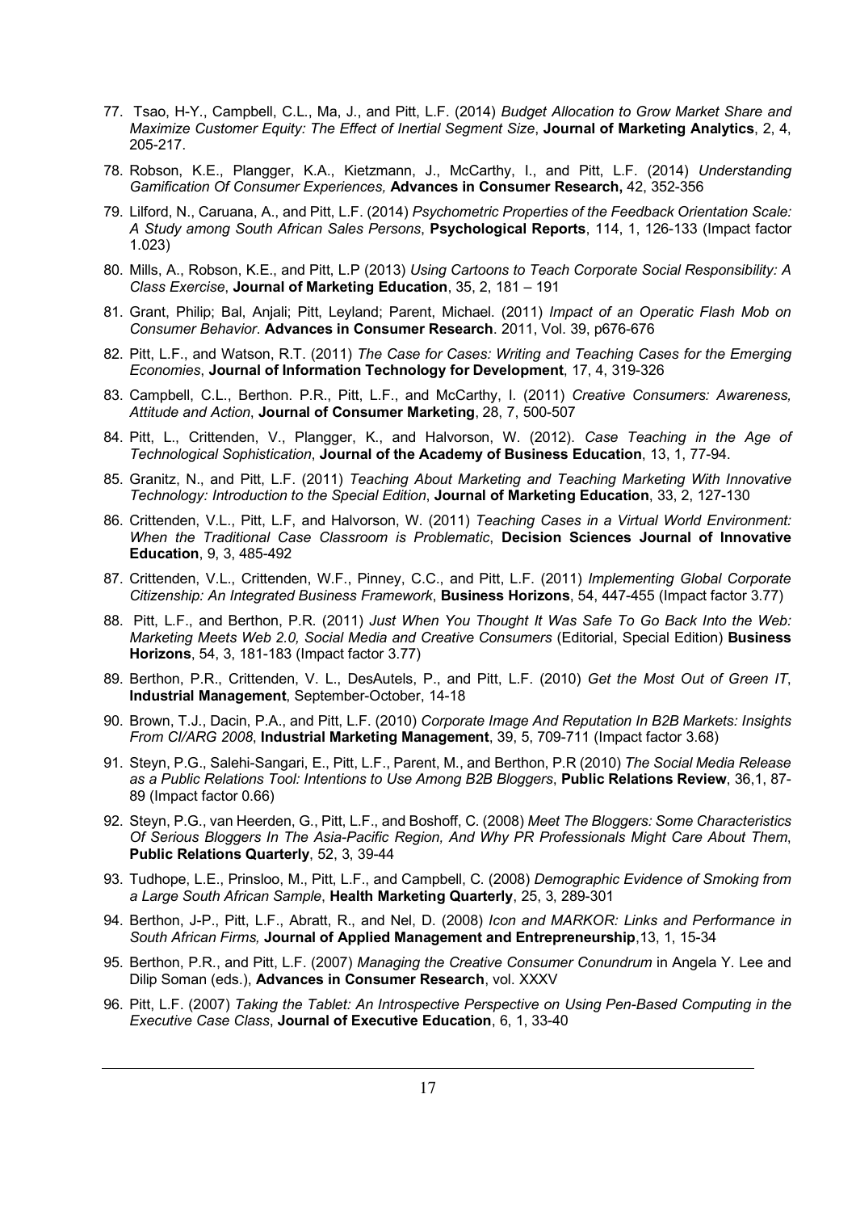77. Tsao, H-Y., Campbell, C.L., Ma, J., and Pitt, L.F. (2014) *Budget Allocation to Grow Market Share and Maximize Customer Equity: The Effect of Inertial Segment Size*, **Journal of Marketing Analytics**, 2, 4, 205-217.

78. Robson, K.E., Plangger, K.A., Kietzmann, J., McCarthy, I., and Pitt, L.F. (2014) *Understanding Gamification Of Consumer Experiences,* **Advances in Consumer Research,** 42, 352-356

79. Lilford, N., Caruana, A., and Pitt, L.F. (2014) *Psychometric Properties of the Feedback Orientation Scale: A Study among South African Sales Persons*, **Psychological Reports**, 114, 1, 126-133 (Impact factor 1.023)

80. Mills, A., Robson, K.E., and Pitt, L.P (2013) *Using Cartoons to Teach Corporate Social Responsibility: A Class Exercise*, **Journal of Marketing Education**, 35, 2, 181 – 191

81. Grant, Philip; Bal, Anjali; Pitt, Leyland; Parent, Michael. (2011) *Impact of an Operatic Flash Mob on Consumer Behavior*. **Advances in Consumer Research**. 2011, Vol. 39, p676-676

82. Pitt, L.F., and Watson, R.T. (2011) *The Case for Cases: Writing and Teaching Cases for the Emerging Economies*, **Journal of Information Technology for Development**, 17, 4, 319-326

83. Campbell, C.L., Berthon. P.R., Pitt, L.F., and McCarthy, I. (2011) *Creative Consumers: Awareness, Attitude and Action*, **Journal of Consumer Marketing**, 28, 7, 500-507

84. Pitt, L., Crittenden, V., Plangger, K., and Halvorson, W. (2012). *Case Teaching in the Age of Technological Sophistication*, **Journal of the Academy of Business Education**, 13, 1, 77-94.

85. Granitz, N., and Pitt, L.F. (2011) *Teaching About Marketing and Teaching Marketing With Innovative Technology: Introduction to the Special Edition*, **Journal of Marketing Education**, 33, 2, 127-130

86. Crittenden, V.L., Pitt, L.F, and Halvorson, W. (2011) *Teaching Cases in a Virtual World Environment: When the Traditional Case Classroom is Problematic*, **Decision Sciences Journal of Innovative Education**, 9, 3, 485-492

87. Crittenden, V.L., Crittenden, W.F., Pinney, C.C., and Pitt, L.F. (2011) *Implementing Global Corporate Citizenship: An Integrated Business Framework*, **Business Horizons**, 54, 447-455 (Impact factor 3.77)

88. Pitt, L.F., and Berthon, P.R. (2011) *Just When You Thought It Was Safe To Go Back Into the Web: Marketing Meets Web 2.0, Social Media and Creative Consumers* (Editorial, Special Edition) **Business Horizons**, 54, 3, 181-183 (Impact factor 3.77)

89. Berthon, P.R., Crittenden, V. L., DesAutels, P., and Pitt, L.F. (2010) *Get the Most Out of Green IT*, **Industrial Management**, September-October, 14-18

90. Brown, T.J., Dacin, P.A., and Pitt, L.F. (2010) *Corporate Image And Reputation In B2B Markets: Insights From CI/ARG 2008*, **Industrial Marketing Management**, 39, 5, 709-711 (Impact factor 3.68)

91. Steyn, P.G., Salehi-Sangari, E., Pitt, L.F., Parent, M., and Berthon, P.R (2010) *The Social Media Release as a Public Relations Tool: Intentions to Use Among B2B Bloggers*, **Public Relations Review**, 36,1, 87-89 (Impact factor 0.66)

92. Steyn, P.G., van Heerden, G., Pitt, L.F., and Boshoff, C. (2008) *Meet The Bloggers: Some Characteristics Of Serious Bloggers In The Asia-Pacific Region, And Why PR Professionals Might Care About Them*, **Public Relations Quarterly**, 52, 3, 39-44

93. Tudhope, L.E., Prinsloo, M., Pitt, L.F., and Campbell, C. (2008) *Demographic Evidence of Smoking from a Large South African Sample*, **Health Marketing Quarterly**, 25, 3, 289-301

94. Berthon, J-P., Pitt, L.F., Abratt, R., and Nel, D. (2008) *Icon and MARKOR: Links and Performance in South African Firms,* **Journal of Applied Management and Entrepreneurship**,13, 1, 15-34

95. Berthon, P.R., and Pitt, L.F. (2007) *Managing the Creative Consumer Conundrum* in Angela Y. Lee and Dilip Soman (eds.), **Advances in Consumer Research**, vol. XXXV

96. Pitt, L.F. (2007) *Taking the Tablet: An Introspective Perspective on Using Pen-Based Computing in the Executive Case Class*, **Journal of Executive Education**, 6, 1, 33-40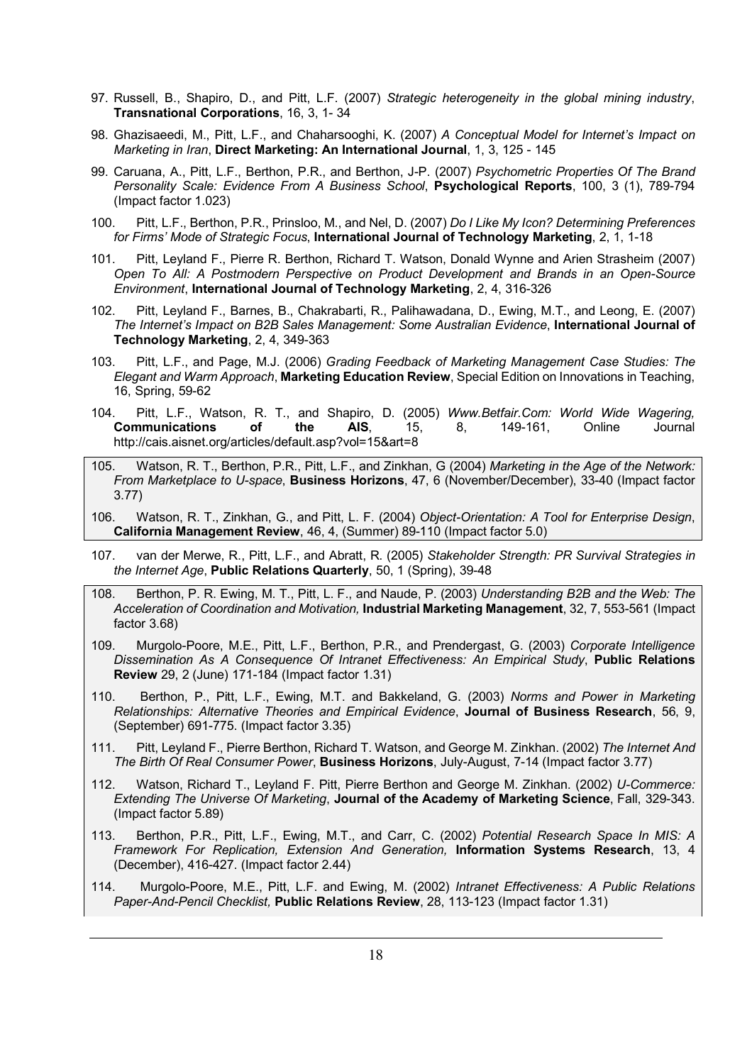97. Russell, B., Shapiro, D., and Pitt, L.F. (2007) *Strategic heterogeneity in the global mining industry*, **Transnational Corporations**, 16, 3, 1- 34

98. Ghazisaeedi, M., Pitt, L.F., and Chaharsooghi, K. (2007) *A Conceptual Model for Internet's Impact on Marketing in Iran*, **Direct Marketing: An International Journal**, 1, 3, 125 - 145

99. Caruana, A., Pitt, L.F., Berthon, P.R., and Berthon, J-P. (2007) *Psychometric Properties Of The Brand Personality Scale: Evidence From A Business School*, **Psychological Reports**, 100, 3 (1), 789-794 (Impact factor 1.023)

100. Pitt, L.F., Berthon, P.R., Prinsloo, M., and Nel, D. (2007) *Do I Like My Icon? Determining Preferences for Firms' Mode of Strategic Focus*, **International Journal of Technology Marketing**, 2, 1, 1-18

101. Pitt, Leyland F., Pierre R. Berthon, Richard T. Watson, Donald Wynne and Arien Strasheim (2007) *Open To All: A Postmodern Perspective on Product Development and Brands in an Open-Source Environment*, **International Journal of Technology Marketing**, 2, 4, 316-326

102. Pitt, Leyland F., Barnes, B., Chakrabarti, R., Palihawadana, D., Ewing, M.T., and Leong, E. (2007) *The Internet's Impact on B2B Sales Management: Some Australian Evidence*, **International Journal of Technology Marketing**, 2, 4, 349-363

103. Pitt, L.F., and Page, M.J. (2006) *Grading Feedback of Marketing Management Case Studies: The Elegant and Warm Approach*, **Marketing Education Review**, Special Edition on Innovations in Teaching, 16, Spring, 59-62

104. Pitt, L.F., Watson, R. T., and Shapiro, D. (2005) *Www.Betfair.Com: World Wide Wagering,* **Communications of the AIS**, 15, 8, 149-161, Online Journal http://cais.aisnet.org/articles/default.asp?vol=15&art=8

105. Watson, R. T., Berthon, P.R., Pitt, L.F., and Zinkhan, G (2004) *Marketing in the Age of the Network: From Marketplace to U-space*, **Business Horizons**, 47, 6 (November/December), 33-40 (Impact factor 3.77)

106. Watson, R. T., Zinkhan, G., and Pitt, L. F. (2004) *Object-Orientation: A Tool for Enterprise Design*, **California Management Review**, 46, 4, (Summer) 89-110 (Impact factor 5.0)

107. van der Merwe, R., Pitt, L.F., and Abratt, R. (2005) *Stakeholder Strength: PR Survival Strategies in the Internet Age*, **Public Relations Quarterly**, 50, 1 (Spring), 39-48

108. Berthon, P. R. Ewing, M. T., Pitt, L. F., and Naude, P. (2003) *Understanding B2B and the Web: The Acceleration of Coordination and Motivation,* **Industrial Marketing Management**, 32, 7, 553-561 (Impact factor 3.68)

109. Murgolo-Poore, M.E., Pitt, L.F., Berthon, P.R., and Prendergast, G. (2003) *Corporate Intelligence Dissemination As A Consequence Of Intranet Effectiveness: An Empirical Study*, **Public Relations Review** 29, 2 (June) 171-184 (Impact factor 1.31)

110. Berthon, P., Pitt, L.F., Ewing, M.T. and Bakkeland, G. (2003) *Norms and Power in Marketing Relationships: Alternative Theories and Empirical Evidence*, **Journal of Business Research**, 56, 9, (September) 691-775. (Impact factor 3.35)

111. Pitt, Leyland F., Pierre Berthon, Richard T. Watson, and George M. Zinkhan. (2002) *The Internet And The Birth Of Real Consumer Power*, **Business Horizons**, July-August, 7-14 (Impact factor 3.77)

112. Watson, Richard T., Leyland F. Pitt, Pierre Berthon and George M. Zinkhan. (2002) *U-Commerce: Extending The Universe Of Marketing*, **Journal of the Academy of Marketing Science**, Fall, 329-343. (Impact factor 5.89)

113. Berthon, P.R., Pitt, L.F., Ewing, M.T., and Carr, C. (2002) *Potential Research Space In MIS: A Framework For Replication, Extension And Generation,* **Information Systems Research**, 13, 4 (December), 416-427. (Impact factor 2.44)

114. Murgolo-Poore, M.E., Pitt, L.F. and Ewing, M. (2002) *Intranet Effectiveness: A Public Relations Paper-And-Pencil Checklist,* **Public Relations Review**, 28, 113-123 (Impact factor 1.31)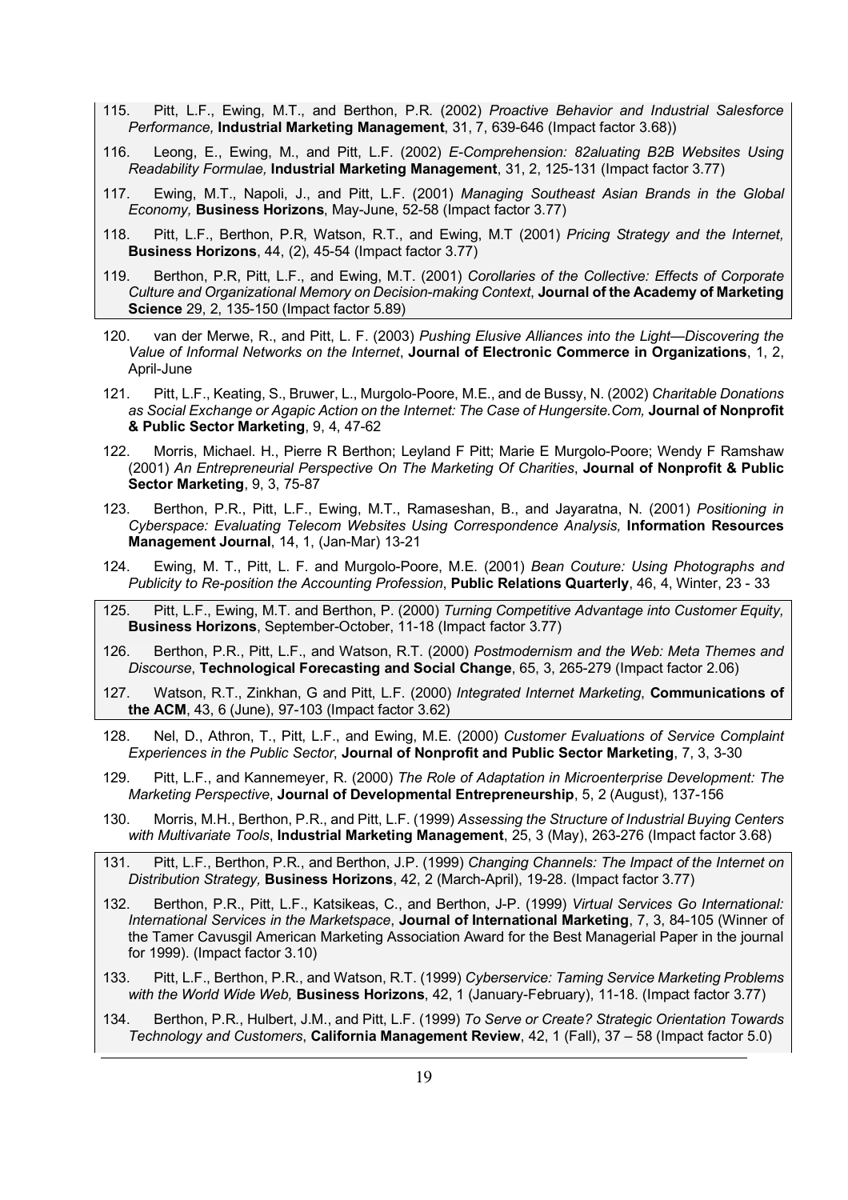115. Pitt, L.F., Ewing, M.T., and Berthon, P.R. (2002) *Proactive Behavior and Industrial Salesforce Performance,* **Industrial Marketing Management**, 31, 7, 639-646 (Impact factor 3.68))

116. Leong, E., Ewing, M., and Pitt, L.F. (2002) *E-Comprehension: 82aluating B2B Websites Using Readability Formulae,* **Industrial Marketing Management**, 31, 2, 125-131 (Impact factor 3.77)

117. Ewing, M.T., Napoli, J., and Pitt, L.F. (2001) *Managing Southeast Asian Brands in the Global Economy,* **Business Horizons**, May-June, 52-58 (Impact factor 3.77)

118. Pitt, L.F., Berthon, P.R, Watson, R.T., and Ewing, M.T (2001) *Pricing Strategy and the Internet,* **Business Horizons**, 44, (2), 45-54 (Impact factor 3.77)

119. Berthon, P.R, Pitt, L.F., and Ewing, M.T. (2001) *Corollaries of the Collective: Effects of Corporate Culture and Organizational Memory on Decision-making Context*, **Journal of the Academy of Marketing Science** 29, 2, 135-150 (Impact factor 5.89)

120. van der Merwe, R., and Pitt, L. F. (2003) *Pushing Elusive Alliances into the Light—Discovering the Value of Informal Networks on the Internet*, **Journal of Electronic Commerce in Organizations**, 1, 2, April-June

121. Pitt, L.F., Keating, S., Bruwer, L., Murgolo-Poore, M.E., and de Bussy, N. (2002) *Charitable Donations as Social Exchange or Agapic Action on the Internet: The Case of Hungersite.Com,* **Journal of Nonprofit & Public Sector Marketing**, 9, 4, 47-62

122. Morris, Michael. H., Pierre R Berthon; Leyland F Pitt; Marie E Murgolo-Poore; Wendy F Ramshaw (2001) *An Entrepreneurial Perspective On The Marketing Of Charities*, **Journal of Nonprofit & Public Sector Marketing**, 9, 3, 75-87

123. Berthon, P.R., Pitt, L.F., Ewing, M.T., Ramaseshan, B., and Jayaratna, N. (2001) *Positioning in Cyberspace: Evaluating Telecom Websites Using Correspondence Analysis,* **Information Resources Management Journal**, 14, 1, (Jan-Mar) 13-21

124. Ewing, M. T., Pitt, L. F. and Murgolo-Poore, M.E. (2001) *Bean Couture: Using Photographs and Publicity to Re-position the Accounting Profession*, **Public Relations Quarterly**, 46, 4, Winter, 23 - 33

125. Pitt, L.F., Ewing, M.T. and Berthon, P. (2000) *Turning Competitive Advantage into Customer Equity,* **Business Horizons**, September-October, 11-18 (Impact factor 3.77)

126. Berthon, P.R., Pitt, L.F., and Watson, R.T. (2000) *Postmodernism and the Web: Meta Themes and Discourse*, **Technological Forecasting and Social Change**, 65, 3, 265-279 (Impact factor 2.06)

127. Watson, R.T., Zinkhan, G and Pitt, L.F. (2000) *Integrated Internet Marketing*, **Communications of the ACM**, 43, 6 (June), 97-103 (Impact factor 3.62)

128. Nel, D., Athron, T., Pitt, L.F., and Ewing, M.E. (2000) *Customer Evaluations of Service Complaint Experiences in the Public Sector*, **Journal of Nonprofit and Public Sector Marketing**, 7, 3, 3-30

129. Pitt, L.F., and Kannemeyer, R. (2000) *The Role of Adaptation in Microenterprise Development: The Marketing Perspective*, **Journal of Developmental Entrepreneurship**, 5, 2 (August), 137-156

130. Morris, M.H., Berthon, P.R., and Pitt, L.F. (1999) *Assessing the Structure of Industrial Buying Centers with Multivariate Tools*, **Industrial Marketing Management**, 25, 3 (May), 263-276 (Impact factor 3.68)

131. Pitt, L.F., Berthon, P.R., and Berthon, J.P. (1999) *Changing Channels: The Impact of the Internet on Distribution Strategy,* **Business Horizons**, 42, 2 (March-April), 19-28. (Impact factor 3.77)

132. Berthon, P.R., Pitt, L.F., Katsikeas, C., and Berthon, J-P. (1999) *Virtual Services Go International: International Services in the Marketspace*, **Journal of International Marketing**, 7, 3, 84-105 (Winner of the Tamer Cavusgil American Marketing Association Award for the Best Managerial Paper in the journal for 1999). (Impact factor 3.10)

133. Pitt, L.F., Berthon, P.R., and Watson, R.T. (1999) *Cyberservice: Taming Service Marketing Problems with the World Wide Web,* **Business Horizons**, 42, 1 (January-February), 11-18. (Impact factor 3.77)

134. Berthon, P.R., Hulbert, J.M., and Pitt, L.F. (1999) *To Serve or Create? Strategic Orientation Towards Technology and Customers*, **California Management Review**, 42, 1 (Fall), 37 – 58 (Impact factor 5.0)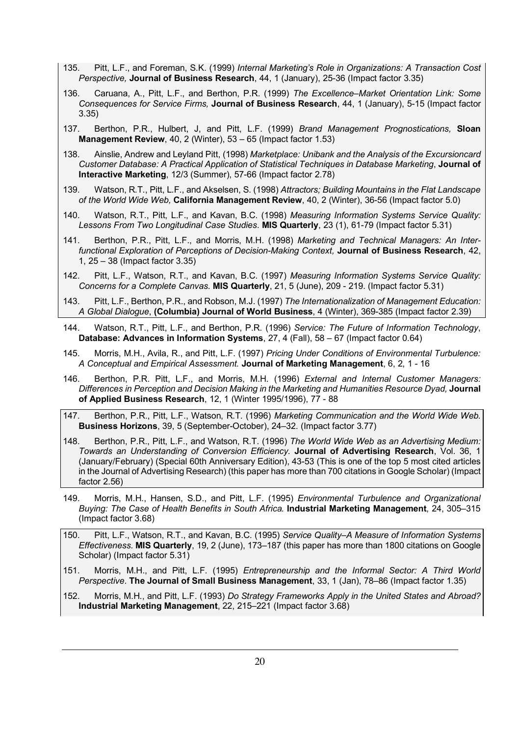135. Pitt, L.F., and Foreman, S.K. (1999) *Internal Marketing's Role in Organizations: A Transaction Cost Perspective,* **Journal of Business Research**, 44, 1 (January), 25-36 (Impact factor 3.35)

136. Caruana, A., Pitt, L.F., and Berthon, P.R. (1999) *The Excellence–Market Orientation Link: Some Consequences for Service Firms,* **Journal of Business Research**, 44, 1 (January), 5-15 (Impact factor 3.35)

137. Berthon, P.R., Hulbert, J, and Pitt, L.F. (1999) *Brand Management Prognostications,* **Sloan Management Review**, 40, 2 (Winter), 53 – 65 (Impact factor 1.53)

138. Ainslie, Andrew and Leyland Pitt, (1998) *Marketplace: Unibank and the Analysis of the Excursioncard Customer Database: A Practical Application of Statistical Techniques in Database Marketing*, **Journal of Interactive Marketing**, 12/3 (Summer), 57-66 (Impact factor 2.78)

139. Watson, R.T., Pitt, L.F., and Akselsen, S. (1998) *Attractors; Building Mountains in the Flat Landscape of the World Wide Web,* **California Management Review**, 40, 2 (Winter), 36-56 (Impact factor 5.0)

140. Watson, R.T., Pitt, L.F., and Kavan, B.C. (1998) *Measuring Information Systems Service Quality: Lessons From Two Longitudinal Case Studies*. **MIS Quarterly**, 23 (1), 61-79 (Impact factor 5.31)

141. Berthon, P.R., Pitt, L.F., and Morris, M.H. (1998) *Marketing and Technical Managers: An Inter-functional Exploration of Perceptions of Decision-Making Context,* **Journal of Business Research**, 42, 1, 25 – 38 (Impact factor 3.35)

142. Pitt, L.F., Watson, R.T., and Kavan, B.C. (1997) *Measuring Information Systems Service Quality: Concerns for a Complete Canvas.* **MIS Quarterly**, 21, 5 (June), 209 - 219. (Impact factor 5.31)

143. Pitt, L.F., Berthon, P.R., and Robson, M.J. (1997) *The Internationalization of Management Education: A Global Dialogue*, **(Columbia) Journal of World Business**, 4 (Winter), 369-385 (Impact factor 2.39)

144. Watson, R.T., Pitt, L.F., and Berthon, P.R. (1996) *Service: The Future of Information Technology*, **Database: Advances in Information Systems**, 27, 4 (Fall), 58 – 67 (Impact factor 0.64)

145. Morris, M.H., Avila, R., and Pitt, L.F. (1997) *Pricing Under Conditions of Environmental Turbulence: A Conceptual and Empirical Assessment.* **Journal of Marketing Management**, 6, 2, 1 - 16

146. Berthon, P.R. Pitt, L.F., and Morris, M.H. (1996) *External and Internal Customer Managers: Differences in Perception and Decision Making in the Marketing and Humanities Resource Dyad,* **Journal of Applied Business Research**, 12, 1 (Winter 1995/1996), 77 - 88

147. Berthon, P.R., Pitt, L.F., Watson, R.T. (1996) *Marketing Communication and the World Wide Web.* **Business Horizons**, 39, 5 (September-October), 24–32. (Impact factor 3.77)

148. Berthon, P.R., Pitt, L.F., and Watson, R.T. (1996) *The World Wide Web as an Advertising Medium: Towards an Understanding of Conversion Efficiency.* **Journal of Advertising Research**, Vol. 36, 1 (January/February) (Special 60th Anniversary Edition), 43-53 (This is one of the top 5 most cited articles in the Journal of Advertising Research) (this paper has more than 700 citations in Google Scholar) (Impact factor 2.56)

149. Morris, M.H., Hansen, S.D., and Pitt, L.F. (1995) *Environmental Turbulence and Organizational Buying: The Case of Health Benefits in South Africa.* **Industrial Marketing Management**, 24, 305–315 (Impact factor 3.68)

150. Pitt, L.F., Watson, R.T., and Kavan, B.C. (1995) *Service Quality–A Measure of Information Systems Effectiveness.* **MIS Quarterly**, 19, 2 (June), 173–187 (this paper has more than 1800 citations on Google Scholar) (Impact factor 5.31)

151. Morris, M.H., and Pitt, L.F. (1995) *Entrepreneurship and the Informal Sector: A Third World Perspective*. **The Journal of Small Business Management**, 33, 1 (Jan), 78–86 (Impact factor 1.35)

152. Morris, M.H., and Pitt, L.F. (1993) *Do Strategy Frameworks Apply in the United States and Abroad?* **Industrial Marketing Management**, 22, 215–221 (Impact factor 3.68)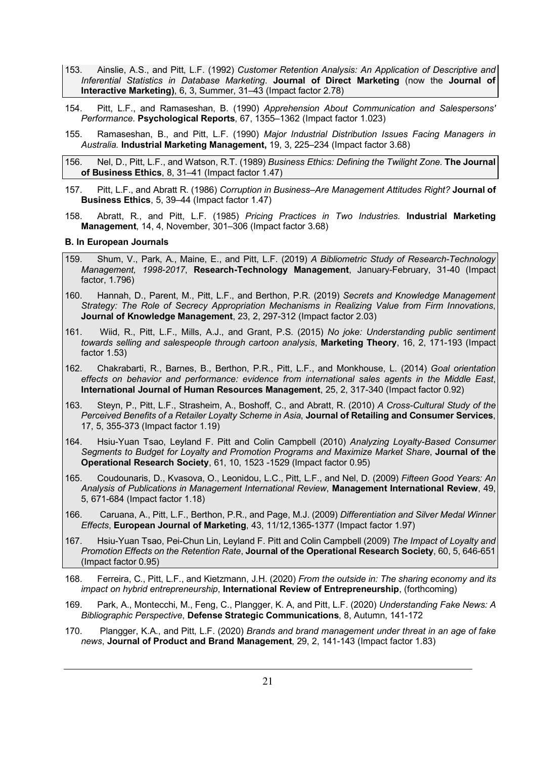153. Ainslie, A.S., and Pitt, L.F. (1992) *Customer Retention Analysis: An Application of Descriptive and Inferential Statistics in Database Marketing*. **Journal of Direct Marketing** (now the **Journal of Interactive Marketing)**, 6, 3, Summer, 31–43 (Impact factor 2.78)

154. Pitt, L.F., and Ramaseshan, B. (1990) *Apprehension About Communication and Salespersons' Performance.* **Psychological Reports**, 67, 1355–1362 (Impact factor 1.023)

155. Ramaseshan, B., and Pitt, L.F. (1990) *Major Industrial Distribution Issues Facing Managers in Australia.* **Industrial Marketing Management,** 19, 3, 225–234 (Impact factor 3.68)

156. Nel, D., Pitt, L.F., and Watson, R.T. (1989) *Business Ethics: Defining the Twilight Zone.* **The Journal of Business Ethics**, 8, 31–41 (Impact factor 1.47)

157. Pitt, L.F., and Abratt R. (1986) *Corruption in Business–Are Management Attitudes Right?* **Journal of Business Ethics**, 5, 39–44 (Impact factor 1.47)

158. Abratt, R., and Pitt, L.F. (1985) *Pricing Practices in Two Industries.* **Industrial Marketing Management**, 14, 4, November, 301–306 (Impact factor 3.68)

**B. In European Journals**

159. Shum, V., Park, A., Maine, E., and Pitt, L.F. (2019) *A Bibliometric Study of Research-Technology Management, 1998-2017*, **Research-Technology Management**, January-February, 31-40 (Impact factor, 1.796)

160. Hannah, D., Parent, M., Pitt, L.F., and Berthon, P.R. (2019) *Secrets and Knowledge Management Strategy: The Role of Secrecy Appropriation Mechanisms in Realizing Value from Firm Innovations*, **Journal of Knowledge Management**, 23, 2, 297-312 (Impact factor 2.03)

161. Wiid, R., Pitt, L.F., Mills, A.J., and Grant, P.S. (2015) *No joke: Understanding public sentiment towards selling and salespeople through cartoon analysis*, **Marketing Theory**, 16, 2, 171-193 (Impact factor 1.53)

162. Chakrabarti, R., Barnes, B., Berthon, P.R., Pitt, L.F., and Monkhouse, L. (2014) *Goal orientation effects on behavior and performance: evidence from international sales agents in the Middle East*, **International Journal of Human Resources Management**, 25, 2, 317-340 (Impact factor 0.92)

163. Steyn, P., Pitt, L.F., Strasheim, A., Boshoff, C., and Abratt, R. (2010) *A Cross-Cultural Study of the Perceived Benefits of a Retailer Loyalty Scheme in Asia*, **Journal of Retailing and Consumer Services**, 17, 5, 355-373 (Impact factor 1.19)

164. Hsiu-Yuan Tsao, Leyland F. Pitt and Colin Campbell (2010) *Analyzing Loyalty-Based Consumer Segments to Budget for Loyalty and Promotion Programs and Maximize Market Share*, **Journal of the Operational Research Society**, 61, 10, 1523 -1529 (Impact factor 0.95)

165. Coudounaris, D., Kvasova, O., Leonidou, L.C., Pitt, L.F., and Nel, D. (2009) *Fifteen Good Years: An Analysis of Publications in Management International Review*, **Management International Review**, 49, 5, 671-684 (Impact factor 1.18)

166. Caruana, A., Pitt, L.F., Berthon, P.R., and Page, M.J. (2009) *Differentiation and Silver Medal Winner Effects*, **European Journal of Marketing**, 43, 11/12,1365-1377 (Impact factor 1.97)

167. Hsiu-Yuan Tsao, Pei-Chun Lin, Leyland F. Pitt and Colin Campbell (2009) *The Impact of Loyalty and Promotion Effects on the Retention Rate*, **Journal of the Operational Research Society**, 60, 5, 646-651 (Impact factor 0.95)

168. Ferreira, C., Pitt, L.F., and Kietzmann, J.H. (2020) *From the outside in: The sharing economy and its impact on hybrid entrepreneurship*, **International Review of Entrepreneurship**, (forthcoming)

169. Park, A., Montecchi, M., Feng, C., Plangger, K. A, and Pitt, L.F. (2020) *Understanding Fake News: A Bibliographic Perspective*, **Defense Strategic Communications**, 8, Autumn, 141-172

170. Plangger, K.A., and Pitt, L.F. (2020) *Brands and brand management under threat in an age of fake news*, **Journal of Product and Brand Management**, 29, 2, 141-143 (Impact factor 1.83)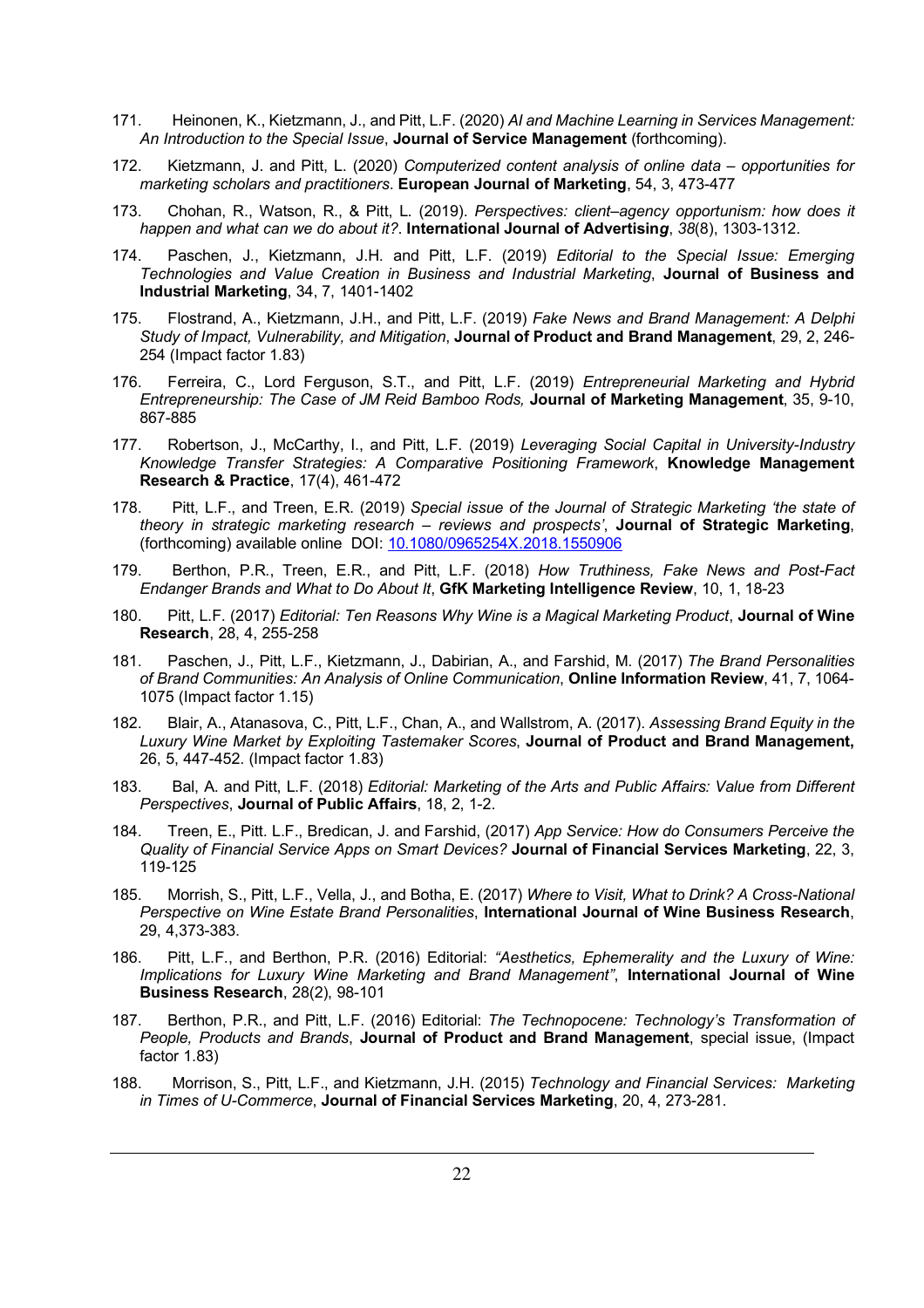171. Heinonen, K., Kietzmann, J., and Pitt, L.F. (2020) *AI and Machine Learning in Services Management: An Introduction to the Special Issue*, **Journal of Service Management** (forthcoming).

172. Kietzmann, J. and Pitt, L. (2020) *Computerized content analysis of online data – opportunities for marketing scholars and practitioners*. **European Journal of Marketing**, 54, 3, 473-477

173. Chohan, R., Watson, R., & Pitt, L. (2019). *Perspectives: client–agency opportunism: how does it happen and what can we do about it?*. **International Journal of Advertising**, *38*(8), 1303-1312.

174. Paschen, J., Kietzmann, J.H. and Pitt, L.F. (2019) *Editorial to the Special Issue: Emerging Technologies and Value Creation in Business and Industrial Marketing*, **Journal of Business and Industrial Marketing**, 34, 7, 1401-1402

175. Flostrand, A., Kietzmann, J.H., and Pitt, L.F. (2019) *Fake News and Brand Management: A Delphi Study of Impact, Vulnerability, and Mitigation*, **Journal of Product and Brand Management**, 29, 2, 246-254 (Impact factor 1.83)

176. Ferreira, C., Lord Ferguson, S.T., and Pitt, L.F. (2019) *Entrepreneurial Marketing and Hybrid Entrepreneurship: The Case of JM Reid Bamboo Rods,* **Journal of Marketing Management**, 35, 9-10, 867-885

177. Robertson, J., McCarthy, I., and Pitt, L.F. (2019) *Leveraging Social Capital in University-Industry Knowledge Transfer Strategies: A Comparative Positioning Framework*, **Knowledge Management Research & Practice**, 17(4), 461-472

178. Pitt, L.F., and Treen, E.R. (2019) *Special issue of the Journal of Strategic Marketing 'the state of theory in strategic marketing research – reviews and prospects'*, **Journal of Strategic Marketing**, (forthcoming) available online DOI: 10.1080/0965254X.2018.1550906

179. Berthon, P.R., Treen, E.R., and Pitt, L.F. (2018) *How Truthiness, Fake News and Post-Fact Endanger Brands and What to Do About It*, **GfK Marketing Intelligence Review**, 10, 1, 18-23

180. Pitt, L.F. (2017) *Editorial: Ten Reasons Why Wine is a Magical Marketing Product*, **Journal of Wine Research**, 28, 4, 255-258

181. Paschen, J., Pitt, L.F., Kietzmann, J., Dabirian, A., and Farshid, M. (2017) *The Brand Personalities of Brand Communities: An Analysis of Online Communication*, **Online Information Review**, 41, 7, 1064-1075 (Impact factor 1.15)

182. Blair, A., Atanasova, C., Pitt, L.F., Chan, A., and Wallstrom, A. (2017). *Assessing Brand Equity in the Luxury Wine Market by Exploiting Tastemaker Scores*, **Journal of Product and Brand Management,** 26, 5, 447-452. (Impact factor 1.83)

183. Bal, A. and Pitt, L.F. (2018) *Editorial: Marketing of the Arts and Public Affairs: Value from Different Perspectives*, **Journal of Public Affairs**, 18, 2, 1-2.

184. Treen, E., Pitt. L.F., Bredican, J. and Farshid, (2017) *App Service: How do Consumers Perceive the Quality of Financial Service Apps on Smart Devices?* **Journal of Financial Services Marketing**, 22, 3, 119-125

185. Morrish, S., Pitt, L.F., Vella, J., and Botha, E. (2017) *Where to Visit, What to Drink? A Cross-National Perspective on Wine Estate Brand Personalities*, **International Journal of Wine Business Research**, 29, 4,373-383.

186. Pitt, L.F., and Berthon, P.R. (2016) Editorial: *"Aesthetics, Ephemerality and the Luxury of Wine: Implications for Luxury Wine Marketing and Brand Management"*, **International Journal of Wine Business Research**, 28(2), 98-101

187. Berthon, P.R., and Pitt, L.F. (2016) Editorial: *The Technopocene: Technology's Transformation of People, Products and Brands*, **Journal of Product and Brand Management**, special issue, (Impact factor 1.83)

188. Morrison, S., Pitt, L.F., and Kietzmann, J.H. (2015) *Technology and Financial Services: Marketing in Times of U-Commerce*, **Journal of Financial Services Marketing**, 20, 4, 273-281.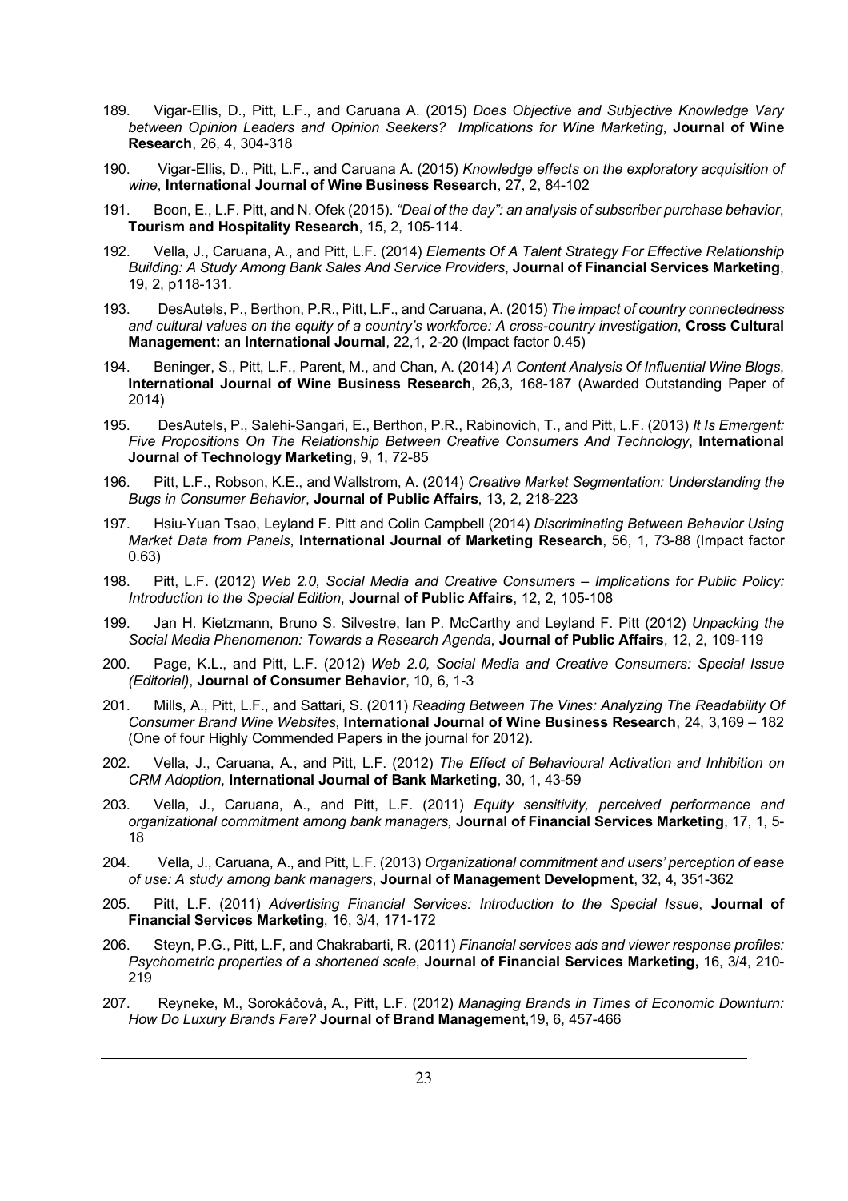189. Vigar-Ellis, D., Pitt, L.F., and Caruana A. (2015) *Does Objective and Subjective Knowledge Vary between Opinion Leaders and Opinion Seekers? Implications for Wine Marketing*, **Journal of Wine Research**, 26, 4, 304-318

190. Vigar-Ellis, D., Pitt, L.F., and Caruana A. (2015) *Knowledge effects on the exploratory acquisition of wine*, **International Journal of Wine Business Research**, 27, 2, 84-102

191. Boon, E., L.F. Pitt, and N. Ofek (2015). *"Deal of the day": an analysis of subscriber purchase behavior*, **Tourism and Hospitality Research**, 15, 2, 105-114.

192. Vella, J., Caruana, A., and Pitt, L.F. (2014) *Elements Of A Talent Strategy For Effective Relationship Building: A Study Among Bank Sales And Service Providers*, **Journal of Financial Services Marketing**, 19, 2, p118-131.

193. DesAutels, P., Berthon, P.R., Pitt, L.F., and Caruana, A. (2015) *The impact of country connectedness and cultural values on the equity of a country's workforce: A cross-country investigation*, **Cross Cultural Management: an International Journal**, 22,1, 2-20 (Impact factor 0.45)

194. Beninger, S., Pitt, L.F., Parent, M., and Chan, A. (2014) *A Content Analysis Of Influential Wine Blogs*, **International Journal of Wine Business Research**, 26,3, 168-187 (Awarded Outstanding Paper of 2014)

195. DesAutels, P., Salehi-Sangari, E., Berthon, P.R., Rabinovich, T., and Pitt, L.F. (2013) *It Is Emergent: Five Propositions On The Relationship Between Creative Consumers And Technology*, **International Journal of Technology Marketing**, 9, 1, 72-85

196. Pitt, L.F., Robson, K.E., and Wallstrom, A. (2014) *Creative Market Segmentation: Understanding the Bugs in Consumer Behavior*, **Journal of Public Affairs**, 13, 2, 218-223

197. Hsiu-Yuan Tsao, Leyland F. Pitt and Colin Campbell (2014) *Discriminating Between Behavior Using Market Data from Panels*, **International Journal of Marketing Research**, 56, 1, 73-88 (Impact factor 0.63)

198. Pitt, L.F. (2012) *Web 2.0, Social Media and Creative Consumers – Implications for Public Policy: Introduction to the Special Edition*, **Journal of Public Affairs**, 12, 2, 105-108

199. Jan H. Kietzmann, Bruno S. Silvestre, Ian P. McCarthy and Leyland F. Pitt (2012) *Unpacking the Social Media Phenomenon: Towards a Research Agenda*, **Journal of Public Affairs**, 12, 2, 109-119

200. Page, K.L., and Pitt, L.F. (2012) *Web 2.0, Social Media and Creative Consumers: Special Issue (Editorial)*, **Journal of Consumer Behavior**, 10, 6, 1-3

201. Mills, A., Pitt, L.F., and Sattari, S. (2011) *Reading Between The Vines: Analyzing The Readability Of Consumer Brand Wine Websites*, **International Journal of Wine Business Research**, 24, 3,169 – 182 (One of four Highly Commended Papers in the journal for 2012).

202. Vella, J., Caruana, A., and Pitt, L.F. (2012) *The Effect of Behavioural Activation and Inhibition on CRM Adoption*, **International Journal of Bank Marketing**, 30, 1, 43-59

203. Vella, J., Caruana, A., and Pitt, L.F. (2011) *Equity sensitivity, perceived performance and organizational commitment among bank managers,* **Journal of Financial Services Marketing**, 17, 1, 5-18

204. Vella, J., Caruana, A., and Pitt, L.F. (2013) *Organizational commitment and users' perception of ease of use: A study among bank managers*, **Journal of Management Development**, 32, 4, 351-362

205. Pitt, L.F. (2011) *Advertising Financial Services: Introduction to the Special Issue*, **Journal of Financial Services Marketing**, 16, 3/4, 171-172

206. Steyn, P.G., Pitt, L.F, and Chakrabarti, R. (2011) *Financial services ads and viewer response profiles: Psychometric properties of a shortened scale*, **Journal of Financial Services Marketing,** 16, 3/4, 210-219

207. Reyneke, M., Sorokáčová, A., Pitt, L.F. (2012) *Managing Brands in Times of Economic Downturn: How Do Luxury Brands Fare?* **Journal of Brand Management**,19, 6, 457-466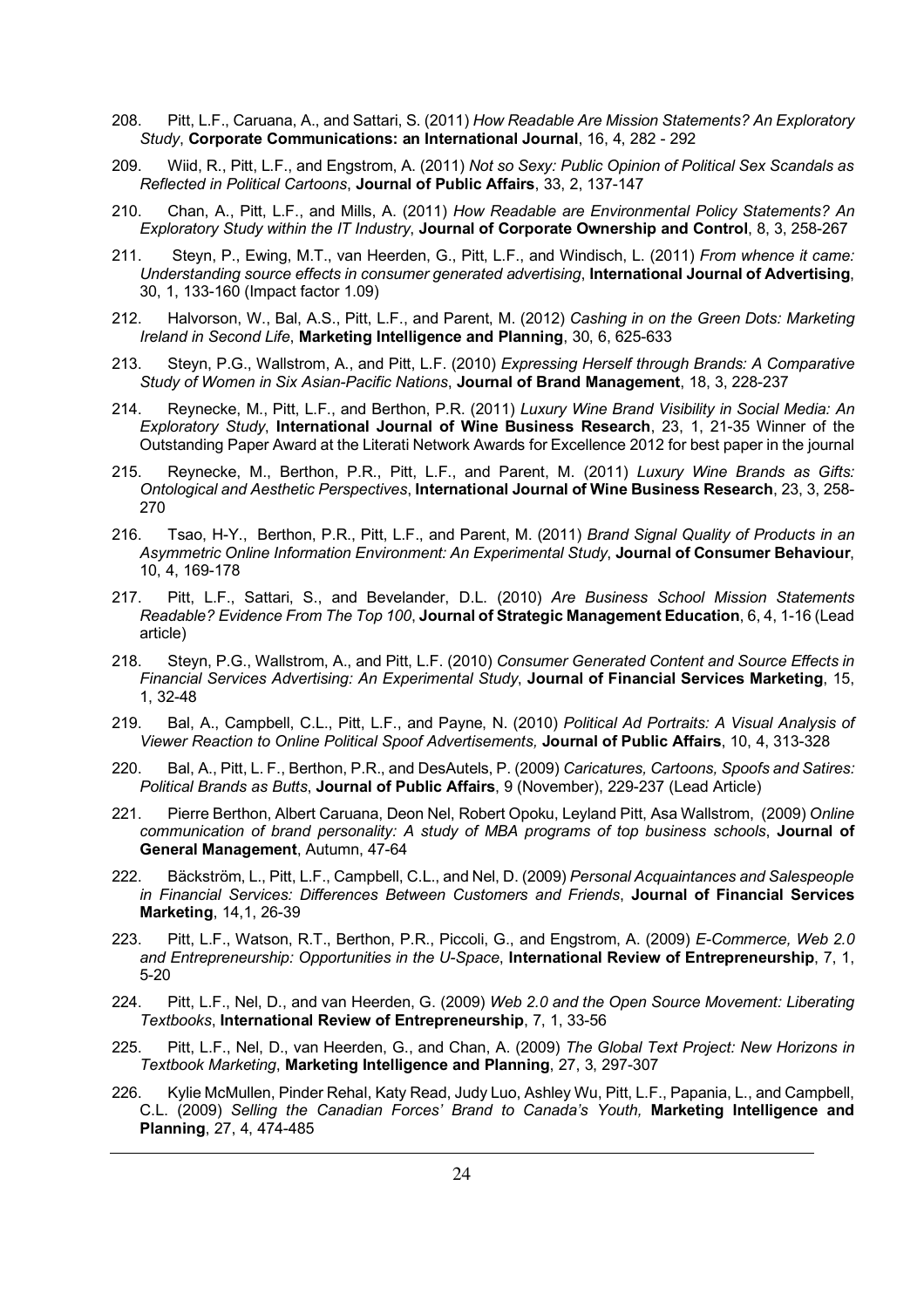208. Pitt, L.F., Caruana, A., and Sattari, S. (2011) *How Readable Are Mission Statements? An Exploratory Study*, **Corporate Communications: an International Journal**, 16, 4, 282 - 292

209. Wiid, R., Pitt, L.F., and Engstrom, A. (2011) *Not so Sexy: Public Opinion of Political Sex Scandals as Reflected in Political Cartoons*, **Journal of Public Affairs**, 33, 2, 137-147

210. Chan, A., Pitt, L.F., and Mills, A. (2011) *How Readable are Environmental Policy Statements? An Exploratory Study within the IT Industry*, **Journal of Corporate Ownership and Control**, 8, 3, 258-267

211. Steyn, P., Ewing, M.T., van Heerden, G., Pitt, L.F., and Windisch, L. (2011) *From whence it came: Understanding source effects in consumer generated advertising*, **International Journal of Advertising**, 30, 1, 133-160 (Impact factor 1.09)

212. Halvorson, W., Bal, A.S., Pitt, L.F., and Parent, M. (2012) *Cashing in on the Green Dots: Marketing Ireland in Second Life*, **Marketing Intelligence and Planning**, 30, 6, 625-633

213. Steyn, P.G., Wallstrom, A., and Pitt, L.F. (2010) *Expressing Herself through Brands: A Comparative Study of Women in Six Asian-Pacific Nations*, **Journal of Brand Management**, 18, 3, 228-237

214. Reynecke, M., Pitt, L.F., and Berthon, P.R. (2011) *Luxury Wine Brand Visibility in Social Media: An Exploratory Study*, **International Journal of Wine Business Research**, 23, 1, 21-35 Winner of the Outstanding Paper Award at the Literati Network Awards for Excellence 2012 for best paper in the journal

215. Reynecke, M., Berthon, P.R., Pitt, L.F., and Parent, M. (2011) *Luxury Wine Brands as Gifts: Ontological and Aesthetic Perspectives*, **International Journal of Wine Business Research**, 23, 3, 258-270

216. Tsao, H-Y., Berthon, P.R., Pitt, L.F., and Parent, M. (2011) *Brand Signal Quality of Products in an Asymmetric Online Information Environment: An Experimental Study*, **Journal of Consumer Behaviour**, 10, 4, 169-178

217. Pitt, L.F., Sattari, S., and Bevelander, D.L. (2010) *Are Business School Mission Statements Readable? Evidence From The Top 100*, **Journal of Strategic Management Education**, 6, 4, 1-16 (Lead article)

218. Steyn, P.G., Wallstrom, A., and Pitt, L.F. (2010) *Consumer Generated Content and Source Effects in Financial Services Advertising: An Experimental Study*, **Journal of Financial Services Marketing**, 15, 1, 32-48

219. Bal, A., Campbell, C.L., Pitt, L.F., and Payne, N. (2010) *Political Ad Portraits: A Visual Analysis of Viewer Reaction to Online Political Spoof Advertisements,* **Journal of Public Affairs**, 10, 4, 313-328

220. Bal, A., Pitt, L. F., Berthon, P.R., and DesAutels, P. (2009) *Caricatures, Cartoons, Spoofs and Satires: Political Brands as Butts*, **Journal of Public Affairs**, 9 (November), 229-237 (Lead Article)

221. Pierre Berthon, Albert Caruana, Deon Nel, Robert Opoku, Leyland Pitt, Asa Wallstrom, (2009) *Online communication of brand personality: A study of MBA programs of top business schools*, **Journal of General Management**, Autumn, 47-64

222. Bäckström, L., Pitt, L.F., Campbell, C.L., and Nel, D. (2009) *Personal Acquaintances and Salespeople in Financial Services: Differences Between Customers and Friends*, **Journal of Financial Services Marketing**, 14,1, 26-39

223. Pitt, L.F., Watson, R.T., Berthon, P.R., Piccoli, G., and Engstrom, A. (2009) *E-Commerce, Web 2.0 and Entrepreneurship: Opportunities in the U-Space*, **International Review of Entrepreneurship**, 7, 1, 5-20

224. Pitt, L.F., Nel, D., and van Heerden, G. (2009) *Web 2.0 and the Open Source Movement: Liberating Textbooks*, **International Review of Entrepreneurship**, 7, 1, 33-56

225. Pitt, L.F., Nel, D., van Heerden, G., and Chan, A. (2009) *The Global Text Project: New Horizons in Textbook Marketing*, **Marketing Intelligence and Planning**, 27, 3, 297-307

226. Kylie McMullen, Pinder Rehal, Katy Read, Judy Luo, Ashley Wu, Pitt, L.F., Papania, L., and Campbell, C.L. (2009) *Selling the Canadian Forces' Brand to Canada's Youth,* **Marketing Intelligence and Planning**, 27, 4, 474-485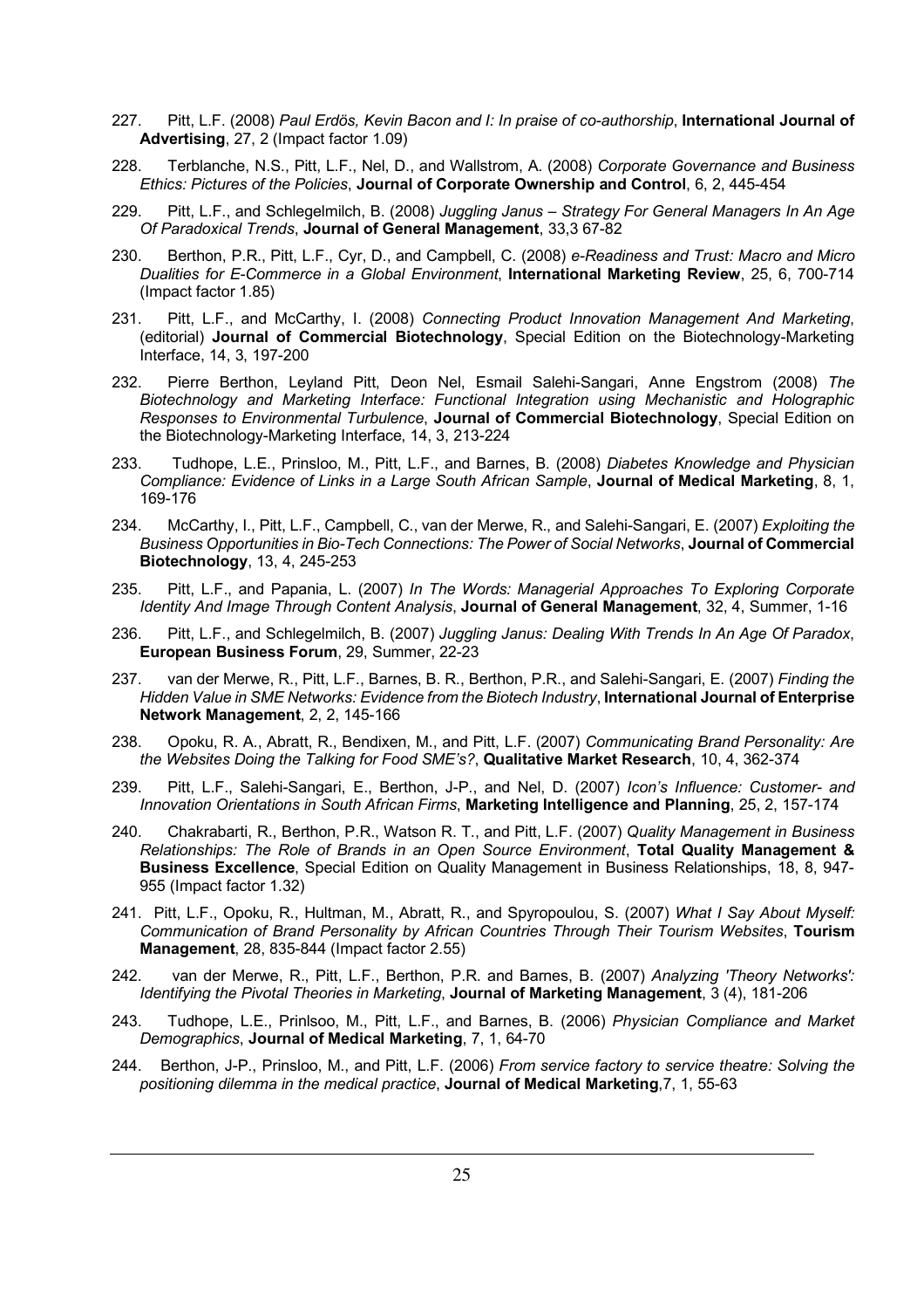227. Pitt, L.F. (2008) *Paul Erdös, Kevin Bacon and I: In praise of co-authorship*, **International Journal of Advertising**, 27, 2 (Impact factor 1.09)

228. Terblanche, N.S., Pitt, L.F., Nel, D., and Wallstrom, A. (2008) *Corporate Governance and Business Ethics: Pictures of the Policies*, **Journal of Corporate Ownership and Control**, 6, 2, 445-454

229. Pitt, L.F., and Schlegelmilch, B. (2008) *Juggling Janus – Strategy For General Managers In An Age Of Paradoxical Trends*, **Journal of General Management**, 33,3 67-82

230. Berthon, P.R., Pitt, L.F., Cyr, D., and Campbell, C. (2008) *e-Readiness and Trust: Macro and Micro Dualities for E-Commerce in a Global Environment*, **International Marketing Review**, 25, 6, 700-714 (Impact factor 1.85)

231. Pitt, L.F., and McCarthy, I. (2008) *Connecting Product Innovation Management And Marketing*, (editorial) **Journal of Commercial Biotechnology**, Special Edition on the Biotechnology-Marketing Interface, 14, 3, 197-200

232. Pierre Berthon, Leyland Pitt, Deon Nel, Esmail Salehi-Sangari, Anne Engstrom (2008) *The Biotechnology and Marketing Interface: Functional Integration using Mechanistic and Holographic Responses to Environmental Turbulence*, **Journal of Commercial Biotechnology**, Special Edition on the Biotechnology-Marketing Interface, 14, 3, 213-224

233. Tudhope, L.E., Prinsloo, M., Pitt, L.F., and Barnes, B. (2008) *Diabetes Knowledge and Physician Compliance: Evidence of Links in a Large South African Sample*, **Journal of Medical Marketing**, 8, 1, 169-176

234. McCarthy, I., Pitt, L.F., Campbell, C., van der Merwe, R., and Salehi-Sangari, E. (2007) *Exploiting the Business Opportunities in Bio-Tech Connections: The Power of Social Networks*, **Journal of Commercial Biotechnology**, 13, 4, 245-253

235. Pitt, L.F., and Papania, L. (2007) *In The Words: Managerial Approaches To Exploring Corporate Identity And Image Through Content Analysis*, **Journal of General Management**, 32, 4, Summer, 1-16

236. Pitt, L.F., and Schlegelmilch, B. (2007) *Juggling Janus: Dealing With Trends In An Age Of Paradox*, **European Business Forum**, 29, Summer, 22-23

237. van der Merwe, R., Pitt, L.F., Barnes, B. R., Berthon, P.R., and Salehi-Sangari, E. (2007) *Finding the Hidden Value in SME Networks: Evidence from the Biotech Industry*, **International Journal of Enterprise Network Management**, 2, 2, 145-166

238. Opoku, R. A., Abratt, R., Bendixen, M., and Pitt, L.F. (2007) *Communicating Brand Personality: Are the Websites Doing the Talking for Food SME's?*, **Qualitative Market Research**, 10, 4, 362-374

239. Pitt, L.F., Salehi-Sangari, E., Berthon, J-P., and Nel, D. (2007) *Icon's Influence: Customer- and Innovation Orientations in South African Firms*, **Marketing Intelligence and Planning**, 25, 2, 157-174

240. Chakrabarti, R., Berthon, P.R., Watson R. T., and Pitt, L.F. (2007) *Quality Management in Business Relationships: The Role of Brands in an Open Source Environment*, **Total Quality Management & Business Excellence**, Special Edition on Quality Management in Business Relationships, 18, 8, 947-955 (Impact factor 1.32)

241. Pitt, L.F., Opoku, R., Hultman, M., Abratt, R., and Spyropoulou, S. (2007) *What I Say About Myself: Communication of Brand Personality by African Countries Through Their Tourism Websites*, **Tourism Management**, 28, 835-844 (Impact factor 2.55)

242. van der Merwe, R., Pitt, L.F., Berthon, P.R. and Barnes, B. (2007) *Analyzing 'Theory Networks': Identifying the Pivotal Theories in Marketing*, **Journal of Marketing Management**, 3 (4), 181-206

243. Tudhope, L.E., Prinlsoo, M., Pitt, L.F., and Barnes, B. (2006) *Physician Compliance and Market Demographics*, **Journal of Medical Marketing**, 7, 1, 64-70

244. Berthon, J-P., Prinsloo, M., and Pitt, L.F. (2006) *From service factory to service theatre: Solving the positioning dilemma in the medical practice*, **Journal of Medical Marketing**,7, 1, 55-63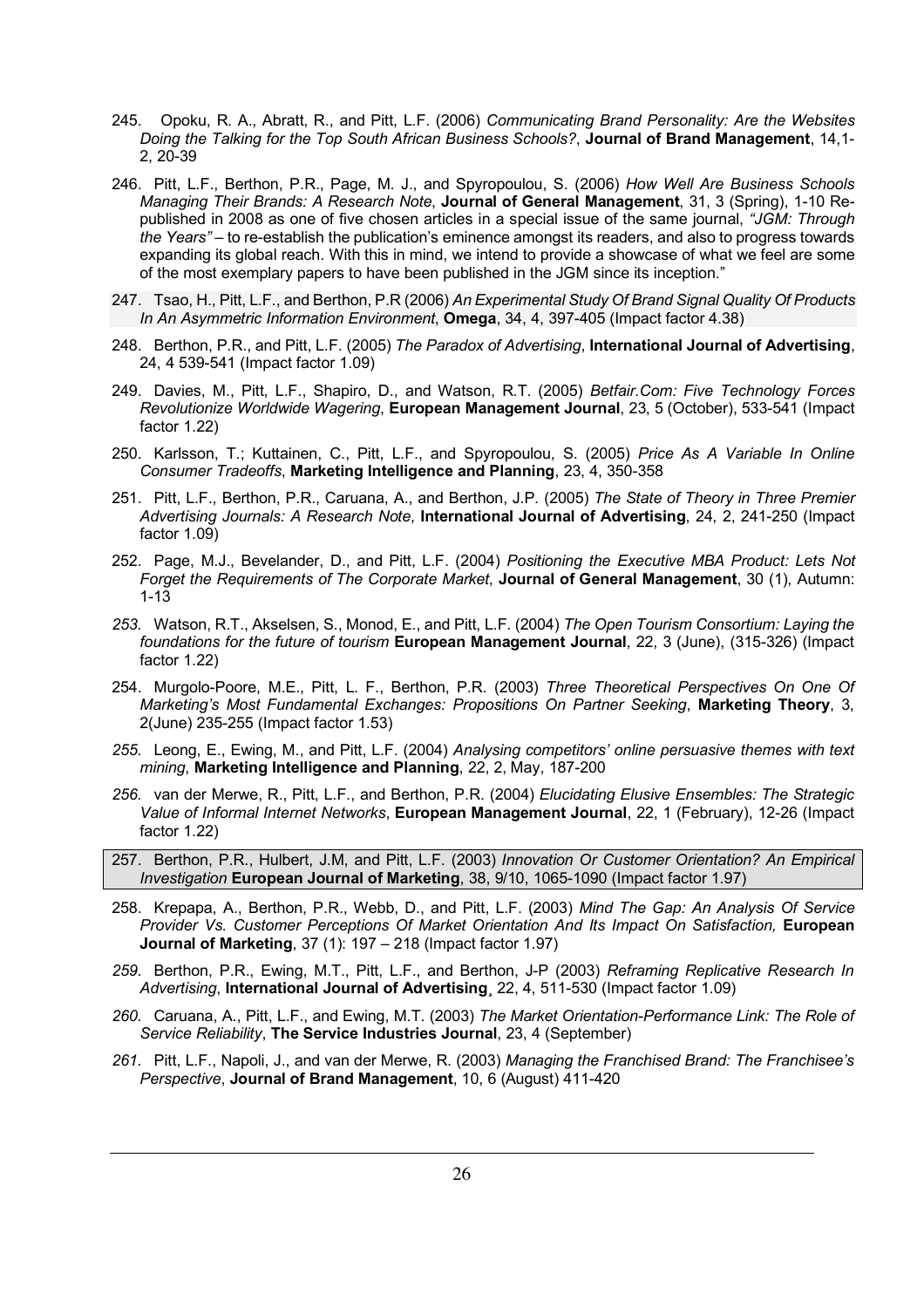245. Opoku, R. A., Abratt, R., and Pitt, L.F. (2006) *Communicating Brand Personality: Are the Websites Doing the Talking for the Top South African Business Schools?*, **Journal of Brand Management**, 14,1-2, 20-39

246. Pitt, L.F., Berthon, P.R., Page, M. J., and Spyropoulou, S. (2006) *How Well Are Business Schools Managing Their Brands: A Research Note*, **Journal of General Management**, 31, 3 (Spring), 1-10 Re-published in 2008 as one of five chosen articles in a special issue of the same journal, *"JGM: Through the Years"* – to re-establish the publication's eminence amongst its readers, and also to progress towards expanding its global reach. With this in mind, we intend to provide a showcase of what we feel are some of the most exemplary papers to have been published in the JGM since its inception."

247. Tsao, H., Pitt, L.F., and Berthon, P.R (2006) *An Experimental Study Of Brand Signal Quality Of Products In An Asymmetric Information Environment*, **Omega**, 34, 4, 397-405 (Impact factor 4.38)

248. Berthon, P.R., and Pitt, L.F. (2005) *The Paradox of Advertising*, **International Journal of Advertising**, 24, 4 539-541 (Impact factor 1.09)

249. Davies, M., Pitt, L.F., Shapiro, D., and Watson, R.T. (2005) *Betfair.Com: Five Technology Forces Revolutionize Worldwide Wagering*, **European Management Journal**, 23, 5 (October), 533-541 (Impact factor 1.22)

250. Karlsson, T.; Kuttainen, C., Pitt, L.F., and Spyropoulou, S. (2005) *Price As A Variable In Online Consumer Tradeoffs*, **Marketing Intelligence and Planning**, 23, 4, 350-358

251. Pitt, L.F., Berthon, P.R., Caruana, A., and Berthon, J.P. (2005) *The State of Theory in Three Premier Advertising Journals: A Research Note*, **International Journal of Advertising**, 24, 2, 241-250 (Impact factor 1.09)

252. Page, M.J., Bevelander, D., and Pitt, L.F. (2004) *Positioning the Executive MBA Product: Lets Not Forget the Requirements of The Corporate Market,* **Journal of General Management**, 30 (1), Autumn: 1-13

253. Watson, R.T., Akselsen, S., Monod, E., and Pitt, L.F. (2004) *The Open Tourism Consortium: Laying the foundations for the future of tourism* **European Management Journal**, 22, 3 (June), (315-326) (Impact factor 1.22)

254. Murgolo-Poore, M.E., Pitt, L. F., Berthon, P.R. (2003) *Three Theoretical Perspectives On One Of Marketing's Most Fundamental Exchanges: Propositions On Partner Seeking*, **Marketing Theory**, 3, 2(June) 235-255 (Impact factor 1.53)

255. Leong, E., Ewing, M., and Pitt, L.F. (2004) *Analysing competitors' online persuasive themes with text mining*, **Marketing Intelligence and Planning**, 22, 2, May, 187-200

256. van der Merwe, R., Pitt, L.F., and Berthon, P.R. (2004) *Elucidating Elusive Ensembles: The Strategic Value of Informal Internet Networks*, **European Management Journal**, 22, 1 (February), 12-26 (Impact factor 1.22)

257. Berthon, P.R., Hulbert, J.M, and Pitt, L.F. (2003) *Innovation Or Customer Orientation? An Empirical Investigation* **European Journal of Marketing**, 38, 9/10, 1065-1090 (Impact factor 1.97)

258. Krepapa, A., Berthon, P.R., Webb, D., and Pitt, L.F. (2003) *Mind The Gap: An Analysis Of Service Provider Vs. Customer Perceptions Of Market Orientation And Its Impact On Satisfaction,* **European Journal of Marketing**, 37 (1): 197 – 218 (Impact factor 1.97)

259. Berthon, P.R., Ewing, M.T., Pitt, L.F., and Berthon, J-P (2003) *Reframing Replicative Research In Advertising*, **International Journal of Advertising**¸ 22, 4, 511-530 (Impact factor 1.09)

260. Caruana, A., Pitt, L.F., and Ewing, M.T. (2003) *The Market Orientation-Performance Link: The Role of Service Reliability*, **The Service Industries Journal**, 23, 4 (September)

261. Pitt, L.F., Napoli, J., and van der Merwe, R. (2003) *Managing the Franchised Brand: The Franchisee's Perspective*, **Journal of Brand Management**, 10, 6 (August) 411-420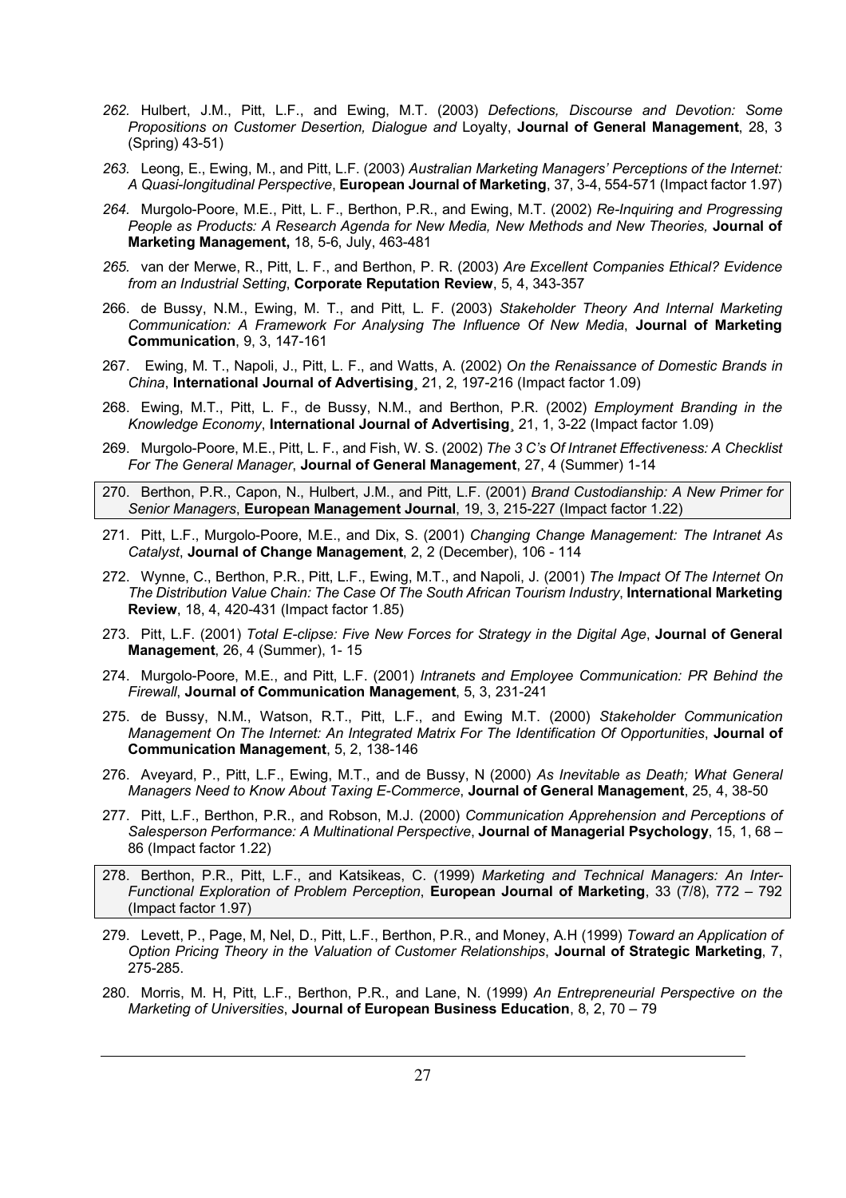262. Hulbert, J.M., Pitt, L.F., and Ewing, M.T. (2003) *Defections, Discourse and Devotion: Some Propositions on Customer Desertion, Dialogue and* Loyalty, **Journal of General Management**, 28, 3 (Spring) 43-51)

263. Leong, E., Ewing, M., and Pitt, L.F. (2003) *Australian Marketing Managers' Perceptions of the Internet: A Quasi-longitudinal Perspective*, **European Journal of Marketing**, 37, 3-4, 554-571 (Impact factor 1.97)

264. Murgolo-Poore, M.E., Pitt, L. F., Berthon, P.R., and Ewing, M.T. (2002) *Re-Inquiring and Progressing People as Products: A Research Agenda for New Media, New Methods and New Theories,* **Journal of Marketing Management,** 18, 5-6, July, 463-481

265. van der Merwe, R., Pitt, L. F., and Berthon, P. R. (2003) *Are Excellent Companies Ethical? Evidence from an Industrial Setting*, **Corporate Reputation Review**, 5, 4, 343-357

266. de Bussy, N.M., Ewing, M. T., and Pitt, L. F. (2003) *Stakeholder Theory And Internal Marketing Communication: A Framework For Analysing The Influence Of New Media*, **Journal of Marketing Communication**, 9, 3, 147-161

267. Ewing, M. T., Napoli, J., Pitt, L. F., and Watts, A. (2002) *On the Renaissance of Domestic Brands in China*, **International Journal of Advertising**¸ 21, 2, 197-216 (Impact factor 1.09)

268. Ewing, M.T., Pitt, L. F., de Bussy, N.M., and Berthon, P.R. (2002) *Employment Branding in the Knowledge Economy*, **International Journal of Advertising**¸ 21, 1, 3-22 (Impact factor 1.09)

269. Murgolo-Poore, M.E., Pitt, L. F., and Fish, W. S. (2002) *The 3 C's Of Intranet Effectiveness: A Checklist For The General Manager*, **Journal of General Management**, 27, 4 (Summer) 1-14

270. Berthon, P.R., Capon, N., Hulbert, J.M., and Pitt, L.F. (2001) *Brand Custodianship: A New Primer for Senior Managers*, **European Management Journal**, 19, 3, 215-227 (Impact factor 1.22)

271. Pitt, L.F., Murgolo-Poore, M.E., and Dix, S. (2001) *Changing Change Management: The Intranet As Catalyst*, **Journal of Change Management**, 2, 2 (December), 106 - 114

272. Wynne, C., Berthon, P.R., Pitt, L.F., Ewing, M.T., and Napoli, J. (2001) *The Impact Of The Internet On The Distribution Value Chain: The Case Of The South African Tourism Industry*, **International Marketing Review**, 18, 4, 420-431 (Impact factor 1.85)

273. Pitt, L.F. (2001) *Total E-clipse: Five New Forces for Strategy in the Digital Age*, **Journal of General Management**, 26, 4 (Summer), 1- 15

274. Murgolo-Poore, M.E., and Pitt, L.F. (2001) *Intranets and Employee Communication: PR Behind the Firewall*, **Journal of Communication Management**, 5, 3, 231-241

275. de Bussy, N.M., Watson, R.T., Pitt, L.F., and Ewing M.T. (2000) *Stakeholder Communication Management On The Internet: An Integrated Matrix For The Identification Of Opportunities*, **Journal of Communication Management**, 5, 2, 138-146

276. Aveyard, P., Pitt, L.F., Ewing, M.T., and de Bussy, N (2000) *As Inevitable as Death; What General Managers Need to Know About Taxing E-Commerce*, **Journal of General Management**, 25, 4, 38-50

277. Pitt, L.F., Berthon, P.R., and Robson, M.J. (2000) *Communication Apprehension and Perceptions of Salesperson Performance: A Multinational Perspective*, **Journal of Managerial Psychology**, 15, 1, 68 – 86 (Impact factor 1.22)

278. Berthon, P.R., Pitt, L.F., and Katsikeas, C. (1999) *Marketing and Technical Managers: An Inter-Functional Exploration of Problem Perception*, **European Journal of Marketing**, 33 (7/8), 772 – 792 (Impact factor 1.97)

279. Levett, P., Page, M, Nel, D., Pitt, L.F., Berthon, P.R., and Money, A.H (1999) *Toward an Application of Option Pricing Theory in the Valuation of Customer Relationships*, **Journal of Strategic Marketing**, 7, 275-285.

280. Morris, M. H, Pitt, L.F., Berthon, P.R., and Lane, N. (1999) *An Entrepreneurial Perspective on the Marketing of Universities*, **Journal of European Business Education**, 8, 2, 70 – 79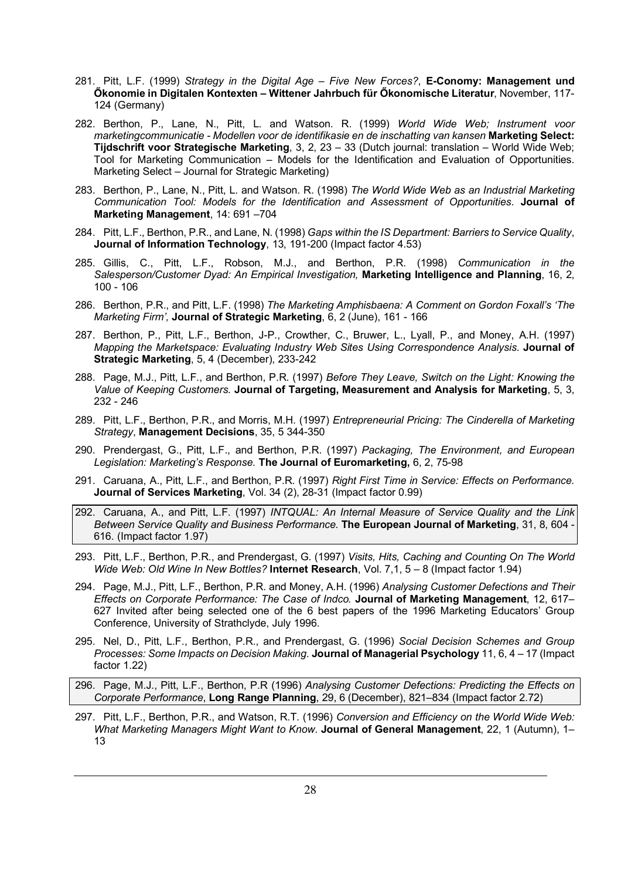281. Pitt, L.F. (1999) *Strategy in the Digital Age – Five New Forces?*, **E-Conomy: Management und Őkonomie in Digitalen Kontexten – Wittener Jahrbuch für Őkonomische Literatur**, November, 117-124 (Germany)

282. Berthon, P., Lane, N., Pitt, L. and Watson. R. (1999) *World Wide Web; Instrument voor marketingcommunicatie - Modellen voor de identifikasie en de inschatting van kansen* **Marketing Select: Tijdschrift voor Strategische Marketing**, 3, 2, 23 – 33 (Dutch journal: translation – World Wide Web; Tool for Marketing Communication – Models for the Identification and Evaluation of Opportunities. Marketing Select – Journal for Strategic Marketing)

283. Berthon, P., Lane, N., Pitt, L. and Watson. R. (1998) *The World Wide Web as an Industrial Marketing Communication Tool: Models for the Identification and Assessment of Opportunities*. **Journal of Marketing Management**, 14: 691 –704

284. Pitt, L.F., Berthon, P.R., and Lane, N. (1998) *Gaps within the IS Department: Barriers to Service Quality*, **Journal of Information Technology**, 13, 191-200 (Impact factor 4.53)

285. Gillis, C., Pitt, L.F., Robson, M.J., and Berthon, P.R. (1998) *Communication in the Salesperson/Customer Dyad: An Empirical Investigation,* **Marketing Intelligence and Planning**, 16, 2, 100 - 106

286. Berthon, P.R., and Pitt, L.F. (1998) *The Marketing Amphisbaena: A Comment on Gordon Foxall's 'The Marketing Firm',* **Journal of Strategic Marketing**, 6, 2 (June), 161 - 166

287. Berthon, P., Pitt, L.F., Berthon, J-P., Crowther, C., Bruwer, L., Lyall, P., and Money, A.H. (1997) *Mapping the Marketspace: Evaluating Industry Web Sites Using Correspondence Analysis.* **Journal of Strategic Marketing**, 5, 4 (December), 233-242

288. Page, M.J., Pitt, L.F., and Berthon, P.R. (1997) *Before They Leave, Switch on the Light: Knowing the Value of Keeping Customers.* **Journal of Targeting, Measurement and Analysis for Marketing**, 5, 3, 232 - 246

289. Pitt, L.F., Berthon, P.R., and Morris, M.H. (1997) *Entrepreneurial Pricing: The Cinderella of Marketing Strategy*, **Management Decisions**, 35, 5 344-350

290. Prendergast, G., Pitt, L.F., and Berthon, P.R. (1997) *Packaging, The Environment, and European Legislation: Marketing's Response.* **The Journal of Euromarketing,** 6, 2, 75-98

291. Caruana, A., Pitt, L.F., and Berthon, P.R. (1997) *Right First Time in Service: Effects on Performance.* **Journal of Services Marketing**, Vol. 34 (2), 28-31 (Impact factor 0.99)

292. Caruana, A., and Pitt, L.F. (1997) *INTQUAL: An Internal Measure of Service Quality and the Link Between Service Quality and Business Performance.* **The European Journal of Marketing**, 31, 8, 604 - 616. (Impact factor 1.97)

293. Pitt, L.F., Berthon, P.R., and Prendergast, G. (1997) *Visits, Hits, Caching and Counting On The World Wide Web: Old Wine In New Bottles?* **Internet Research**, Vol. 7,1, 5 – 8 (Impact factor 1.94)

294. Page, M.J., Pitt, L.F., Berthon, P.R. and Money, A.H. (1996) *Analysing Customer Defections and Their Effects on Corporate Performance: The Case of Indco.* **Journal of Marketing Management**, 12, 617–627 Invited after being selected one of the 6 best papers of the 1996 Marketing Educators' Group Conference, University of Strathclyde, July 1996.

295. Nel, D., Pitt, L.F., Berthon, P.R., and Prendergast, G. (1996) *Social Decision Schemes and Group Processes: Some Impacts on Decision Making.* **Journal of Managerial Psychology** 11, 6, 4 – 17 (Impact factor 1.22)

296. Page, M.J., Pitt, L.F., Berthon, P.R (1996) *Analysing Customer Defections: Predicting the Effects on Corporate Performance*, **Long Range Planning**, 29, 6 (December), 821–834 (Impact factor 2.72)

297. Pitt, L.F., Berthon, P.R., and Watson, R.T. (1996) *Conversion and Efficiency on the World Wide Web: What Marketing Managers Might Want to Know*. **Journal of General Management**, 22, 1 (Autumn), 1–13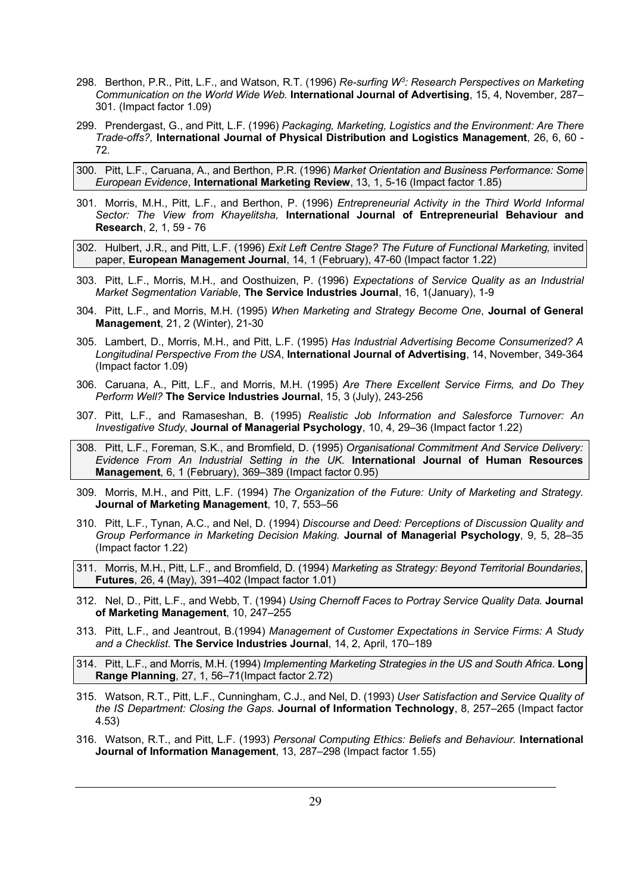298. Berthon, P.R., Pitt, L.F., and Watson, R.T. (1996) *Re-surfing W$^3$: Research Perspectives on Marketing Communication on the World Wide Web.* **International Journal of Advertising**, 15, 4, November, 287–301. (Impact factor 1.09)

299. Prendergast, G., and Pitt L.F. (1996) *Packaging, Marketing, Logistics and the Environment: Are There Trade-offs?,* **International Journal of Physical Distribution and Logistics Management**, 26, 6, 60 - 72.

300. Pitt, L.F., Caruana, A., and Berthon, P.R. (1996) *Market Orientation and Business Performance: Some European Evidence*, **International Marketing Review**, 13, 1, 5-16 (Impact factor 1.85)

301. Morris, M.H., Pitt, L.F., and Berthon, P. (1996) *Entrepreneurial Activity in the Third World Informal Sector: The View from Khayelitsha,* **International Journal of Entrepreneurial Behaviour and Research**, 2, 1, 59 - 76

302. Hulbert, J.R., and Pitt, L.F. (1996) *Exit Left Centre Stage? The Future of Functional Marketing,* invited paper, **European Management Journal**, 14, 1 (February), 47-60 (Impact factor 1.22)

303. Pitt, L.F., Morris, M.H., and Oosthuizen, P. (1996) *Expectations of Service Quality as an Industrial Market Segmentation Variable*, **The Service Industries Journal**, 16, 1(January), 1-9

304. Pitt, L.F., and Morris, M.H. (1995) *When Marketing and Strategy Become One*, **Journal of General Management**, 21, 2 (Winter), 21-30

305. Lambert, D., Morris, M.H., and Pitt, L.F. (1995) *Has Industrial Advertising Become Consumerized? A Longitudinal Perspective From the USA*, **International Journal of Advertising**, 14, November, 349-364 (Impact factor 1.09)

306. Caruana, A., Pitt, L.F., and Morris, M.H. (1995) *Are There Excellent Service Firms, and Do They Perform Well?* **The Service Industries Journal**, 15, 3 (July), 243-256

307. Pitt, L.F., and Ramaseshan, B. (1995) *Realistic Job Information and Salesforce Turnover: An Investigative Study*, **Journal of Managerial Psychology**, 10, 4, 29–36 (Impact factor 1.22)

308. Pitt, L.F., Foreman, S.K., and Bromfield, D. (1995) *Organisational Commitment And Service Delivery: Evidence From An Industrial Setting in the UK.* **International Journal of Human Resources Management**, 6, 1 (February), 369–389 (Impact factor 0.95)

309. Morris, M.H., and Pitt, L.F. (1994) *The Organization of the Future: Unity of Marketing and Strategy.* **Journal of Marketing Management**, 10, 7, 553–56

310. Pitt, L.F., Tynan, A.C., and Nel, D. (1994) *Discourse and Deed: Perceptions of Discussion Quality and Group Performance in Marketing Decision Making.* **Journal of Managerial Psychology**, 9, 5, 28–35 (Impact factor 1.22)

311. Morris, M.H., Pitt, L.F., and Bromfield, D. (1994) *Marketing as Strategy: Beyond Territorial Boundaries*, **Futures**, 26, 4 (May), 391–402 (Impact factor 1.01)

312. Nel, D., Pitt, L.F., and Webb, T. (1994) *Using Chernoff Faces to Portray Service Quality Data.* **Journal of Marketing Management**, 10, 247–255

313. Pitt, L.F., and Jeantrout, B.(1994) *Management of Customer Expectations in Service Firms: A Study and a Checklist.* **The Service Industries Journal**, 14, 2, April, 170–189

314. Pitt, L.F., and Morris, M.H. (1994) *Implementing Marketing Strategies in the US and South Africa.* **Long Range Planning**, 27, 1, 56–71(Impact factor 2.72)

315. Watson, R.T., Pitt, L.F., Cunningham, C.J., and Nel, D. (1993) *User Satisfaction and Service Quality of the IS Department: Closing the Gaps.* **Journal of Information Technology**, 8, 257–265 (Impact factor 4.53)

316. Watson, R.T., and Pitt, L.F. (1993) *Personal Computing Ethics: Beliefs and Behaviour.* **International Journal of Information Management**, 13, 287–298 (Impact factor 1.55)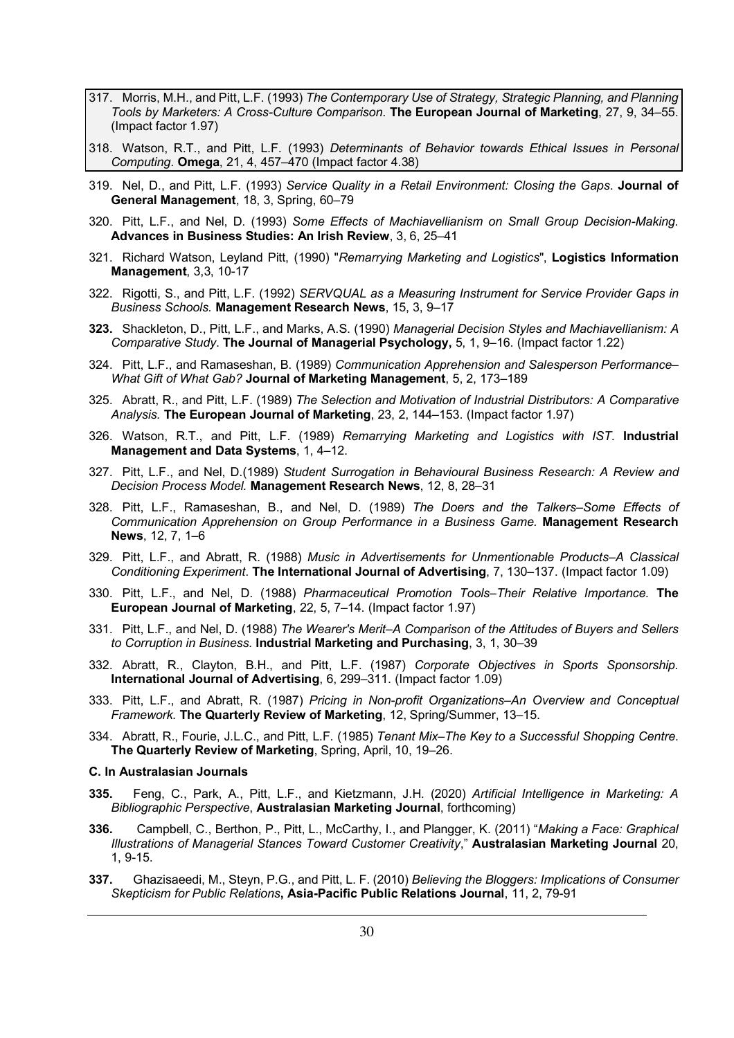317. Morris, M.H., and Pitt, L.F. (1993) *The Contemporary Use of Strategy, Strategic Planning, and Planning Tools by Marketers: A Cross-Culture Comparison*. **The European Journal of Marketing**, 27, 9, 34–55. (Impact factor 1.97)

318. Watson, R.T., and Pitt, L.F. (1993) *Determinants of Behavior towards Ethical Issues in Personal Computing*. **Omega**, 21, 4, 457–470 (Impact factor 4.38)

319. Nel, D., and Pitt, L.F. (1993) *Service Quality in a Retail Environment: Closing the Gaps*. **Journal of General Management**, 18, 3, Spring, 60–79

320. Pitt, L.F., and Nel, D. (1993) *Some Effects of Machiavellianism on Small Group Decision-Making.* **Advances in Business Studies: An Irish Review**, 3, 6, 25–41

321. Richard Watson, Leyland Pitt, (1990) "*Remarrying Marketing and Logistics*", **Logistics Information Management**, 3,3, 10-17

322. Rigotti, S., and Pitt, L.F. (1992) *SERVQUAL as a Measuring Instrument for Service Provider Gaps in Business Schools.* **Management Research News**, 15, 3, 9–17

**323.** Shackleton, D., Pitt, L.F., and Marks, A.S. (1990) *Managerial Decision Styles and Machiavellianism: A Comparative Study*. **The Journal of Managerial Psychology,** 5, 1, 9–16. (Impact factor 1.22)

324. Pitt, L.F., and Ramaseshan, B. (1989) *Communication Apprehension and Salesperson Performance– What Gift of What Gab?* **Journal of Marketing Management**, 5, 2, 173–189

325. Abratt, R., and Pitt, L.F. (1989) *The Selection and Motivation of Industrial Distributors: A Comparative Analysis.* **The European Journal of Marketing**, 23, 2, 144–153. (Impact factor 1.97)

326. Watson, R.T., and Pitt, L.F. (1989) *Remarrying Marketing and Logistics with IST.* **Industrial Management and Data Systems**, 1, 4–12.

327. Pitt, L.F., and Nel, D.(1989) *Student Surrogation in Behavioural Business Research: A Review and Decision Process Model.* **Management Research News**, 12, 8, 28–31

328. Pitt, L.F., Ramaseshan, B., and Nel, D. (1989) *The Doers and the Talkers–Some Effects of Communication Apprehension on Group Performance in a Business Game.* **Management Research News**, 12, 7, 1–6

329. Pitt, L.F., and Abratt, R. (1988) *Music in Advertisements for Unmentionable Products–A Classical Conditioning Experiment*. **The International Journal of Advertising**, 7, 130–137. (Impact factor 1.09)

330. Pitt, L.F., and Nel, D. (1988) *Pharmaceutical Promotion Tools–Their Relative Importance.* **The European Journal of Marketing**, 22, 5, 7–14. (Impact factor 1.97)

331. Pitt, L.F., and Nel, D. (1988) *The Wearer's Merit–A Comparison of the Attitudes of Buyers and Sellers to Corruption in Business.* **Industrial Marketing and Purchasing**, 3, 1, 30–39

332. Abratt, R., Clayton, B.H., and Pitt, L.F. (1987) *Corporate Objectives in Sports Sponsorship.* **International Journal of Advertising**, 6, 299–311. (Impact factor 1.09)

333. Pitt, L.F., and Abratt, R. (1987) *Pricing in Non-profit Organizations–An Overview and Conceptual Framework.* **The Quarterly Review of Marketing**, 12, Spring/Summer, 13–15.

334. Abratt, R., Fourie, J.L.C., and Pitt, L.F. (1985) *Tenant Mix–The Key to a Successful Shopping Centre.* **The Quarterly Review of Marketing**, Spring, April, 10, 19–26.

**C. In Australasian Journals**

**335.** Feng, C., Park, A., Pitt, L.F., and Kietzmann, J.H. (2020) *Artificial Intelligence in Marketing: A Bibliographic Perspective*, **Australasian Marketing Journal**, forthcoming)

**336.** Campbell, C., Berthon, P., Pitt, L., McCarthy, I., and Plangger, K. (2011) "*Making a Face: Graphical Illustrations of Managerial Stances Toward Customer Creativity*," **Australasian Marketing Journal** 20, 1, 9-15.

**337.** Ghazisaeedi, M., Steyn, P.G., and Pitt, L. F. (2010) *Believing the Bloggers: Implications of Consumer Skepticism for Public Relations*, **Asia-Pacific Public Relations Journal**, 11, 2, 79-91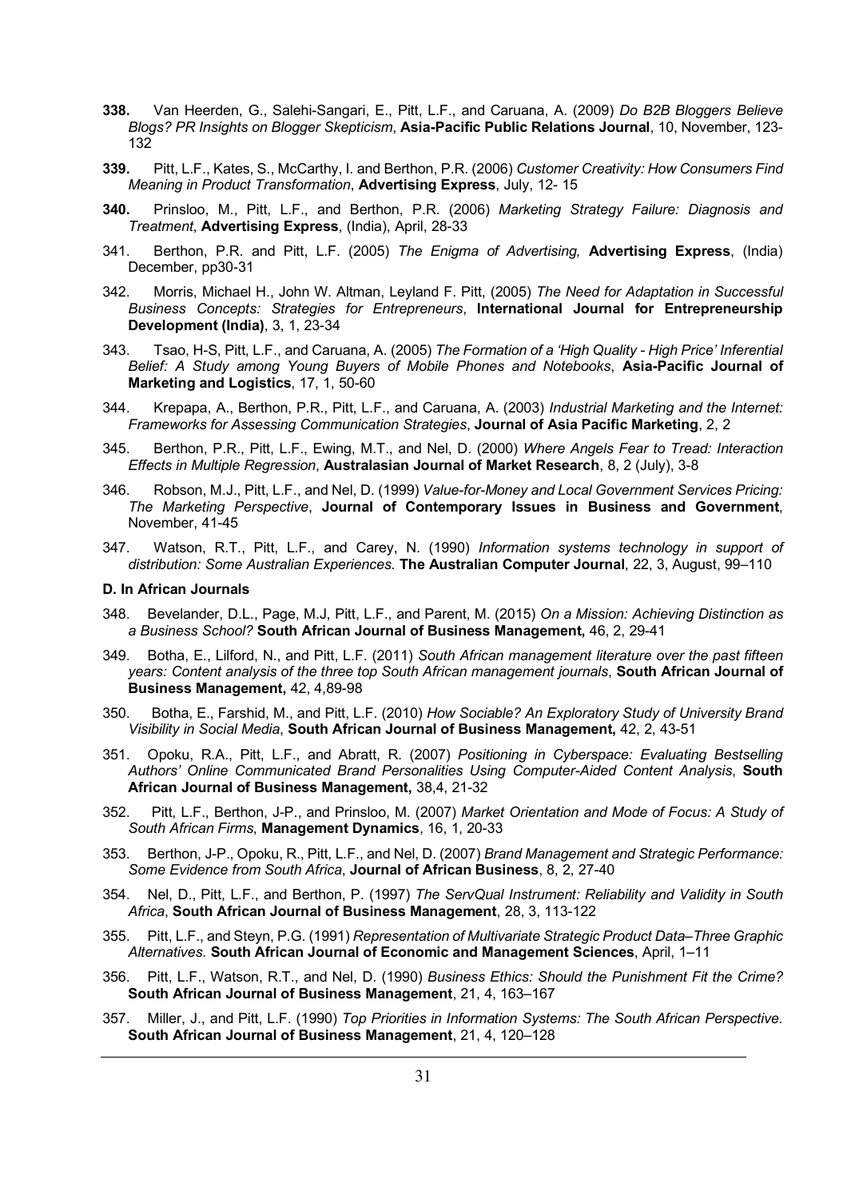**338.** Van Heerden, G., Salehi-Sangari, E., Pitt, L.F., and Caruana, A. (2009) *Do B2B Bloggers Believe Blogs? PR Insights on Blogger Skepticism*, **Asia-Pacific Public Relations Journal**, 10, November, 123-132

**339.** Pitt, L.F., Kates, S., McCarthy, I. and Berthon, P.R. (2006) *Customer Creativity: How Consumers Find Meaning in Product Transformation*, **Advertising Express**, July, 12- 15

**340.** Prinsloo, M., Pitt, L.F., and Berthon, P.R. (2006) *Marketing Strategy Failure: Diagnosis and Treatment*, **Advertising Express**, (India), April, 28-33

341. Berthon, P.R. and Pitt, L.F. (2005) *The Enigma of Advertising,* **Advertising Express**, (India) December, pp30-31

342. Morris, Michael H., John W. Altman, Leyland F. Pitt, (2005) *The Need for Adaptation in Successful Business Concepts: Strategies for Entrepreneurs*, **International Journal for Entrepreneurship Development (India)**, 3, 1, 23-34

343. Tsao, H-S, Pitt, L.F., and Caruana, A. (2005) *The Formation of a 'High Quality - High Price' Inferential Belief: A Study among Young Buyers of Mobile Phones and Notebooks*, **Asia-Pacific Journal of Marketing and Logistics**, 17, 1, 50-60

344. Krepapa, A., Berthon, P.R., Pitt, L.F., and Caruana, A. (2003) *Industrial Marketing and the Internet: Frameworks for Assessing Communication Strategies*, **Journal of Asia Pacific Marketing**, 2, 2

345. Berthon, P.R., Pitt, L.F., Ewing, M.T., and Nel, D. (2000) *Where Angels Fear to Tread: Interaction Effects in Multiple Regression*, **Australasian Journal of Market Research**, 8, 2 (July), 3-8

346. Robson, M.J., Pitt, L.F., and Nel, D. (1999) *Value-for-Money and Local Government Services Pricing: The Marketing Perspective*, **Journal of Contemporary Issues in Business and Government**, November, 41-45

347. Watson, R.T., Pitt, L.F., and Carey, N. (1990) *Information systems technology in support of distribution: Some Australian Experiences.* **The Australian Computer Journal**, 22, 3, August, 99–110

### D. In African Journals

348. Bevelander, D.L., Page, M.J, Pitt, L.F., and Parent, M. (2015) *On a Mission: Achieving Distinction as a Business School?* **South African Journal of Business Management,** 46, 2, 29-41

349. Botha, E., Lilford, N., and Pitt, L.F. (2011) *South African management literature over the past fifteen years: Content analysis of the three top South African management journals*, **South African Journal of Business Management,** 42, 4,89-98

350. Botha, E., Farshid, M., and Pitt, L.F. (2010) *How Sociable? An Exploratory Study of University Brand Visibility in Social Media*, **South African Journal of Business Management,** 42, 2, 43-51

351. Opoku, R.A., Pitt, L.F., and Abratt, R. (2007) *Positioning in Cyberspace: Evaluating Bestselling Authors' Online Communicated Brand Personalities Using Computer-Aided Content Analysis*, **South African Journal of Business Management,** 38,4, 21-32

352. Pitt, L.F., Berthon, J-P., and Prinsloo, M. (2007) *Market Orientation and Mode of Focus: A Study of South African Firms*, **Management Dynamics**, 16, 1, 20-33

353. Berthon, J-P., Opoku, R., Pitt, L.F., and Nel, D. (2007) *Brand Management and Strategic Performance: Some Evidence from South Africa*, **Journal of African Business**, 8, 2, 27-40

354. Nel, D., Pitt, L.F., and Berthon, P. (1997) *The ServQual Instrument: Reliability and Validity in South Africa*, **South African Journal of Business Management**, 28, 3, 113-122

355. Pitt, L.F., and Steyn, P.G. (1991) *Representation of Multivariate Strategic Product Data–Three Graphic Alternatives.* **South African Journal of Economic and Management Sciences**, April, 1–11

356. Pitt, L.F., Watson, R.T., and Nel, D. (1990) *Business Ethics: Should the Punishment Fit the Crime?* **South African Journal of Business Management**, 21, 4, 163–167

357. Miller, J., and Pitt, L.F. (1990) *Top Priorities in Information Systems: The South African Perspective.* **South African Journal of Business Management**, 21, 4, 120–128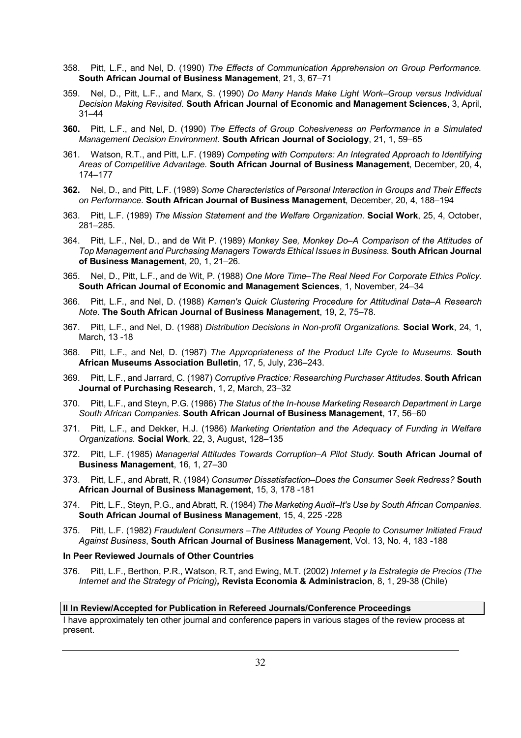358. Pitt, L.F., and Nel, D. (1990) *The Effects of Communication Apprehension on Group Performance.* **South African Journal of Business Management**, 21, 3, 67–71

359. Nel, D., Pitt, L.F., and Marx, S. (1990) *Do Many Hands Make Light Work–Group versus Individual Decision Making Revisited.* **South African Journal of Economic and Management Sciences**, 3, April, 31–44

**360.** Pitt, L.F., and Nel, D. (1990) *The Effects of Group Cohesiveness on Performance in a Simulated Management Decision Environment.* **South African Journal of Sociology**, 21, 1, 59–65

361. Watson, R.T., and Pitt, L.F. (1989) *Competing with Computers: An Integrated Approach to Identifying Areas of Competitive Advantage.* **South African Journal of Business Management**, December, 20, 4, 174–177

**362.** Nel, D., and Pitt, L.F. (1989) *Some Characteristics of Personal Interaction in Groups and Their Effects on Performance.* **South African Journal of Business Management**, December, 20, 4, 188–194

363. Pitt, L.F. (1989) *The Mission Statement and the Welfare Organization.* **Social Work**, 25, 4, October, 281–285.

364. Pitt, L.F., Nel, D., and de Wit P. (1989) *Monkey See, Monkey Do–A Comparison of the Attitudes of Top Management and Purchasing Managers Towards Ethical Issues in Business.* **South African Journal of Business Management**, 20, 1, 21–26.

365. Nel, D., Pitt, L.F., and de Wit, P. (1988) *One More Time–The Real Need For Corporate Ethics Policy.* **South African Journal of Economic and Management Sciences**, 1, November, 24–34

366. Pitt, L.F., and Nel, D. (1988) *Kamen's Quick Clustering Procedure for Attitudinal Data–A Research Note.* **The South African Journal of Business Management**, 19, 2, 75–78.

367. Pitt, L.F., and Nel, D. (1988) *Distribution Decisions in Non-profit Organizations.* **Social Work**, 24, 1, March, 13 -18

368. Pitt, L.F., and Nel, D. (1987) *The Appropriateness of the Product Life Cycle to Museums.* **South African Museums Association Bulletin**, 17, 5, July, 236–243.

369. Pitt, L.F., and Jarrard, C. (1987) *Corruptive Practice: Researching Purchaser Attitudes.* **South African Journal of Purchasing Research**, 1, 2, March, 23–32

370. Pitt, L.F., and Steyn, P.G. (1986) *The Status of the In-house Marketing Research Department in Large South African Companies.* **South African Journal of Business Management**, 17, 56–60

371. Pitt, L.F., and Dekker, H.J. (1986) *Marketing Orientation and the Adequacy of Funding in Welfare Organizations.* **Social Work**, 22, 3, August, 128–135

372. Pitt, L.F. (1985) *Managerial Attitudes Towards Corruption–A Pilot Study.* **South African Journal of Business Management**, 16, 1, 27–30

373. Pitt, L.F., and Abratt, R. (1984) *Consumer Dissatisfaction–Does the Consumer Seek Redress?* **South African Journal of Business Management**, 15, 3, 178 -181

374. Pitt, L.F., Steyn, P.G., and Abratt, R. (1984) *The Marketing Audit–It's Use by South African Companies.* **South African Journal of Business Management**, 15, 4, 225 -228

375. Pitt, L.F. (1982) *Fraudulent Consumers –The Attitudes of Young People to Consumer Initiated Fraud Against Business*, **South African Journal of Business Management**, Vol. 13, No. 4, 183 -188

**In Peer Reviewed Journals of Other Countries**

376. Pitt, L.F., Berthon, P.R., Watson, R.T, and Ewing, M.T. (2002) *Internet y la Estrategia de Precios (The Internet and the Strategy of Pricing)***,** **Revista Economia & Administracion**, 8, 1, 29-38 (Chile)

**II In Review/Accepted for Publication in Refereed Journals/Conference Proceedings**

I have approximately ten other journal and conference papers in various stages of the review process at present.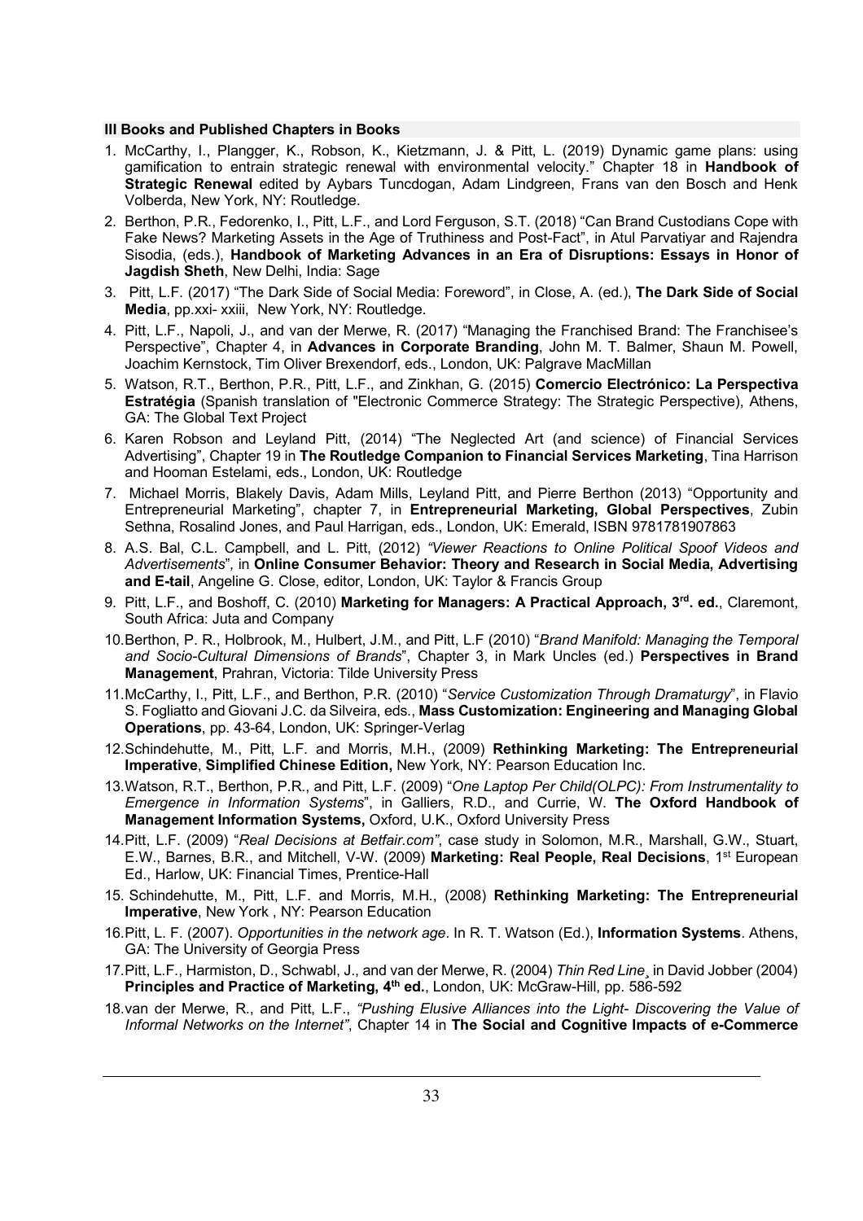**III Books and Published Chapters in Books**

1. McCarthy, I., Plangger, K., Robson, K., Kietzmann, J. & Pitt, L. (2019) Dynamic game plans: using gamification to entrain strategic renewal with environmental velocity." Chapter 18 in **Handbook of Strategic Renewal** edited by Aybars Tuncdogan, Adam Lindgreen, Frans van den Bosch and Henk Volberda, New York, NY: Routledge.
2. Berthon, P.R., Fedorenko, I., Pitt, L.F., and Lord Ferguson, S.T. (2018) "Can Brand Custodians Cope with Fake News? Marketing Assets in the Age of Truthiness and Post-Fact", in Atul Parvatiyar and Rajendra Sisodia, (eds.), **Handbook of Marketing Advances in an Era of Disruptions: Essays in Honor of Jagdish Sheth**, New Delhi, India: Sage
3. Pitt, L.F. (2017) "The Dark Side of Social Media: Foreword", in Close, A. (ed.), **The Dark Side of Social Media**, pp.xxi- xxiii, New York, NY: Routledge.
4. Pitt, L.F., Napoli, J., and van der Merwe, R. (2017) "Managing the Franchised Brand: The Franchisee's Perspective", Chapter 4, in **Advances in Corporate Branding**, John M. T. Balmer, Shaun M. Powell, Joachim Kernstock, Tim Oliver Brexendorf, eds., London, UK: Palgrave MacMillan
5. Watson, R.T., Berthon, P.R., Pitt, L.F., and Zinkhan, G. (2015) **Comercio Electrónico: La Perspectiva Estratégia** (Spanish translation of "Electronic Commerce Strategy: The Strategic Perspective), Athens, GA: The Global Text Project
6. Karen Robson and Leyland Pitt, (2014) "The Neglected Art (and science) of Financial Services Advertising", Chapter 19 in **The Routledge Companion to Financial Services Marketing**, Tina Harrison and Hooman Estelami, eds., London, UK: Routledge
7. Michael Morris, Blakely Davis, Adam Mills, Leyland Pitt, and Pierre Berthon (2013) "Opportunity and Entrepreneurial Marketing", chapter 7, in **Entrepreneurial Marketing, Global Perspectives**, Zubin Sethna, Rosalind Jones, and Paul Harrigan, eds., London, UK: Emerald, ISBN 9781781907863
8. A.S. Bal, C.L. Campbell, and L. Pitt, (2012) *"Viewer Reactions to Online Political Spoof Videos and Advertisements",* in **Online Consumer Behavior: Theory and Research in Social Media, Advertising and E-tail**, Angeline G. Close, editor, London, UK: Taylor & Francis Group
9. Pitt, L.F., and Boshoff, C. (2010) **Marketing for Managers: A Practical Approach, 3rd. ed.**, Claremont, South Africa: Juta and Company
10. Berthon, P. R., Holbrook, M., Hulbert, J.M., and Pitt, L.F (2010) "*Brand Manifold: Managing the Temporal and Socio-Cultural Dimensions of Brands*", Chapter 3, in Mark Uncles (ed.) **Perspectives in Brand Management**, Prahran, Victoria: Tilde University Press
11. McCarthy, I., Pitt, L.F., and Berthon, P.R. (2010) "*Service Customization Through Dramaturgy*", in Flavio S. Fogliatto and Giovani J.C. da Silveira, eds., **Mass Customization: Engineering and Managing Global Operations**, pp. 43-64, London, UK: Springer-Verlag
12. Schindehutte, M., Pitt, L.F. and Morris, M.H., (2009) **Rethinking Marketing: The Entrepreneurial Imperative**, **Simplified Chinese Edition,** New York, NY: Pearson Education Inc.
13. Watson, R.T., Berthon, P.R., and Pitt, L.F. (2009) "*One Laptop Per Child(OLPC): From Instrumentality to Emergence in Information Systems*", in Galliers, R.D., and Currie, W. **The Oxford Handbook of Management Information Systems,** Oxford, U.K., Oxford University Press
14. Pitt, L.F. (2009) "*Real Decisions at Betfair.com"*, case study in Solomon, M.R., Marshall, G.W., Stuart, E.W., Barnes, B.R., and Mitchell, V-W. (2009) **Marketing: Real People, Real Decisions**, 1st European Ed., Harlow, UK: Financial Times, Prentice-Hall
15. Schindehutte, M., Pitt, L.F. and Morris, M.H., (2008) **Rethinking Marketing: The Entrepreneurial Imperative**, New York , NY: Pearson Education
16. Pitt, L. F. (2007). *Opportunities in the network age*. In R. T. Watson (Ed.), **Information Systems**. Athens, GA: The University of Georgia Press
17. Pitt, L.F., Harmiston, D., Schwabl, J., and van der Merwe, R. (2004) *Thin Red Line*¸ in David Jobber (2004) **Principles and Practice of Marketing, 4th ed.**, London, UK: McGraw-Hill, pp. 586-592
18. van der Merwe, R., and Pitt, L.F., *"Pushing Elusive Alliances into the Light- Discovering the Value of Informal Networks on the Internet"*, Chapter 14 in **The Social and Cognitive Impacts of e-Commerce**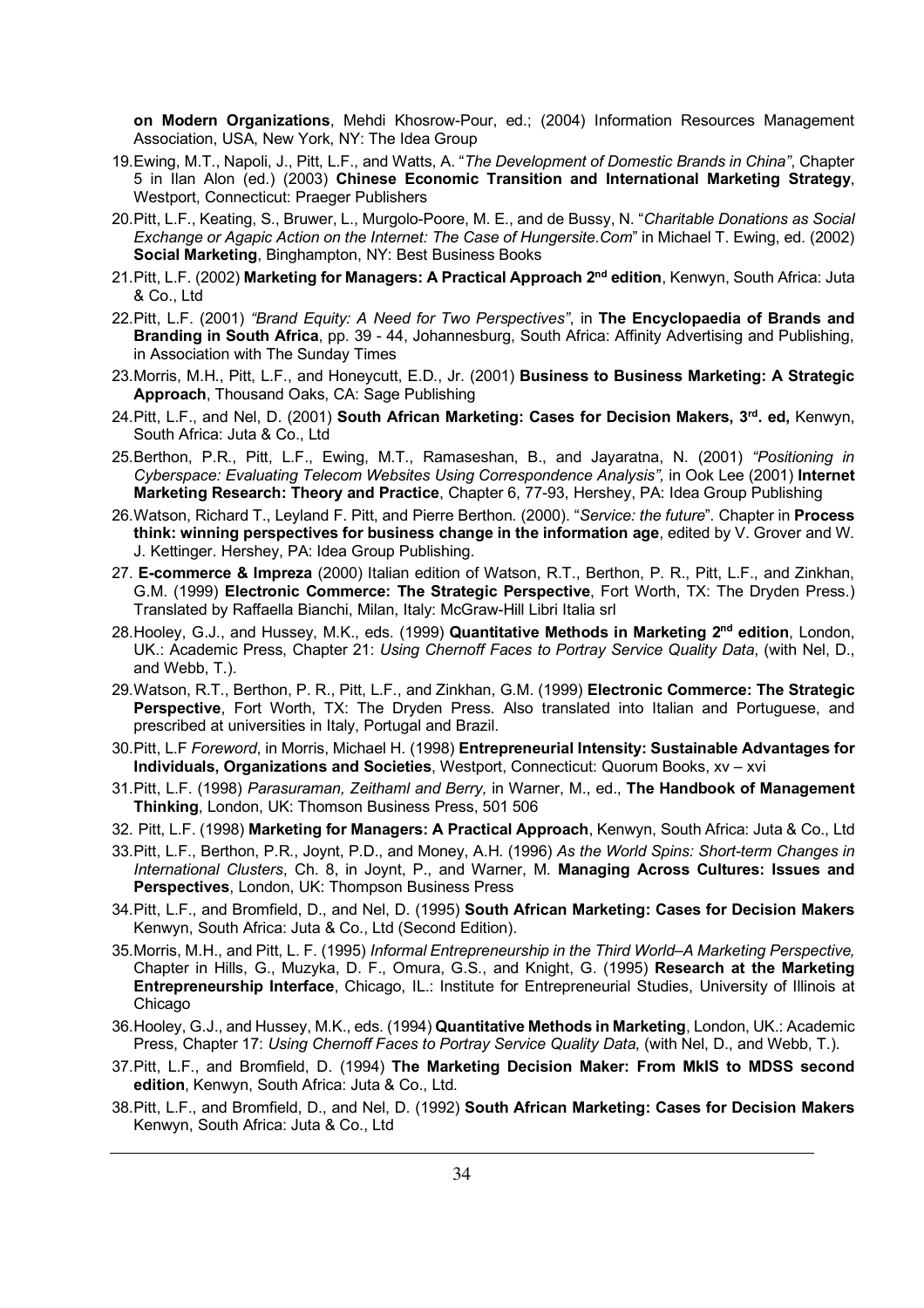**on Modern Organizations**, Mehdi Khosrow-Pour, ed.; (2004) Information Resources Management Association, USA, New York, NY: The Idea Group

19. Ewing, M.T., Napoli, J., Pitt, L.F., and Watts, A. "*The Development of Domestic Brands in China"*, Chapter 5 in Ilan Alon (ed.) (2003) **Chinese Economic Transition and International Marketing Strategy**, Westport, Connecticut: Praeger Publishers
20. Pitt, L.F., Keating, S., Bruwer, L., Murgolo-Poore, M. E., and de Bussy, N. "*Charitable Donations as Social Exchange or Agapic Action on the Internet: The Case of Hungersite.Com*" in Michael T. Ewing, ed. (2002) **Social Marketing**, Binghampton, NY: Best Business Books
21. Pitt, L.F. (2002) **Marketing for Managers: A Practical Approach 2nd edition**, Kenwyn, South Africa: Juta & Co., Ltd
22. Pitt, L.F. (2001) *"Brand Equity: A Need for Two Perspectives"*, in **The Encyclopaedia of Brands and Branding in South Africa**, pp. 39 - 44, Johannesburg, South Africa: Affinity Advertising and Publishing, in Association with The Sunday Times
23. Morris, M.H., Pitt, L.F., and Honeycutt, E.D., Jr. (2001) **Business to Business Marketing: A Strategic Approach**, Thousand Oaks, CA: Sage Publishing
24. Pitt, L.F., and Nel, D. (2001) **South African Marketing: Cases for Decision Makers, 3rd. ed,** Kenwyn, South Africa: Juta & Co., Ltd
25. Berthon, P.R., Pitt, L.F., Ewing, M.T., Ramaseshan, B., and Jayaratna, N. (2001) *"Positioning in Cyberspace: Evaluating Telecom Websites Using Correspondence Analysis",* in Ook Lee (2001) **Internet Marketing Research: Theory and Practice**, Chapter 6, 77-93, Hershey, PA: Idea Group Publishing
26. Watson, Richard T., Leyland F. Pitt, and Pierre Berthon. (2000). "*Service: the future*". Chapter in **Process think: winning perspectives for business change in the information age**, edited by V. Grover and W. J. Kettinger. Hershey, PA: Idea Group Publishing.
27. **E-commerce & Impreza** (2000) Italian edition of Watson, R.T., Berthon, P. R., Pitt, L.F., and Zinkhan, G.M. (1999) **Electronic Commerce: The Strategic Perspective**, Fort Worth, TX: The Dryden Press.) Translated by Raffaella Bianchi, Milan, Italy: McGraw-Hill Libri Italia srl
28. Hooley, G.J., and Hussey, M.K., eds. (1999) **Quantitative Methods in Marketing 2nd edition**, London, UK.: Academic Press, Chapter 21: *Using Chernoff Faces to Portray Service Quality Data*, (with Nel, D., and Webb, T.).
29. Watson, R.T., Berthon, P. R., Pitt, L.F., and Zinkhan, G.M. (1999) **Electronic Commerce: The Strategic Perspective**, Fort Worth, TX: The Dryden Press. Also translated into Italian and Portuguese, and prescribed at universities in Italy, Portugal and Brazil.
30. Pitt, L.F *Foreword*, in Morris, Michael H. (1998) **Entrepreneurial Intensity: Sustainable Advantages for Individuals, Organizations and Societies**, Westport, Connecticut: Quorum Books, xv – xvi
31. Pitt, L.F. (1998) *Parasuraman, Zeithaml and Berry,* in Warner, M., ed., **The Handbook of Management Thinking**, London, UK: Thomson Business Press, 501 506
32. Pitt, L.F. (1998) **Marketing for Managers: A Practical Approach**, Kenwyn, South Africa: Juta & Co., Ltd
33. Pitt, L.F., Berthon, P.R., Joynt, P.D., and Money, A.H. (1996) *As the World Spins: Short-term Changes in International Clusters*, Ch. 8, in Joynt, P., and Warner, M. **Managing Across Cultures: Issues and Perspectives**, London, UK: Thompson Business Press
34. Pitt, L.F., and Bromfield, D., and Nel, D. (1995) **South African Marketing: Cases for Decision Makers** Kenwyn, South Africa: Juta & Co., Ltd (Second Edition).
35. Morris, M.H., and Pitt, L. F. (1995) *Informal Entrepreneurship in the Third World–A Marketing Perspective,* Chapter in Hills, G., Muzyka, D. F., Omura, G.S., and Knight, G. (1995) **Research at the Marketing Entrepreneurship Interface**, Chicago, IL.: Institute for Entrepreneurial Studies, University of Illinois at Chicago
36. Hooley, G.J., and Hussey, M.K., eds. (1994) **Quantitative Methods in Marketing**, London, UK.: Academic Press, Chapter 17: *Using Chernoff Faces to Portray Service Quality Data*, (with Nel, D., and Webb, T.).
37. Pitt, L.F., and Bromfield, D. (1994) **The Marketing Decision Maker: From MkIS to MDSS second edition**, Kenwyn, South Africa: Juta & Co., Ltd.
38. Pitt, L.F., and Bromfield, D., and Nel, D. (1992) **South African Marketing: Cases for Decision Makers** Kenwyn, South Africa: Juta & Co., Ltd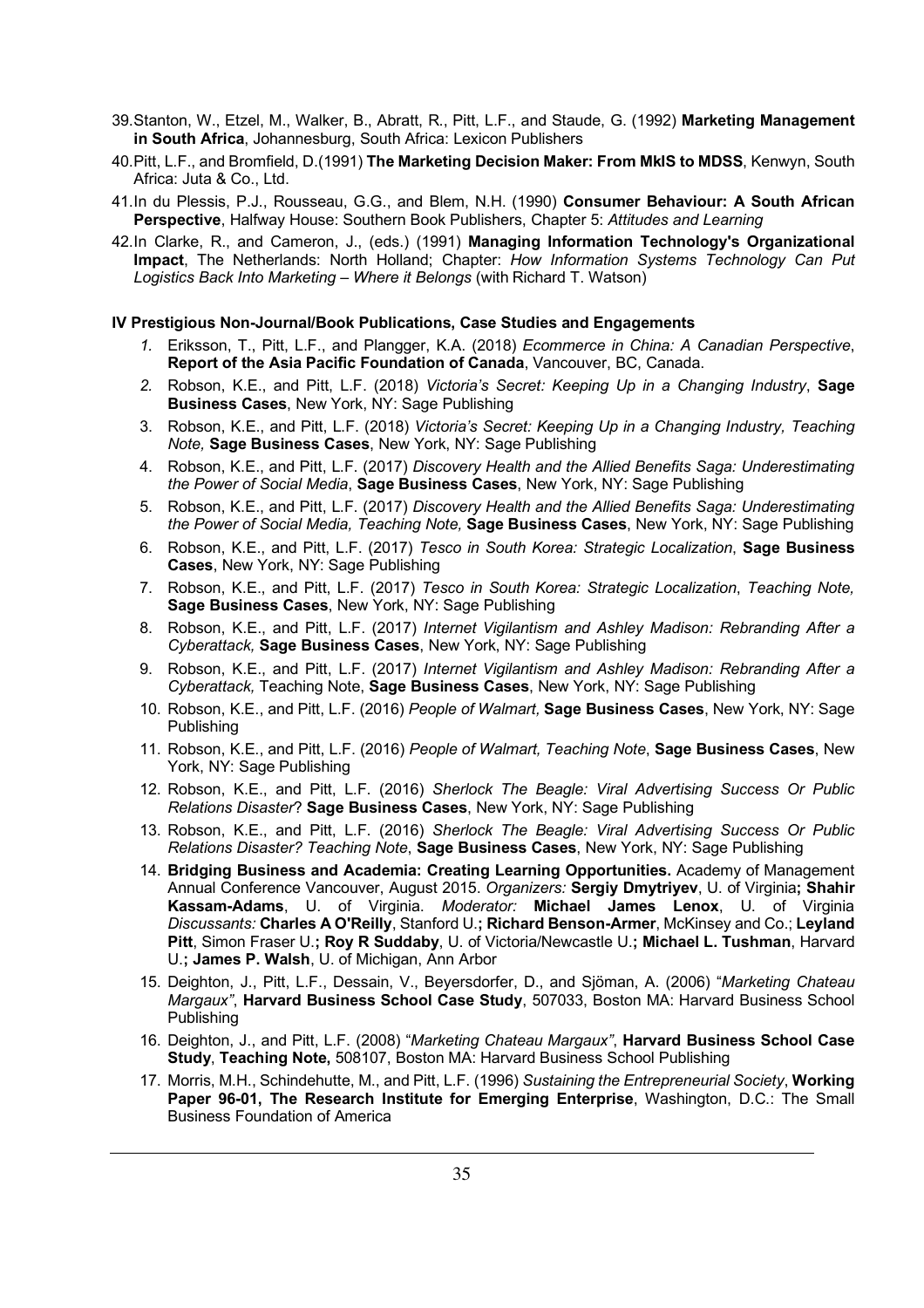39. Stanton, W., Etzel, M., Walker, B., Abratt, R., Pitt, L.F., and Staude, G. (1992) **Marketing Management in South Africa**, Johannesburg, South Africa: Lexicon Publishers
40. Pitt, L.F., and Bromfield, D.(1991) **The Marketing Decision Maker: From MkIS to MDSS**, Kenwyn, South Africa: Juta & Co., Ltd.
41. In du Plessis, P.J., Rousseau, G.G., and Blem, N.H. (1990) **Consumer Behaviour: A South African Perspective**, Halfway House: Southern Book Publishers, Chapter 5: *Attitudes and Learning*
42. In Clarke, R., and Cameron, J., (eds.) (1991) **Managing Information Technology's Organizational Impact**, The Netherlands: North Holland; Chapter: *How Information Systems Technology Can Put Logistics Back Into Marketing – Where it Belongs* (with Richard T. Watson)

**IV Prestigious Non-Journal/Book Publications, Case Studies and Engagements**

1. Eriksson, T., Pitt, L.F., and Plangger, K.A. (2018) *Ecommerce in China: A Canadian Perspective*, **Report of the Asia Pacific Foundation of Canada**, Vancouver, BC, Canada.
2. Robson, K.E., and Pitt, L.F. (2018) *Victoria's Secret: Keeping Up in a Changing Industry*, **Sage Business Cases**, New York, NY: Sage Publishing
3. Robson, K.E., and Pitt, L.F. (2018) *Victoria's Secret: Keeping Up in a Changing Industry, Teaching Note,* **Sage Business Cases**, New York, NY: Sage Publishing
4. Robson, K.E., and Pitt, L.F. (2017) *Discovery Health and the Allied Benefits Saga: Underestimating the Power of Social Media*, **Sage Business Cases**, New York, NY: Sage Publishing
5. Robson, K.E., and Pitt, L.F. (2017) *Discovery Health and the Allied Benefits Saga: Underestimating the Power of Social Media, Teaching Note,* **Sage Business Cases**, New York, NY: Sage Publishing
6. Robson, K.E., and Pitt, L.F. (2017) *Tesco in South Korea: Strategic Localization*, **Sage Business Cases**, New York, NY: Sage Publishing
7. Robson, K.E., and Pitt, L.F. (2017) *Tesco in South Korea: Strategic Localization*, *Teaching Note,* **Sage Business Cases**, New York, NY: Sage Publishing
8. Robson, K.E., and Pitt, L.F. (2017) *Internet Vigilantism and Ashley Madison: Rebranding After a Cyberattack,* **Sage Business Cases**, New York, NY: Sage Publishing
9. Robson, K.E., and Pitt, L.F. (2017) *Internet Vigilantism and Ashley Madison: Rebranding After a Cyberattack,* Teaching Note, **Sage Business Cases**, New York, NY: Sage Publishing
10. Robson, K.E., and Pitt, L.F. (2016) *People of Walmart,* **Sage Business Cases**, New York, NY: Sage Publishing
11. Robson, K.E., and Pitt, L.F. (2016) *People of Walmart, Teaching Note*, **Sage Business Cases**, New York, NY: Sage Publishing
12. Robson, K.E., and Pitt, L.F. (2016) *Sherlock The Beagle: Viral Advertising Success Or Public Relations Disaster*? **Sage Business Cases**, New York, NY: Sage Publishing
13. Robson, K.E., and Pitt, L.F. (2016) *Sherlock The Beagle: Viral Advertising Success Or Public Relations Disaster? Teaching Note*, **Sage Business Cases**, New York, NY: Sage Publishing
14. **Bridging Business and Academia: Creating Learning Opportunities.** Academy of Management Annual Conference Vancouver, August 2015. *Organizers:* **Sergiy Dmytriyev**, U. of Virginia**; Shahir Kassam-Adams**, U. of Virginia. *Moderator:* **Michael James Lenox**, U. of Virginia *Discussants:* **Charles A O'Reilly**, Stanford U.**; Richard Benson-Armer**, McKinsey and Co.; **Leyland Pitt**, Simon Fraser U.**; Roy R Suddaby**, U. of Victoria/Newcastle U.**; Michael L. Tushman**, Harvard U.**; James P. Walsh**, U. of Michigan, Ann Arbor
15. Deighton, J., Pitt, L.F., Dessain, V., Beyersdorfer, D., and Sjöman, A. (2006) "*Marketing Chateau Margaux"*, **Harvard Business School Case Study**, 507033, Boston MA: Harvard Business School Publishing
16. Deighton, J., and Pitt, L.F. (2008) "*Marketing Chateau Margaux"*, **Harvard Business School Case Study**, **Teaching Note,** 508107, Boston MA: Harvard Business School Publishing
17. Morris, M.H., Schindehutte, M., and Pitt, L.F. (1996) *Sustaining the Entrepreneurial Society*, **Working Paper 96-01, The Research Institute for Emerging Enterprise**, Washington, D.C.: The Small Business Foundation of America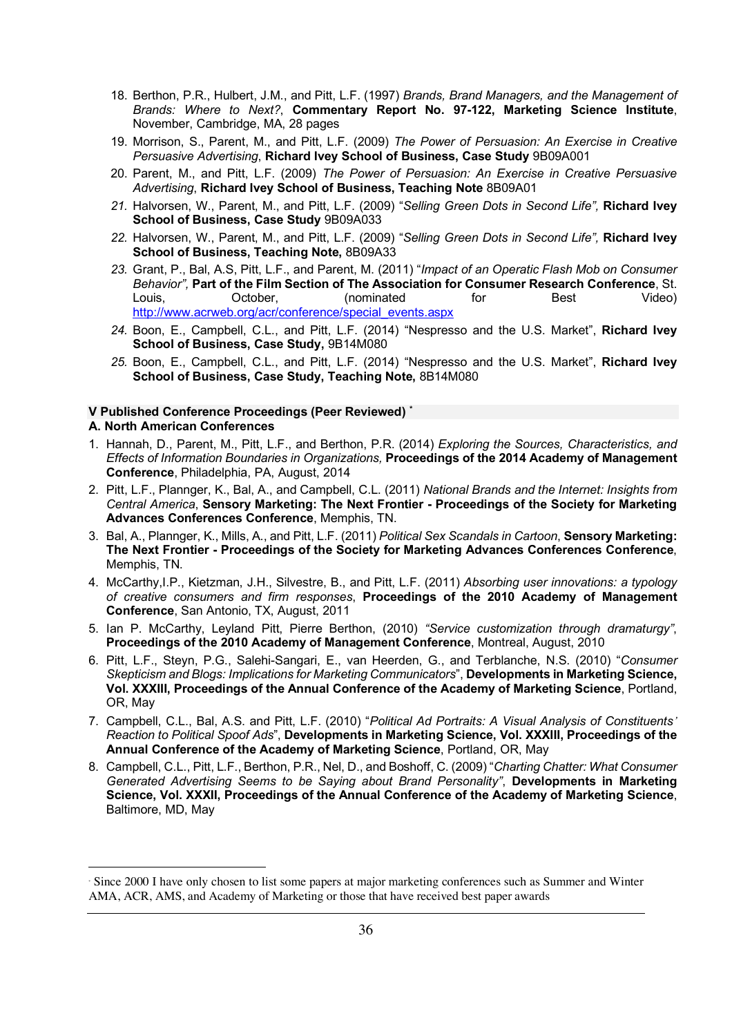18. Berthon, P.R., Hulbert, J.M., and Pitt, L.F. (1997) *Brands, Brand Managers, and the Management of Brands: Where to Next?*, **Commentary Report No. 97-122, Marketing Science Institute**, November, Cambridge, MA, 28 pages
19. Morrison, S., Parent, M., and Pitt, L.F. (2009) *The Power of Persuasion: An Exercise in Creative Persuasive Advertising*, **Richard Ivey School of Business, Case Study** 9B09A001
20. Parent, M., and Pitt, L.F. (2009) *The Power of Persuasion: An Exercise in Creative Persuasive Advertising*, **Richard Ivey School of Business, Teaching Note** 8B09A01
21. Halvorsen, W., Parent, M., and Pitt, L.F. (2009) "*Selling Green Dots in Second Life",* **Richard Ivey School of Business, Case Study** 9B09A033
22. Halvorsen, W., Parent, M., and Pitt, L.F. (2009) "*Selling Green Dots in Second Life",* **Richard Ivey School of Business, Teaching Note,** 8B09A33
23. Grant, P., Bal, A.S, Pitt, L.F., and Parent, M. (2011) "*Impact of an Operatic Flash Mob on Consumer Behavior",* **Part of the Film Section of The Association for Consumer Research Conference**, St. Louis, October, (nominated for Best Video) http://www.acrweb.org/acr/conference/special_events.aspx
24. Boon, E., Campbell, C.L., and Pitt, L.F. (2014) "Nespresso and the U.S. Market", **Richard Ivey School of Business, Case Study,** 9B14M080
25. Boon, E., Campbell, C.L., and Pitt, L.F. (2014) "Nespresso and the U.S. Market", **Richard Ivey School of Business, Case Study, Teaching Note,** 8B14M080

## V Published Conference Proceedings (Peer Reviewed) *

### A. North American Conferences

1. Hannah, D., Parent, M., Pitt, L.F., and Berthon, P.R. (2014) *Exploring the Sources, Characteristics, and Effects of Information Boundaries in Organizations,* **Proceedings of the 2014 Academy of Management Conference**, Philadelphia, PA, August, 2014
2. Pitt, L.F., Plangger, K., Bal, A., and Campbell, C.L. (2011) *National Brands and the Internet: Insights from Central America*, **Sensory Marketing: The Next Frontier - Proceedings of the Society for Marketing Advances Conferences Conference**, Memphis, TN.
3. Bal, A., Plangger, K., Mills, A., and Pitt, L.F. (2011) *Political Sex Scandals in Cartoon*, **Sensory Marketing: The Next Frontier - Proceedings of the Society for Marketing Advances Conferences Conference**, Memphis, TN.
4. McCarthy,I.P., Kietzman, J.H., Silvestre, B., and Pitt, L.F. (2011) *Absorbing user innovations: a typology of creative consumers and firm responses*, **Proceedings of the 2010 Academy of Management Conference**, San Antonio, TX, August, 2011
5. Ian P. McCarthy, Leyland Pitt, Pierre Berthon, (2010) *"Service customization through dramaturgy"*, **Proceedings of the 2010 Academy of Management Conference**, Montreal, August, 2010
6. Pitt, L.F., Steyn, P.G., Salehi-Sangari, E., van Heerden, G., and Terblanche, N.S. (2010) "*Consumer Skepticism and Blogs: Implications for Marketing Communicators*", **Developments in Marketing Science, Vol. XXXIII, Proceedings of the Annual Conference of the Academy of Marketing Science**, Portland, OR, May
7. Campbell, C.L., Bal, A.S. and Pitt, L.F. (2010) "*Political Ad Portraits: A Visual Analysis of Constituents' Reaction to Political Spoof Ads*", **Developments in Marketing Science, Vol. XXXIII, Proceedings of the Annual Conference of the Academy of Marketing Science**, Portland, OR, May
8. Campbell, C.L., Pitt, L.F., Berthon, P.R., Nel, D., and Boshoff, C. (2009) "*Charting Chatter: What Consumer Generated Advertising Seems to be Saying about Brand Personality"*, **Developments in Marketing Science, Vol. XXXII, Proceedings of the Annual Conference of the Academy of Marketing Science**, Baltimore, MD, May

---

* Since 2000 I have only chosen to list some papers at major marketing conferences such as Summer and Winter AMA, ACR, AMS, and Academy of Marketing or those that have received best paper awards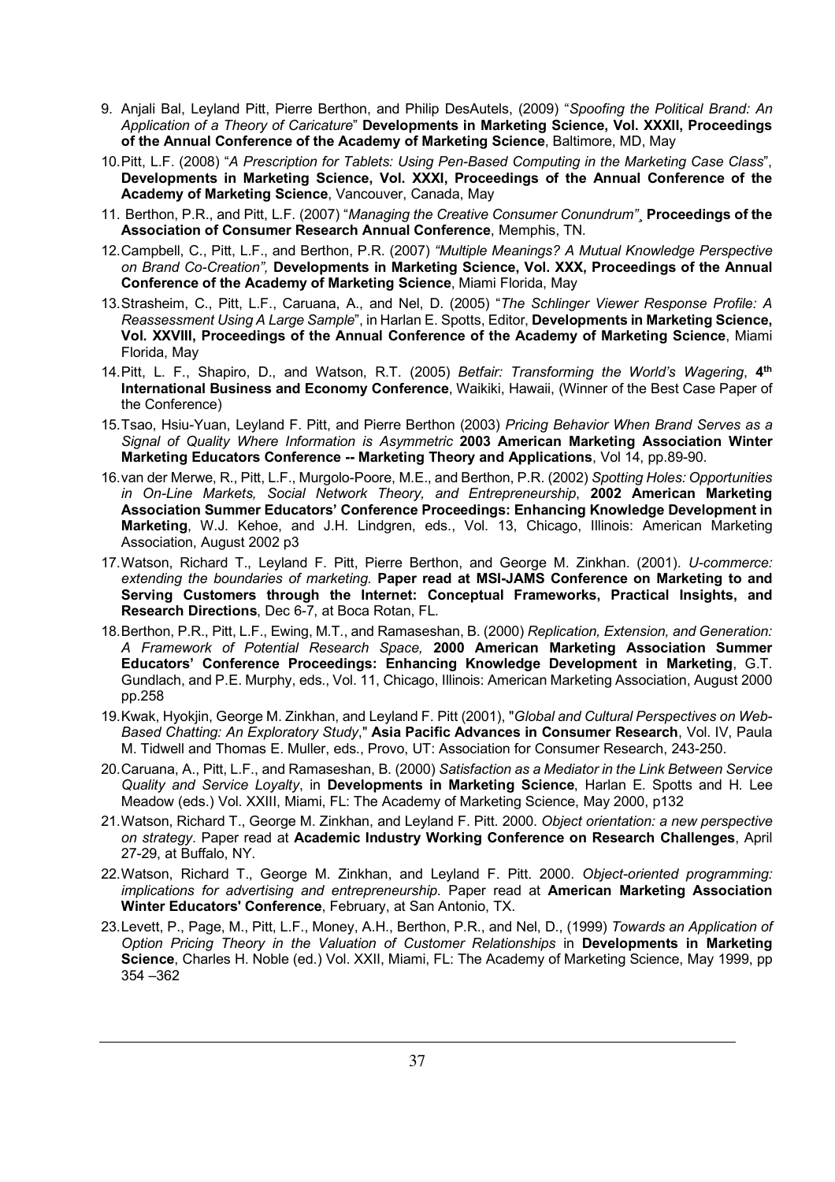9. Anjali Bal, Leyland Pitt, Pierre Berthon, and Philip DesAutels, (2009) "*Spoofing the Political Brand: An Application of a Theory of Caricature*" **Developments in Marketing Science, Vol. XXXII, Proceedings of the Annual Conference of the Academy of Marketing Science**, Baltimore, MD, May

10. Pitt, L.F. (2008) "*A Prescription for Tablets: Using Pen-Based Computing in the Marketing Case Class*", **Developments in Marketing Science, Vol. XXXI, Proceedings of the Annual Conference of the Academy of Marketing Science**, Vancouver, Canada, May

11. Berthon, P.R., and Pitt, L.F. (2007) "*Managing the Creative Consumer Conundrum*"¸ **Proceedings of the Association of Consumer Research Annual Conference**, Memphis, TN.

12. Campbell, C., Pitt, L.F., and Berthon, P.R. (2007) *"Multiple Meanings? A Mutual Knowledge Perspective on Brand Co-Creation",* **Developments in Marketing Science, Vol. XXX, Proceedings of the Annual Conference of the Academy of Marketing Science**, Miami Florida, May

13. Strasheim, C., Pitt, L.F., Caruana, A., and Nel, D. (2005) "*The Schlinger Viewer Response Profile: A Reassessment Using A Large Sample*", in Harlan E. Spotts, Editor, **Developments in Marketing Science, Vol. XXVIII, Proceedings of the Annual Conference of the Academy of Marketing Science**, Miami Florida, May

14. Pitt, L. F., Shapiro, D., and Watson, R.T. (2005) *Betfair: Transforming the World's Wagering*, **4th International Business and Economy Conference**, Waikiki, Hawaii, (Winner of the Best Case Paper of the Conference)

15. Tsao, Hsiu-Yuan, Leyland F. Pitt, and Pierre Berthon (2003) *Pricing Behavior When Brand Serves as a Signal of Quality Where Information is Asymmetric* **2003 American Marketing Association Winter Marketing Educators Conference -- Marketing Theory and Applications**, Vol 14, pp.89-90.

16. van der Merwe, R., Pitt, L.F., Murgolo-Poore, M.E., and Berthon, P.R. (2002) *Spotting Holes: Opportunities in On-Line Markets, Social Network Theory, and Entrepreneurship*, **2002 American Marketing Association Summer Educators' Conference Proceedings: Enhancing Knowledge Development in Marketing**, W.J. Kehoe, and J.H. Lindgren, eds., Vol. 13, Chicago, Illinois: American Marketing Association, August 2002 p3

17. Watson, Richard T., Leyland F. Pitt, Pierre Berthon, and George M. Zinkhan. (2001). *U-commerce: extending the boundaries of marketing.* **Paper read at MSI-JAMS Conference on Marketing to and Serving Customers through the Internet: Conceptual Frameworks, Practical Insights, and Research Directions**, Dec 6-7, at Boca Rotan, FL.

18. Berthon, P.R., Pitt, L.F., Ewing, M.T., and Ramaseshan, B. (2000) *Replication, Extension, and Generation: A Framework of Potential Research Space,* **2000 American Marketing Association Summer Educators' Conference Proceedings: Enhancing Knowledge Development in Marketing**, G.T. Gundlach, and P.E. Murphy, eds., Vol. 11, Chicago, Illinois: American Marketing Association, August 2000 pp.258

19. Kwak, Hyokjin, George M. Zinkhan, and Leyland F. Pitt (2001), "*Global and Cultural Perspectives on Web-Based Chatting: An Exploratory Study*," **Asia Pacific Advances in Consumer Research**, Vol. IV, Paula M. Tidwell and Thomas E. Muller, eds., Provo, UT: Association for Consumer Research, 243-250.

20. Caruana, A., Pitt, L.F., and Ramaseshan, B. (2000) *Satisfaction as a Mediator in the Link Between Service Quality and Service Loyalty*, in **Developments in Marketing Science**, Harlan E. Spotts and H. Lee Meadow (eds.) Vol. XXIII, Miami, FL: The Academy of Marketing Science, May 2000, p132

21. Watson, Richard T., George M. Zinkhan, and Leyland F. Pitt. 2000. *Object orientation: a new perspective on strategy*. Paper read at **Academic Industry Working Conference on Research Challenges**, April 27-29, at Buffalo, NY.

22. Watson, Richard T., George M. Zinkhan, and Leyland F. Pitt. 2000. *Object-oriented programming: implications for advertising and entrepreneurship.* Paper read at **American Marketing Association Winter Educators' Conference**, February, at San Antonio, TX.

23. Levett, P., Page, M., Pitt, L.F., Money, A.H., Berthon, P.R., and Nel, D., (1999) *Towards an Application of Option Pricing Theory in the Valuation of Customer Relationships* in **Developments in Marketing Science**, Charles H. Noble (ed.) Vol. XXII, Miami, FL: The Academy of Marketing Science, May 1999, pp 354 –362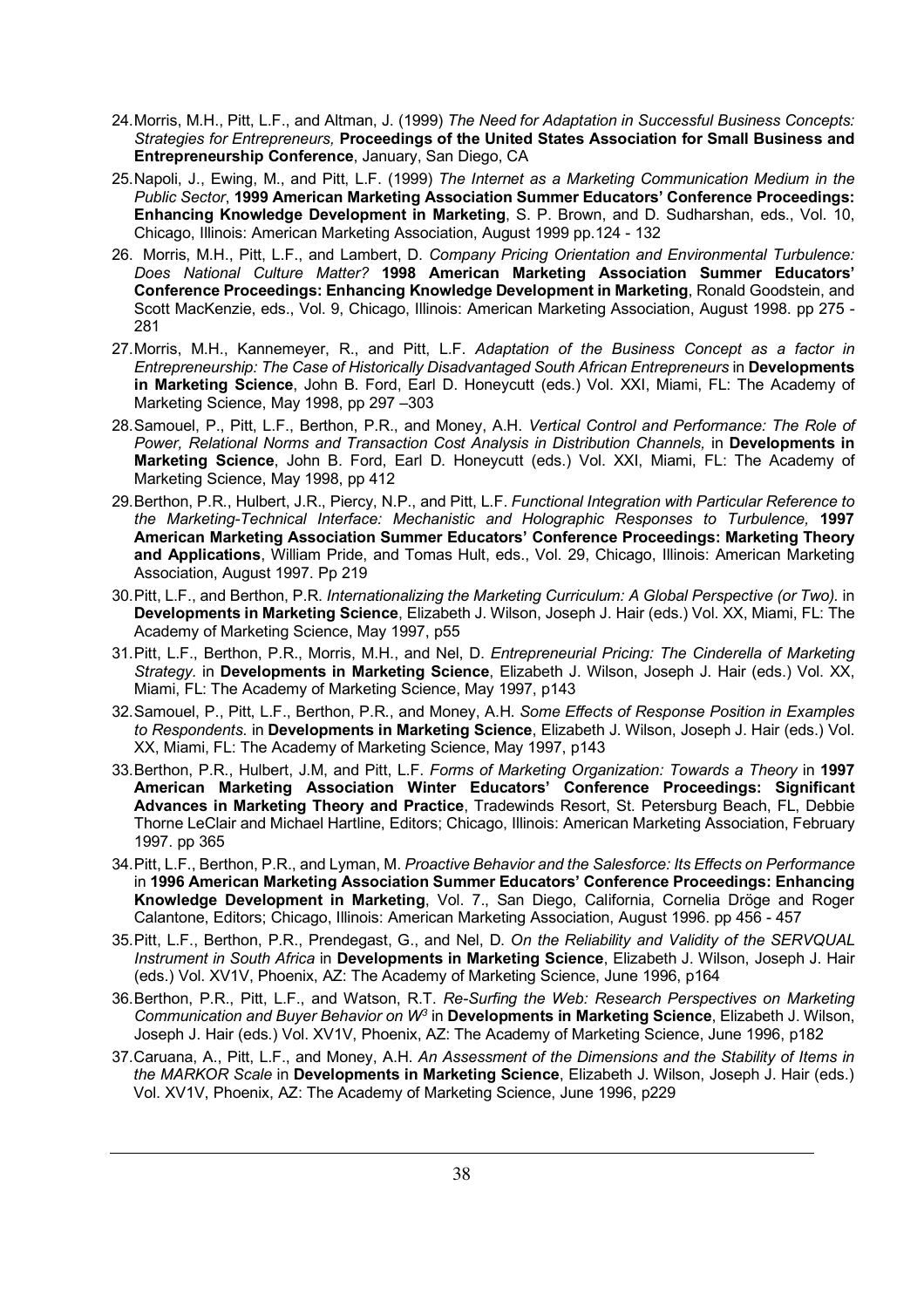24. Morris, M.H., Pitt, L.F., and Altman, J. (1999) *The Need for Adaptation in Successful Business Concepts: Strategies for Entrepreneurs,* **Proceedings of the United States Association for Small Business and Entrepreneurship Conference**, January, San Diego, CA

25. Napoli, J., Ewing, M., and Pitt, L.F. (1999) *The Internet as a Marketing Communication Medium in the Public Sector*, **1999 American Marketing Association Summer Educators' Conference Proceedings: Enhancing Knowledge Development in Marketing**, S. P. Brown, and D. Sudharshan, eds., Vol. 10, Chicago, Illinois: American Marketing Association, August 1999 pp.124 - 132

26. Morris, M.H., Pitt, L.F., and Lambert, D. *Company Pricing Orientation and Environmental Turbulence: Does National Culture Matter?* **1998 American Marketing Association Summer Educators' Conference Proceedings: Enhancing Knowledge Development in Marketing**, Ronald Goodstein, and Scott MacKenzie, eds., Vol. 9, Chicago, Illinois: American Marketing Association, August 1998. pp 275 - 281

27. Morris, M.H., Kannemeyer, R., and Pitt, L.F. *Adaptation of the Business Concept as a factor in Entrepreneurship: The Case of Historically Disadvantaged South African Entrepreneurs* in **Developments in Marketing Science**, John B. Ford, Earl D. Honeycutt (eds.) Vol. XXI, Miami, FL: The Academy of Marketing Science, May 1998, pp 297 –303

28. Samouel, P., Pitt, L.F., Berthon, P.R., and Money, A.H. *Vertical Control and Performance: The Role of Power, Relational Norms and Transaction Cost Analysis in Distribution Channels,* in **Developments in Marketing Science**, John B. Ford, Earl D. Honeycutt (eds.) Vol. XXI, Miami, FL: The Academy of Marketing Science, May 1998, pp 412

29. Berthon, P.R., Hulbert, J.R., Piercy, N.P., and Pitt, L.F. *Functional Integration with Particular Reference to the Marketing-Technical Interface: Mechanistic and Holographic Responses to Turbulence,* **1997 American Marketing Association Summer Educators' Conference Proceedings: Marketing Theory and Applications**, William Pride, and Tomas Hult, eds., Vol. 29, Chicago, Illinois: American Marketing Association, August 1997. Pp 219

30. Pitt, L.F., and Berthon, P.R. *Internationalizing the Marketing Curriculum: A Global Perspective (or Two).* in **Developments in Marketing Science**, Elizabeth J. Wilson, Joseph J. Hair (eds.) Vol. XX, Miami, FL: The Academy of Marketing Science, May 1997, p55

31. Pitt, L.F., Berthon, P.R., Morris, M.H., and Nel, D. *Entrepreneurial Pricing: The Cinderella of Marketing Strategy.* in **Developments in Marketing Science**, Elizabeth J. Wilson, Joseph J. Hair (eds.) Vol. XX, Miami, FL: The Academy of Marketing Science, May 1997, p143

32. Samouel, P., Pitt, L.F., Berthon, P.R., and Money, A.H. *Some Effects of Response Position in Examples to Respondents.* in **Developments in Marketing Science**, Elizabeth J. Wilson, Joseph J. Hair (eds.) Vol. XX, Miami, FL: The Academy of Marketing Science, May 1997, p143

33. Berthon, P.R., Hulbert, J.M, and Pitt, L.F. *Forms of Marketing Organization: Towards a Theory* in **1997 American Marketing Association Winter Educators' Conference Proceedings: Significant Advances in Marketing Theory and Practice**, Tradewinds Resort, St. Petersburg Beach, FL, Debbie Thorne LeClair and Michael Hartline, Editors; Chicago, Illinois: American Marketing Association, February 1997. pp 365

34. Pitt, L.F., Berthon, P.R., and Lyman, M. *Proactive Behavior and the Salesforce: Its Effects on Performance* in **1996 American Marketing Association Summer Educators' Conference Proceedings: Enhancing Knowledge Development in Marketing**, Vol. 7., San Diego, California, Cornelia Dröge and Roger Calantone, Editors; Chicago, Illinois: American Marketing Association, August 1996. pp 456 - 457

35. Pitt, L.F., Berthon, P.R., Prendegast, G., and Nel, D. *On the Reliability and Validity of the SERVQUAL Instrument in South Africa* in **Developments in Marketing Science**, Elizabeth J. Wilson, Joseph J. Hair (eds.) Vol. XV1V, Phoenix, AZ: The Academy of Marketing Science, June 1996, p164

36. Berthon, P.R., Pitt, L.F., and Watson, R.T. *Re-Surfing the Web: Research Perspectives on Marketing Communication and Buyer Behavior on $W^3$* in **Developments in Marketing Science**, Elizabeth J. Wilson, Joseph J. Hair (eds.) Vol. XV1V, Phoenix, AZ: The Academy of Marketing Science, June 1996, p182

37. Caruana, A., Pitt, L.F., and Money, A.H. *An Assessment of the Dimensions and the Stability of Items in the MARKOR Scale* in **Developments in Marketing Science**, Elizabeth J. Wilson, Joseph J. Hair (eds.) Vol. XV1V, Phoenix, AZ: The Academy of Marketing Science, June 1996, p229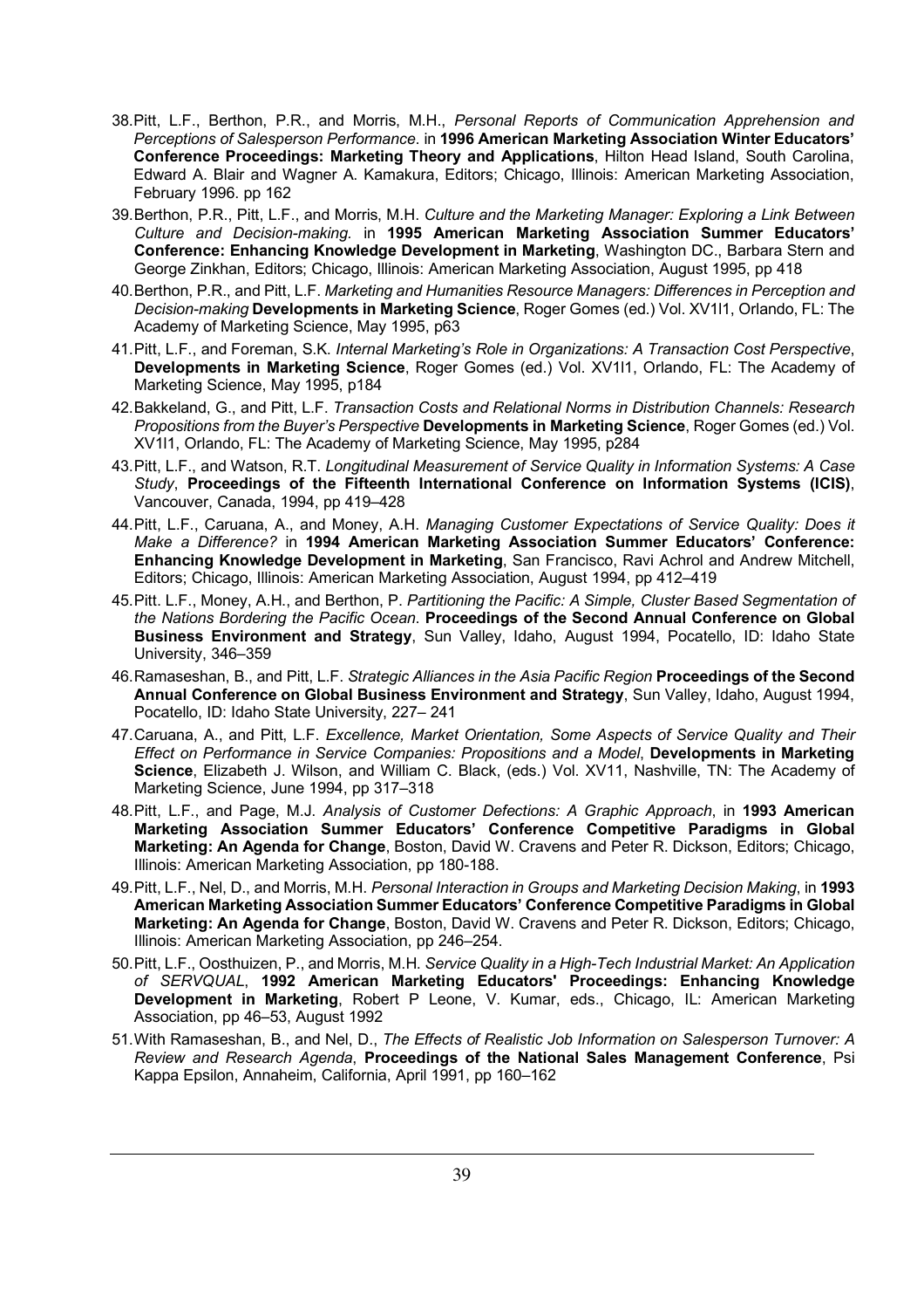38. Pitt, L.F., Berthon, P.R., and Morris, M.H., *Personal Reports of Communication Apprehension and Perceptions of Salesperson Performance*. in **1996 American Marketing Association Winter Educators' Conference Proceedings: Marketing Theory and Applications**, Hilton Head Island, South Carolina, Edward A. Blair and Wagner A. Kamakura, Editors; Chicago, Illinois: American Marketing Association, February 1996. pp 162
39. Berthon, P.R., Pitt, L.F., and Morris, M.H. *Culture and the Marketing Manager: Exploring a Link Between Culture and Decision-making.* in **1995 American Marketing Association Summer Educators' Conference: Enhancing Knowledge Development in Marketing**, Washington DC., Barbara Stern and George Zinkhan, Editors; Chicago, Illinois: American Marketing Association, August 1995, pp 418
40. Berthon, P.R., and Pitt, L.F. *Marketing and Humanities Resource Managers: Differences in Perception and Decision-making* **Developments in Marketing Science**, Roger Gomes (ed.) Vol. XV1I1, Orlando, FL: The Academy of Marketing Science, May 1995, p63
41. Pitt, L.F., and Foreman, S.K. *Internal Marketing's Role in Organizations: A Transaction Cost Perspective*, **Developments in Marketing Science**, Roger Gomes (ed.) Vol. XV1I1, Orlando, FL: The Academy of Marketing Science, May 1995, p184
42. Bakkeland, G., and Pitt, L.F. *Transaction Costs and Relational Norms in Distribution Channels: Research Propositions from the Buyer's Perspective* **Developments in Marketing Science**, Roger Gomes (ed.) Vol. XV1I1, Orlando, FL: The Academy of Marketing Science, May 1995, p284
43. Pitt, L.F., and Watson, R.T. *Longitudinal Measurement of Service Quality in Information Systems: A Case Study*, **Proceedings of the Fifteenth International Conference on Information Systems (ICIS)**, Vancouver, Canada, 1994, pp 419–428
44. Pitt, L.F., Caruana, A., and Money, A.H. *Managing Customer Expectations of Service Quality: Does it Make a Difference?* in **1994 American Marketing Association Summer Educators' Conference: Enhancing Knowledge Development in Marketing**, San Francisco, Ravi Achrol and Andrew Mitchell, Editors; Chicago, Illinois: American Marketing Association, August 1994, pp 412–419
45. Pitt. L.F., Money, A.H., and Berthon, P. *Partitioning the Pacific: A Simple, Cluster Based Segmentation of the Nations Bordering the Pacific Ocean*. **Proceedings of the Second Annual Conference on Global Business Environment and Strategy**, Sun Valley, Idaho, August 1994, Pocatello, ID: Idaho State University, 346–359
46. Ramaseshan, B., and Pitt, L.F. *Strategic Alliances in the Asia Pacific Region* **Proceedings of the Second Annual Conference on Global Business Environment and Strategy**, Sun Valley, Idaho, August 1994, Pocatello, ID: Idaho State University, 227– 241
47. Caruana, A., and Pitt, L.F. *Excellence, Market Orientation, Some Aspects of Service Quality and Their Effect on Performance in Service Companies: Propositions and a Model*, **Developments in Marketing Science**, Elizabeth J. Wilson, and William C. Black, (eds.) Vol. XV11, Nashville, TN: The Academy of Marketing Science, June 1994, pp 317–318
48. Pitt, L.F., and Page, M.J. *Analysis of Customer Defections: A Graphic Approach*, in **1993 American Marketing Association Summer Educators' Conference Competitive Paradigms in Global Marketing: An Agenda for Change**, Boston, David W. Cravens and Peter R. Dickson, Editors; Chicago, Illinois: American Marketing Association, pp 180-188.
49. Pitt, L.F., Nel, D., and Morris, M.H. *Personal Interaction in Groups and Marketing Decision Making*, in **1993 American Marketing Association Summer Educators' Conference Competitive Paradigms in Global Marketing: An Agenda for Change**, Boston, David W. Cravens and Peter R. Dickson, Editors; Chicago, Illinois: American Marketing Association, pp 246–254.
50. Pitt, L.F., Oosthuizen, P., and Morris, M.H. *Service Quality in a High-Tech Industrial Market: An Application of SERVQUAL*, **1992 American Marketing Educators' Proceedings: Enhancing Knowledge Development in Marketing**, Robert P Leone, V. Kumar, eds., Chicago, IL: American Marketing Association, pp 46–53, August 1992
51. With Ramaseshan, B., and Nel, D., *The Effects of Realistic Job Information on Salesperson Turnover: A Review and Research Agenda*, **Proceedings of the National Sales Management Conference**, Psi Kappa Epsilon, Annaheim, California, April 1991, pp 160–162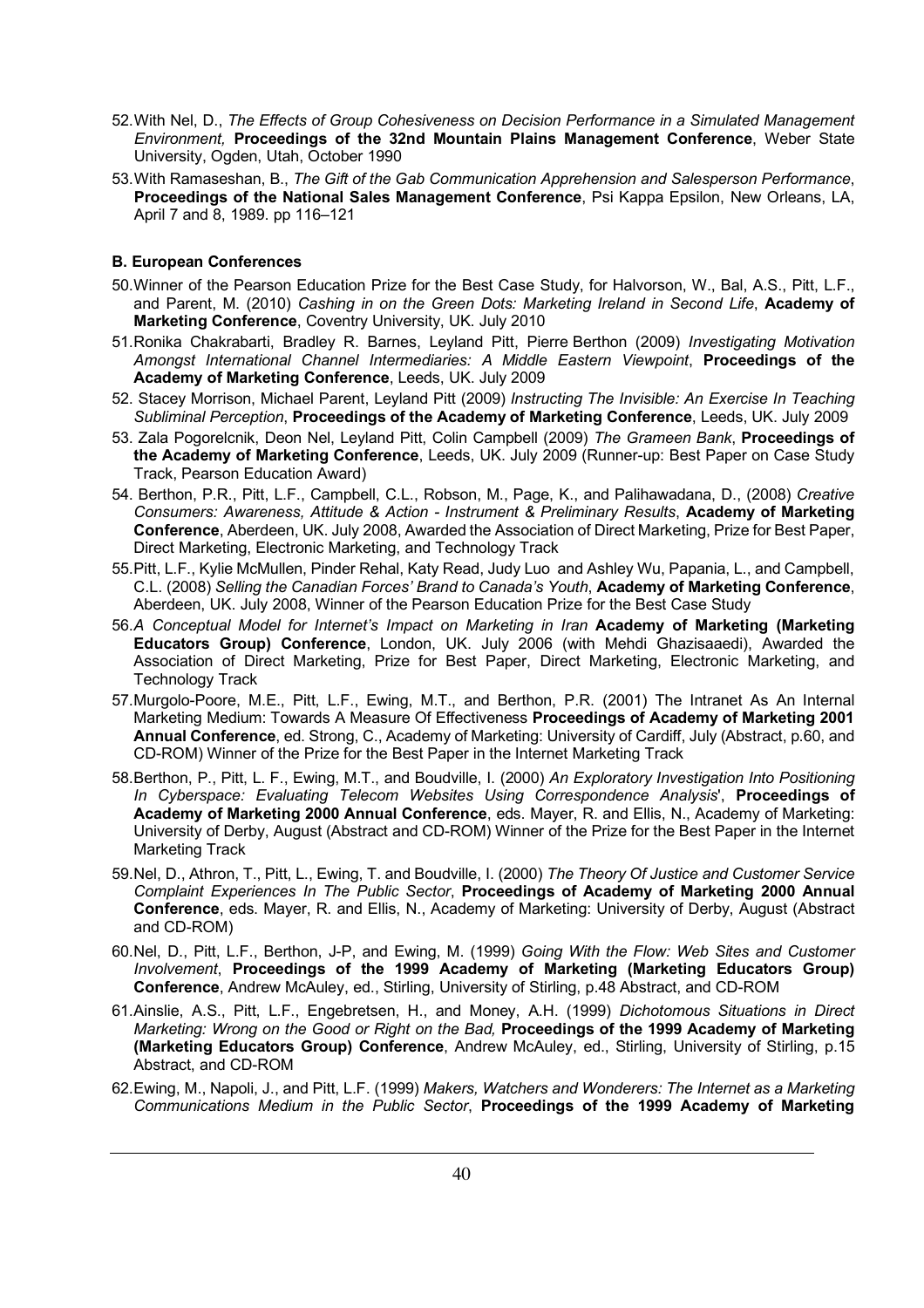52. With Nel, D., *The Effects of Group Cohesiveness on Decision Performance in a Simulated Management Environment,* **Proceedings of the 32nd Mountain Plains Management Conference**, Weber State University, Ogden, Utah, October 1990

53. With Ramaseshan, B., *The Gift of the Gab Communication Apprehension and Salesperson Performance*, **Proceedings of the National Sales Management Conference**, Psi Kappa Epsilon, New Orleans, LA, April 7 and 8, 1989. pp 116–121

**B. European Conferences**

50. Winner of the Pearson Education Prize for the Best Case Study, for Halvorson, W., Bal, A.S., Pitt, L.F., and Parent, M. (2010) *Cashing in on the Green Dots: Marketing Ireland in Second Life*, **Academy of Marketing Conference**, Coventry University, UK. July 2010

51. Ronika Chakrabarti, Bradley R. Barnes, Leyland Pitt, Pierre Berthon (2009) *Investigating Motivation Amongst International Channel Intermediaries: A Middle Eastern Viewpoint*, **Proceedings of the Academy of Marketing Conference**, Leeds, UK. July 2009

52. Stacey Morrison, Michael Parent, Leyland Pitt (2009) *Instructing The Invisible: An Exercise In Teaching Subliminal Perception*, **Proceedings of the Academy of Marketing Conference**, Leeds, UK. July 2009

53. Zala Pogorelcnik, Deon Nel, Leyland Pitt, Colin Campbell (2009) *The Grameen Bank*, **Proceedings of the Academy of Marketing Conference**, Leeds, UK. July 2009 (Runner-up: Best Paper on Case Study Track, Pearson Education Award)

54. Berthon, P.R., Pitt, L.F., Campbell, C.L., Robson, M., Page, K., and Palihawadana, D., (2008) *Creative Consumers: Awareness, Attitude & Action - Instrument & Preliminary Results*, **Academy of Marketing Conference**, Aberdeen, UK. July 2008, Awarded the Association of Direct Marketing, Prize for Best Paper, Direct Marketing, Electronic Marketing, and Technology Track

55. Pitt, L.F., Kylie McMullen, Pinder Rehal, Katy Read, Judy Luo and Ashley Wu, Papania, L., and Campbell, C.L. (2008) *Selling the Canadian Forces' Brand to Canada's Youth*, **Academy of Marketing Conference**, Aberdeen, UK. July 2008, Winner of the Pearson Education Prize for the Best Case Study

56. *A Conceptual Model for Internet's Impact on Marketing in Iran* **Academy of Marketing (Marketing Educators Group) Conference**, London, UK. July 2006 (with Mehdi Ghazisaaedi), Awarded the Association of Direct Marketing, Prize for Best Paper, Direct Marketing, Electronic Marketing, and Technology Track

57. Murgolo-Poore, M.E., Pitt, L.F., Ewing, M.T., and Berthon, P.R. (2001) The Intranet As An Internal Marketing Medium: Towards A Measure Of Effectiveness **Proceedings of Academy of Marketing 2001 Annual Conference**, ed. Strong, C., Academy of Marketing: University of Cardiff, July (Abstract, p.60, and CD-ROM) Winner of the Prize for the Best Paper in the Internet Marketing Track

58. Berthon, P., Pitt, L. F., Ewing, M.T., and Boudville, I. (2000) *An Exploratory Investigation Into Positioning In Cyberspace: Evaluating Telecom Websites Using Correspondence Analysis*', **Proceedings of Academy of Marketing 2000 Annual Conference**, eds. Mayer, R. and Ellis, N., Academy of Marketing: University of Derby, August (Abstract and CD-ROM) Winner of the Prize for the Best Paper in the Internet Marketing Track

59. Nel, D., Athron, T., Pitt, L., Ewing, T. and Boudville, I. (2000) *The Theory Of Justice and Customer Service Complaint Experiences In The Public Sector*, **Proceedings of Academy of Marketing 2000 Annual Conference**, eds. Mayer, R. and Ellis, N., Academy of Marketing: University of Derby, August (Abstract and CD-ROM)

60. Nel, D., Pitt, L.F., Berthon, J-P, and Ewing, M. (1999) *Going With the Flow: Web Sites and Customer Involvement*, **Proceedings of the 1999 Academy of Marketing (Marketing Educators Group) Conference**, Andrew McAuley, ed., Stirling, University of Stirling, p.48 Abstract, and CD-ROM

61. Ainslie, A.S., Pitt, L.F., Engebretsen, H., and Money, A.H. (1999) *Dichotomous Situations in Direct Marketing: Wrong on the Good or Right on the Bad,* **Proceedings of the 1999 Academy of Marketing (Marketing Educators Group) Conference**, Andrew McAuley, ed., Stirling, University of Stirling, p.15 Abstract, and CD-ROM

62. Ewing, M., Napoli, J., and Pitt, L.F. (1999) *Makers, Watchers and Wonderers: The Internet as a Marketing Communications Medium in the Public Sector*, **Proceedings of the 1999 Academy of Marketing**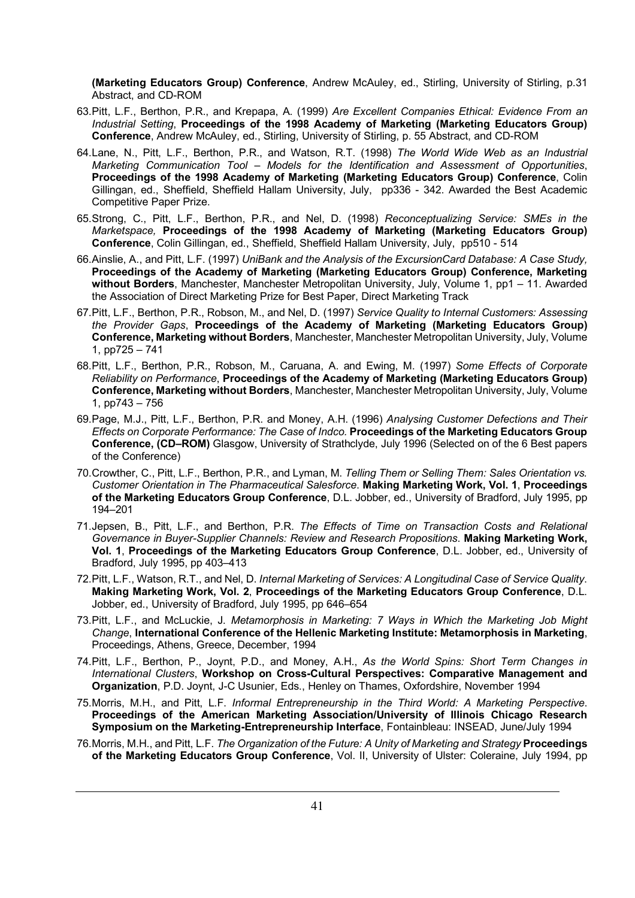**(Marketing Educators Group) Conference**, Andrew McAuley, ed., Stirling, University of Stirling, p.31 Abstract, and CD-ROM

63. Pitt, L.F., Berthon, P.R., and Krepapa, A. (1999) *Are Excellent Companies Ethical: Evidence From an Industrial Setting*, **Proceedings of the 1998 Academy of Marketing (Marketing Educators Group) Conference**, Andrew McAuley, ed., Stirling, University of Stirling, p. 55 Abstract, and CD-ROM

64. Lane, N., Pitt, L.F., Berthon, P.R., and Watson, R.T. (1998) *The World Wide Web as an Industrial Marketing Communication Tool – Models for the Identification and Assessment of Opportunities*, **Proceedings of the 1998 Academy of Marketing (Marketing Educators Group) Conference**, Colin Gillingan, ed., Sheffield, Sheffield Hallam University, July, pp336 - 342. Awarded the Best Academic Competitive Paper Prize.

65. Strong, C., Pitt, L.F., Berthon, P.R., and Nel, D. (1998) *Reconceptualizing Service: SMEs in the Marketspace,* **Proceedings of the 1998 Academy of Marketing (Marketing Educators Group) Conference**, Colin Gillingan, ed., Sheffield, Sheffield Hallam University, July, pp510 - 514

66. Ainslie, A., and Pitt, L.F. (1997) *UniBank and the Analysis of the ExcursionCard Database: A Case Study,* **Proceedings of the Academy of Marketing (Marketing Educators Group) Conference, Marketing without Borders**, Manchester, Manchester Metropolitan University, July, Volume 1, pp1 – 11. Awarded the Association of Direct Marketing Prize for Best Paper, Direct Marketing Track

67. Pitt, L.F., Berthon, P.R., Robson, M., and Nel, D. (1997) *Service Quality to Internal Customers: Assessing the Provider Gaps*, **Proceedings of the Academy of Marketing (Marketing Educators Group) Conference, Marketing without Borders**, Manchester, Manchester Metropolitan University, July, Volume 1, pp725 – 741

68. Pitt, L.F., Berthon, P.R., Robson, M., Caruana, A. and Ewing, M. (1997) *Some Effects of Corporate Reliability on Performance*, **Proceedings of the Academy of Marketing (Marketing Educators Group) Conference, Marketing without Borders**, Manchester, Manchester Metropolitan University, July, Volume 1, pp743 – 756

69. Page, M.J., Pitt, L.F., Berthon, P.R. and Money, A.H. (1996) *Analysing Customer Defections and Their Effects on Corporate Performance: The Case of Indco.* **Proceedings of the Marketing Educators Group Conference, (CD–ROM)** Glasgow, University of Strathclyde, July 1996 (Selected on of the 6 Best papers of the Conference)

70. Crowther, C., Pitt, L.F., Berthon, P.R., and Lyman, M. *Telling Them or Selling Them: Sales Orientation vs. Customer Orientation in The Pharmaceutical Salesforce*. **Making Marketing Work, Vol. 1**, **Proceedings of the Marketing Educators Group Conference**, D.L. Jobber, ed., University of Bradford, July 1995, pp 194–201

71. Jepsen, B., Pitt, L.F., and Berthon, P.R. *The Effects of Time on Transaction Costs and Relational Governance in Buyer-Supplier Channels: Review and Research Propositions*. **Making Marketing Work, Vol. 1**, **Proceedings of the Marketing Educators Group Conference**, D.L. Jobber, ed., University of Bradford, July 1995, pp 403–413

72. Pitt, L.F., Watson, R.T., and Nel, D. *Internal Marketing of Services: A Longitudinal Case of Service Quality*. **Making Marketing Work, Vol. 2**, **Proceedings of the Marketing Educators Group Conference**, D.L. Jobber, ed., University of Bradford, July 1995, pp 646–654

73. Pitt, L.F., and McLuckie, J. *Metamorphosis in Marketing: 7 Ways in Which the Marketing Job Might Change*, **International Conference of the Hellenic Marketing Institute: Metamorphosis in Marketing**, Proceedings, Athens, Greece, December, 1994

74. Pitt, L.F., Berthon, P., Joynt, P.D., and Money, A.H., *As the World Spins: Short Term Changes in International Clusters*, **Workshop on Cross-Cultural Perspectives: Comparative Management and Organization**, P.D. Joynt, J-C Usunier, Eds., Henley on Thames, Oxfordshire, November 1994

75. Morris, M.H., and Pitt, L.F. *Informal Entrepreneurship in the Third World: A Marketing Perspective*. **Proceedings of the American Marketing Association/University of Illinois Chicago Research Symposium on the Marketing-Entrepreneurship Interface**, Fontainbleau: INSEAD, June/July 1994

76. Morris, M.H., and Pitt, L.F. *The Organization of the Future: A Unity of Marketing and Strategy* **Proceedings of the Marketing Educators Group Conference**, Vol. II, University of Ulster: Coleraine, July 1994, pp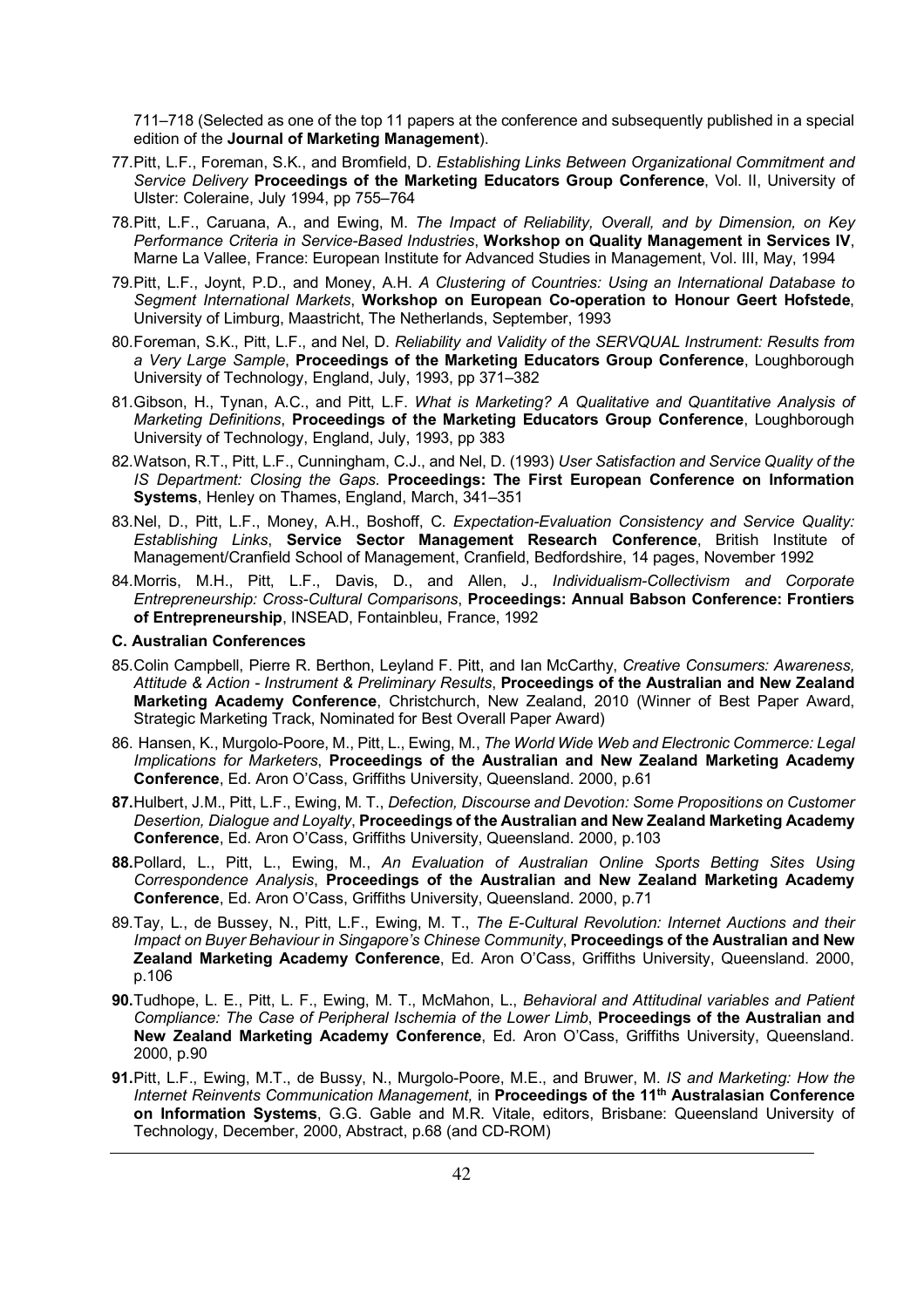711–718 (Selected as one of the top 11 papers at the conference and subsequently published in a special edition of the **Journal of Marketing Management**).

77. Pitt, L.F., Foreman, S.K., and Bromfield, D. *Establishing Links Between Organizational Commitment and Service Delivery* **Proceedings of the Marketing Educators Group Conference**, Vol. II, University of Ulster: Coleraine, July 1994, pp 755–764

78. Pitt, L.F., Caruana, A., and Ewing, M. *The Impact of Reliability, Overall, and by Dimension, on Key Performance Criteria in Service-Based Industries*, **Workshop on Quality Management in Services IV**, Marne La Vallee, France: European Institute for Advanced Studies in Management, Vol. III, May, 1994

79. Pitt, L.F., Joynt, P.D., and Money, A.H. *A Clustering of Countries: Using an International Database to Segment International Markets*, **Workshop on European Co-operation to Honour Geert Hofstede**, University of Limburg, Maastricht, The Netherlands, September, 1993

80. Foreman, S.K., Pitt, L.F., and Nel, D. *Reliability and Validity of the SERVQUAL Instrument: Results from a Very Large Sample*, **Proceedings of the Marketing Educators Group Conference**, Loughborough University of Technology, England, July, 1993, pp 371–382

81. Gibson, H., Tynan, A.C., and Pitt, L.F. *What is Marketing? A Qualitative and Quantitative Analysis of Marketing Definitions*, **Proceedings of the Marketing Educators Group Conference**, Loughborough University of Technology, England, July, 1993, pp 383

82. Watson, R.T., Pitt, L.F., Cunningham, C.J., and Nel, D. (1993) *User Satisfaction and Service Quality of the IS Department: Closing the Gaps*. **Proceedings: The First European Conference on Information Systems**, Henley on Thames, England, March, 341–351

83. Nel, D., Pitt, L.F., Money, A.H., Boshoff, C. *Expectation-Evaluation Consistency and Service Quality: Establishing Links*, **Service Sector Management Research Conference**, British Institute of Management/Cranfield School of Management, Cranfield, Bedfordshire, 14 pages, November 1992

84. Morris, M.H., Pitt, L.F., Davis, D., and Allen, J., *Individualism-Collectivism and Corporate Entrepreneurship: Cross-Cultural Comparisons*, **Proceedings: Annual Babson Conference: Frontiers of Entrepreneurship**, INSEAD, Fontainbleu, France, 1992

**C. Australian Conferences**

85. Colin Campbell, Pierre R. Berthon, Leyland F. Pitt, and Ian McCarthy, *Creative Consumers: Awareness, Attitude & Action - Instrument & Preliminary Results*, **Proceedings of the Australian and New Zealand Marketing Academy Conference**, Christchurch, New Zealand, 2010 (Winner of Best Paper Award, Strategic Marketing Track, Nominated for Best Overall Paper Award)

86. Hansen, K., Murgolo-Poore, M., Pitt, L., Ewing, M., *The World Wide Web and Electronic Commerce: Legal Implications for Marketers*, **Proceedings of the Australian and New Zealand Marketing Academy Conference**, Ed. Aron O'Cass, Griffiths University, Queensland. 2000, p.61

**87.** Hulbert, J.M., Pitt, L.F., Ewing, M. T., *Defection, Discourse and Devotion: Some Propositions on Customer Desertion, Dialogue and Loyalty*, **Proceedings of the Australian and New Zealand Marketing Academy Conference**, Ed. Aron O'Cass, Griffiths University, Queensland. 2000, p.103

**88.** Pollard, L., Pitt, L., Ewing, M., *An Evaluation of Australian Online Sports Betting Sites Using Correspondence Analysis*, **Proceedings of the Australian and New Zealand Marketing Academy Conference**, Ed. Aron O'Cass, Griffiths University, Queensland. 2000, p.71

89. Tay, L., de Bussey, N., Pitt, L.F., Ewing, M. T., *The E-Cultural Revolution: Internet Auctions and their Impact on Buyer Behaviour in Singapore's Chinese Community*, **Proceedings of the Australian and New Zealand Marketing Academy Conference**, Ed. Aron O'Cass, Griffiths University, Queensland. 2000, p.106

**90.** Tudhope, L. E., Pitt, L. F., Ewing, M. T., McMahon, L., *Behavioral and Attitudinal variables and Patient Compliance: The Case of Peripheral Ischemia of the Lower Limb*, **Proceedings of the Australian and New Zealand Marketing Academy Conference**, Ed. Aron O'Cass, Griffiths University, Queensland. 2000, p.90

**91.** Pitt, L.F., Ewing, M.T., de Bussy, N., Murgolo-Poore, M.E., and Bruwer, M. *IS and Marketing: How the Internet Reinvents Communication Management,* in **Proceedings of the 11th Australasian Conference on Information Systems**, G.G. Gable and M.R. Vitale, editors, Brisbane: Queensland University of Technology, December, 2000, Abstract, p.68 (and CD-ROM)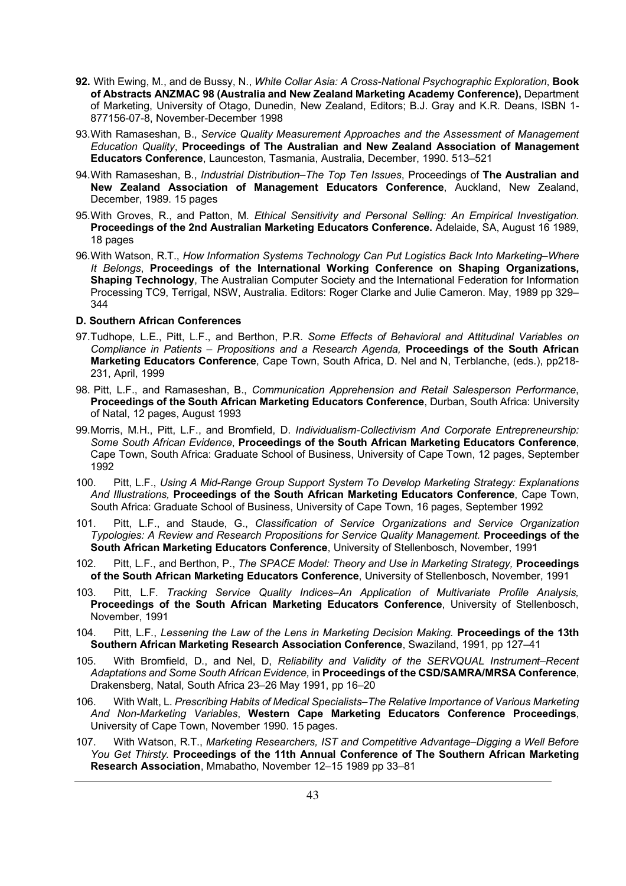92. With Ewing, M., and de Bussy, N., *White Collar Asia: A Cross-National Psychographic Exploration*, **Book of Abstracts ANZMAC 98 (Australia and New Zealand Marketing Academy Conference),** Department of Marketing, University of Otago, Dunedin, New Zealand, Editors; B.J. Gray and K.R. Deans, ISBN 1-877156-07-8, November-December 1998

93. With Ramaseshan, B., *Service Quality Measurement Approaches and the Assessment of Management Education Quality*, **Proceedings of The Australian and New Zealand Association of Management Educators Conference**, Launceston, Tasmania, Australia, December, 1990. 513–521

94. With Ramaseshan, B., *Industrial Distribution–The Top Ten Issues*, Proceedings of **The Australian and New Zealand Association of Management Educators Conference**, Auckland, New Zealand, December, 1989. 15 pages

95. With Groves, R., and Patton, M. *Ethical Sensitivity and Personal Selling: An Empirical Investigation.* **Proceedings of the 2nd Australian Marketing Educators Conference.** Adelaide, SA, August 16 1989, 18 pages

96. With Watson, R.T., *How Information Systems Technology Can Put Logistics Back Into Marketing–Where It Belongs*, **Proceedings of the International Working Conference on Shaping Organizations, Shaping Technology**, The Australian Computer Society and the International Federation for Information Processing TC9, Terrigal, NSW, Australia. Editors: Roger Clarke and Julie Cameron. May, 1989 pp 329–344

**D. Southern African Conferences**

97. Tudhope, L.E., Pitt, L.F., and Berthon, P.R. *Some Effects of Behavioral and Attitudinal Variables on Compliance in Patients – Propositions and a Research Agenda,* **Proceedings of the South African Marketing Educators Conference**, Cape Town, South Africa, D. Nel and N, Terblanche, (eds.), pp218-231, April, 1999

98. Pitt, L.F., and Ramaseshan, B., *Communication Apprehension and Retail Salesperson Performance*, **Proceedings of the South African Marketing Educators Conference**, Durban, South Africa: University of Natal, 12 pages, August 1993

99. Morris, M.H., Pitt, L.F., and Bromfield, D. *Individualism-Collectivism And Corporate Entrepreneurship: Some South African Evidence*, **Proceedings of the South African Marketing Educators Conference**, Cape Town, South Africa: Graduate School of Business, University of Cape Town, 12 pages, September 1992

100. Pitt, L.F., *Using A Mid-Range Group Support System To Develop Marketing Strategy: Explanations And Illustrations,* **Proceedings of the South African Marketing Educators Conference**, Cape Town, South Africa: Graduate School of Business, University of Cape Town, 16 pages, September 1992

101. Pitt, L.F., and Staude, G., *Classification of Service Organizations and Service Organization Typologies: A Review and Research Propositions for Service Quality Management.* **Proceedings of the South African Marketing Educators Conference**, University of Stellenbosch, November, 1991

102. Pitt, L.F., and Berthon, P., *The SPACE Model: Theory and Use in Marketing Strategy,* **Proceedings of the South African Marketing Educators Conference**, University of Stellenbosch, November, 1991

103. Pitt, L.F. *Tracking Service Quality Indices–An Application of Multivariate Profile Analysis,* **Proceedings of the South African Marketing Educators Conference**, University of Stellenbosch, November, 1991

104. Pitt, L.F., *Lessening the Law of the Lens in Marketing Decision Making.* **Proceedings of the 13th Southern African Marketing Research Association Conference**, Swaziland, 1991, pp 127–41

105. With Bromfield, D., and Nel, D, *Reliability and Validity of the SERVQUAL Instrument–Recent Adaptations and Some South African Evidence,* in **Proceedings of the CSD/SAMRA/MRSA Conference**, Drakensberg, Natal, South Africa 23–26 May 1991, pp 16–20

106. With Walt, L. *Prescribing Habits of Medical Specialists–The Relative Importance of Various Marketing And Non-Marketing Variables*, **Western Cape Marketing Educators Conference Proceedings**, University of Cape Town, November 1990. 15 pages.

107. With Watson, R.T., *Marketing Researchers, IST and Competitive Advantage–Digging a Well Before You Get Thirsty.* **Proceedings of the 11th Annual Conference of The Southern African Marketing Research Association**, Mmabatho, November 12–15 1989 pp 33–81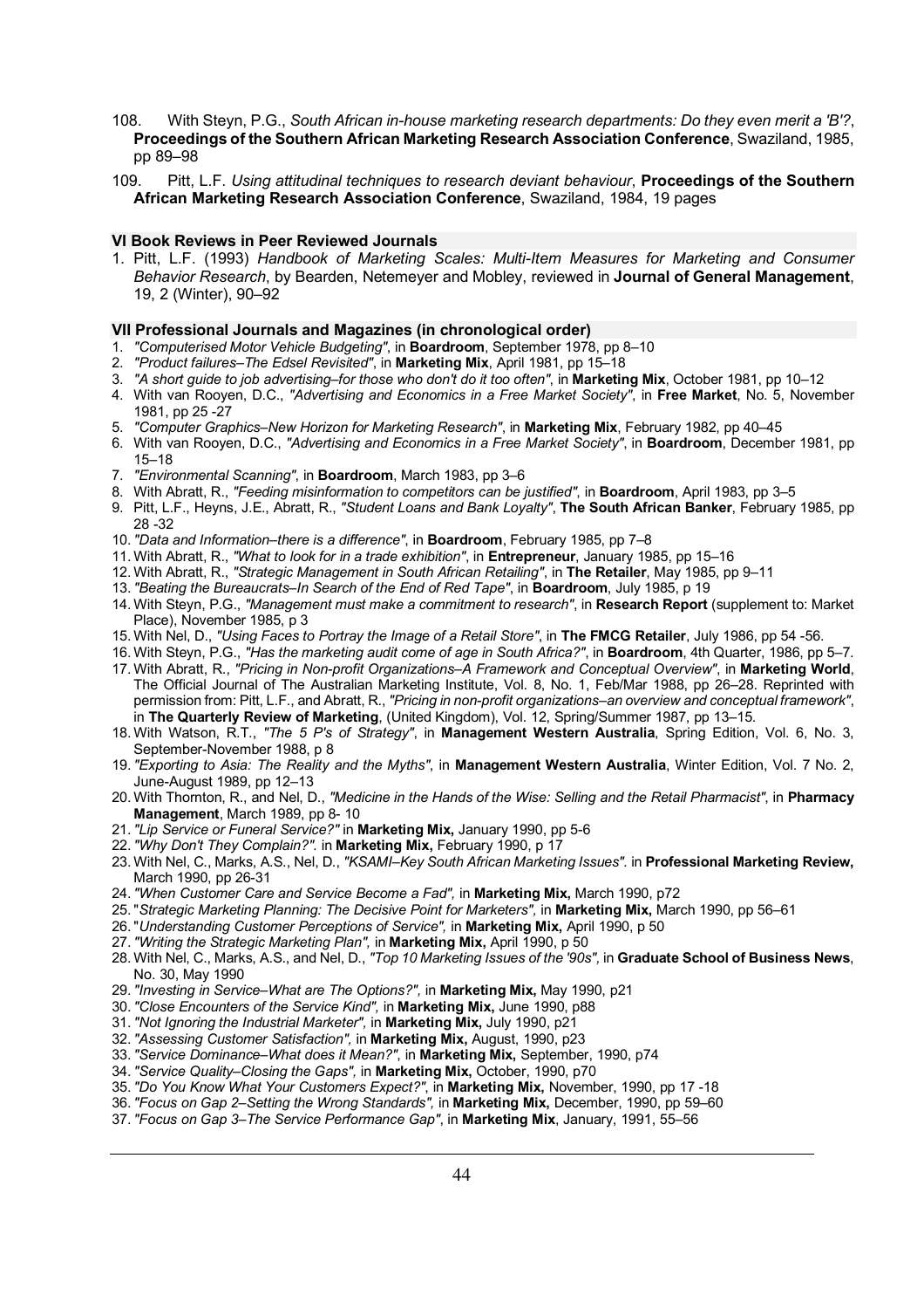108. With Steyn, P.G., *South African in-house marketing research departments: Do they even merit a 'B'?*, **Proceedings of the Southern African Marketing Research Association Conference**, Swaziland, 1985, pp 89–98

109. Pitt, L.F. *Using attitudinal techniques to research deviant behaviour*, **Proceedings of the Southern African Marketing Research Association Conference**, Swaziland, 1984, 19 pages

### VI Book Reviews in Peer Reviewed Journals

1. Pitt, L.F. (1993) *Handbook of Marketing Scales: Multi-Item Measures for Marketing and Consumer Behavior Research*, by Bearden, Netemeyer and Mobley, reviewed in **Journal of General Management**, 19, 2 (Winter), 90–92

### VII Professional Journals and Magazines (in chronological order)

1. *"Computerised Motor Vehicle Budgeting"*, in **Boardroom**, September 1978, pp 8–10
2. *"Product failures–The Edsel Revisited"*, in **Marketing Mix**, April 1981, pp 15–18
3. *"A short guide to job advertising–for those who don't do it too often"*, in **Marketing Mix**, October 1981, pp 10–12
4. With van Rooyen, D.C., *"Advertising and Economics in a Free Market Society"*, in **Free Market**, No. 5, November 1981, pp 25 -27
5. *"Computer Graphics–New Horizon for Marketing Research"*, in **Marketing Mix**, February 1982, pp 40–45
6. With van Rooyen, D.C., *"Advertising and Economics in a Free Market Society"*, in **Boardroom**, December 1981, pp 15–18
7. *"Environmental Scanning"*, in **Boardroom**, March 1983, pp 3–6
8. With Abratt, R., *"Feeding misinformation to competitors can be justified"*, in **Boardroom**, April 1983, pp 3–5
9. Pitt, L.F., Heyns, J.E., Abratt, R., *"Student Loans and Bank Loyalty"*, **The South African Banker**, February 1985, pp 28 -32
10. *"Data and Information–there is a difference"*, in **Boardroom**, February 1985, pp 7–8
11. With Abratt, R., *"What to look for in a trade exhibition"*, in **Entrepreneur**, January 1985, pp 15–16
12. With Abratt, R., *"Strategic Management in South African Retailing"*, in **The Retailer**, May 1985, pp 9–11
13. *"Beating the Bureaucrats–In Search of the End of Red Tape"*, in **Boardroom**, July 1985, p 19
14. With Steyn, P.G., *"Management must make a commitment to research"*, in **Research Report** (supplement to: Market Place), November 1985, p 3
15. With Nel, D., *"Using Faces to Portray the Image of a Retail Store"*, in **The FMCG Retailer**, July 1986, pp 54 -56.
16. With Steyn, P.G., *"Has the marketing audit come of age in South Africa?"*, in **Boardroom**, 4th Quarter, 1986, pp 5–7.
17. With Abratt, R., *"Pricing in Non-profit Organizations–A Framework and Conceptual Overview"*, in **Marketing World**, The Official Journal of The Australian Marketing Institute, Vol. 8, No. 1, Feb/Mar 1988, pp 26–28. Reprinted with permission from: Pitt, L.F., and Abratt, R., *"Pricing in non-profit organizations–an overview and conceptual framework"*, in **The Quarterly Review of Marketing**, (United Kingdom), Vol. 12, Spring/Summer 1987, pp 13–15.
18. With Watson, R.T., *"The 5 P's of Strategy"*, in **Management Western Australia**, Spring Edition, Vol. 6, No. 3, September-November 1988, p 8
19. *"Exporting to Asia: The Reality and the Myths"*, in **Management Western Australia**, Winter Edition, Vol. 7 No. 2, June-August 1989, pp 12–13
20. With Thornton, R., and Nel, D., *"Medicine in the Hands of the Wise: Selling and the Retail Pharmacist"*, in **Pharmacy Management**, March 1989, pp 8- 10
21. *"Lip Service or Funeral Service?"* in **Marketing Mix,** January 1990, pp 5-6
22. *"Why Don't They Complain?".* in **Marketing Mix,** February 1990, p 17
23. With Nel, C., Marks, A.S., Nel, D., *"KSAMI–Key South African Marketing Issues".* in **Professional Marketing Review,** March 1990, pp 26-31
24. *"When Customer Care and Service Become a Fad",* in **Marketing Mix,** March 1990, p72
25. "*Strategic Marketing Planning: The Decisive Point for Marketers",* in **Marketing Mix,** March 1990, pp 56–61
26. "*Understanding Customer Perceptions of Service",* in **Marketing Mix,** April 1990, p 50
27. *"Writing the Strategic Marketing Plan",* in **Marketing Mix,** April 1990, p 50
28. With Nel, C., Marks, A.S., and Nel, D., *"Top 10 Marketing Issues of the '90s",* in **Graduate School of Business News**, No. 30, May 1990
29. *"Investing in Service–What are The Options?",* in **Marketing Mix,** May 1990, p21
30. *"Close Encounters of the Service Kind",* in **Marketing Mix,** June 1990, p88
31. *"Not Ignoring the Industrial Marketer",* in **Marketing Mix,** July 1990, p21
32. *"Assessing Customer Satisfaction",* in **Marketing Mix,** August, 1990, p23
33. *"Service Dominance–What does it Mean?"*, in **Marketing Mix,** September, 1990, p74
34. *"Service Quality–Closing the Gaps",* in **Marketing Mix,** October, 1990, p70
35. *"Do You Know What Your Customers Expect?"*, in **Marketing Mix,** November, 1990, pp 17 -18
36. *"Focus on Gap 2–Setting the Wrong Standards",* in **Marketing Mix,** December, 1990, pp 59–60
37. *"Focus on Gap 3–The Service Performance Gap"*, in **Marketing Mix**, January, 1991, 55–56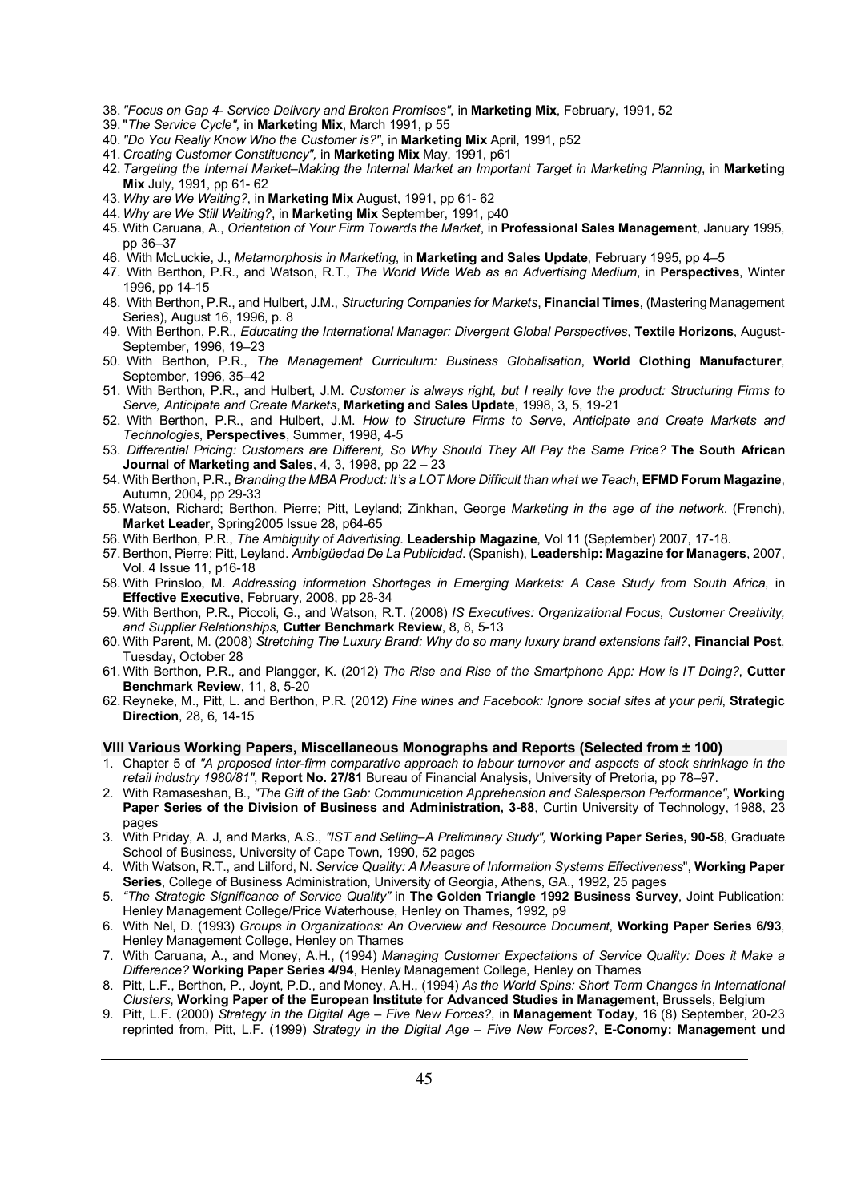38. *"Focus on Gap 4- Service Delivery and Broken Promises"*, in **Marketing Mix**, February, 1991, 52
39. "*The Service Cycle",* in **Marketing Mix**, March 1991, p 55
40. *"Do You Really Know Who the Customer is?"*, in **Marketing Mix** April, 1991, p52
41. *Creating Customer Constituency",* in **Marketing Mix** May, 1991, p61
42. *Targeting the Internal Market–Making the Internal Market an Important Target in Marketing Planning*, in **Marketing Mix** July, 1991, pp 61- 62
43. *Why are We Waiting?*, in **Marketing Mix** August, 1991, pp 61- 62
44. *Why are We Still Waiting?*, in **Marketing Mix** September, 1991, p40
45. With Caruana, A., *Orientation of Your Firm Towards the Market*, in **Professional Sales Management**, January 1995, pp 36–37
46. With McLuckie, J., *Metamorphosis in Marketing*, in **Marketing and Sales Update**, February 1995, pp 4–5
47. With Berthon, P.R., and Watson, R.T., *The World Wide Web as an Advertising Medium*, in **Perspectives**, Winter 1996, pp 14-15
48. With Berthon, P.R., and Hulbert, J.M., *Structuring Companies for Markets*, **Financial Times**, (Mastering Management Series), August 16, 1996, p. 8
49. With Berthon, P.R., *Educating the International Manager: Divergent Global Perspectives*, **Textile Horizons**, August-September, 1996, 19–23
50. With Berthon, P.R., *The Management Curriculum: Business Globalisation*, **World Clothing Manufacturer**, September, 1996, 35–42
51. With Berthon, P.R., and Hulbert, J.M. *Customer is always right, but I really love the product: Structuring Firms to Serve, Anticipate and Create Markets*, **Marketing and Sales Update**, 1998, 3, 5, 19-21
52. With Berthon, P.R., and Hulbert, J.M. *How to Structure Firms to Serve, Anticipate and Create Markets and Technologies*, **Perspectives**, Summer, 1998, 4-5
53. *Differential Pricing: Customers are Different, So Why Should They All Pay the Same Price?* **The South African Journal of Marketing and Sales**, 4, 3, 1998, pp 22 – 23
54. With Berthon, P.R., *Branding the MBA Product: It's a LOT More Difficult than what we Teach*, **EFMD Forum Magazine**, Autumn, 2004, pp 29-33
55. Watson, Richard; Berthon, Pierre; Pitt, Leyland; Zinkhan, George *Marketing in the age of the network*. (French), **Market Leader**, Spring2005 Issue 28, p64-65
56. With Berthon, P.R., *The Ambiguity of Advertising*. **Leadership Magazine**, Vol 11 (September) 2007, 17-18.
57. Berthon, Pierre; Pitt, Leyland. *Ambigüedad De La Publicidad*. (Spanish), **Leadership: Magazine for Managers**, 2007, Vol. 4 Issue 11, p16-18
58. With Prinsloo, M. *Addressing information Shortages in Emerging Markets: A Case Study from South Africa*, in **Effective Executive**, February, 2008, pp 28-34
59. With Berthon, P.R., Piccoli, G., and Watson, R.T. (2008) *IS Executives: Organizational Focus, Customer Creativity, and Supplier Relationships*, **Cutter Benchmark Review**, 8, 8, 5-13
60. With Parent, M. (2008) *Stretching The Luxury Brand: Why do so many luxury brand extensions fail?*, **Financial Post**, Tuesday, October 28
61. With Berthon, P.R., and Plangger, K. (2012) *The Rise and Rise of the Smartphone App: How is IT Doing?*, **Cutter Benchmark Review**, 11, 8, 5-20
62. Reyneke, M., Pitt, L. and Berthon, P.R. (2012) *Fine wines and Facebook: Ignore social sites at your peril*, **Strategic Direction**, 28, 6, 14-15

### VIII Various Working Papers, Miscellaneous Monographs and Reports (Selected from ± 100)

1. Chapter 5 of *"A proposed inter-firm comparative approach to labour turnover and aspects of stock shrinkage in the retail industry 1980/81"*, **Report No. 27/81** Bureau of Financial Analysis, University of Pretoria, pp 78–97.
2. With Ramaseshan, B., *"The Gift of the Gab: Communication Apprehension and Salesperson Performance"*, **Working Paper Series of the Division of Business and Administration, 3-88**, Curtin University of Technology, 1988, 23 pages
3. With Priday, A. J, and Marks, A.S., *"IST and Selling–A Preliminary Study",* **Working Paper Series, 90-58**, Graduate School of Business, University of Cape Town, 1990, 52 pages
4. With Watson, R.T., and Lilford, N. *Service Quality: A Measure of Information Systems Effectiveness*", **Working Paper Series**, College of Business Administration, University of Georgia, Athens, GA., 1992, 25 pages
5. *"The Strategic Significance of Service Quality"* in **The Golden Triangle 1992 Business Survey**, Joint Publication: Henley Management College/Price Waterhouse, Henley on Thames, 1992, p9
6. With Nel, D. (1993) *Groups in Organizations: An Overview and Resource Document*, **Working Paper Series 6/93**, Henley Management College, Henley on Thames
7. With Caruana, A., and Money, A.H., (1994) *Managing Customer Expectations of Service Quality: Does it Make a Difference?* **Working Paper Series 4/94**, Henley Management College, Henley on Thames
8. Pitt, L.F., Berthon, P., Joynt, P.D., and Money, A.H., (1994) *As the World Spins: Short Term Changes in International Clusters*, **Working Paper of the European Institute for Advanced Studies in Management**, Brussels, Belgium
9. Pitt, L.F. (2000) *Strategy in the Digital Age – Five New Forces?*, in **Management Today**, 16 (8) September, 20-23 reprinted from, Pitt, L.F. (1999) *Strategy in the Digital Age – Five New Forces?*, **E-Conomy: Management und**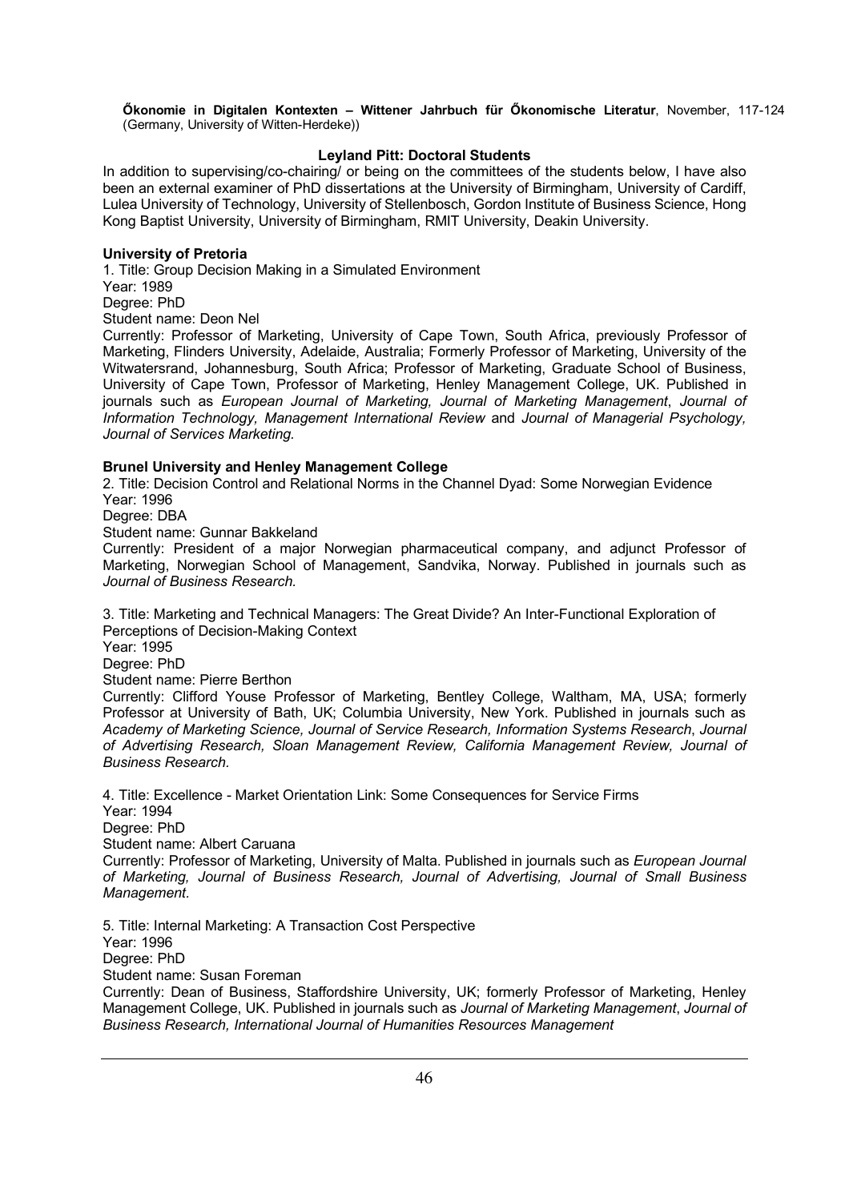**Őkonomie in Digitalen Kontexten – Wittener Jahrbuch für Őkonomische Literatur**, November, 117-124 (Germany, University of Witten-Herdeke))

### Leyland Pitt: Doctoral Students

In addition to supervising/co-chairing/ or being on the committees of the students below, I have also been an external examiner of PhD dissertations at the University of Birmingham, University of Cardiff, Lulea University of Technology, University of Stellenbosch, Gordon Institute of Business Science, Hong Kong Baptist University, University of Birmingham, RMIT University, Deakin University.

**University of Pretoria**

1. Title: Group Decision Making in a Simulated Environment
Year: 1989
Degree: PhD
Student name: Deon Nel
Currently: Professor of Marketing, University of Cape Town, South Africa, previously Professor of Marketing, Flinders University, Adelaide, Australia; Formerly Professor of Marketing, University of the Witwatersrand, Johannesburg, South Africa; Professor of Marketing, Graduate School of Business, University of Cape Town, Professor of Marketing, Henley Management College, UK. Published in journals such as *European Journal of Marketing, Journal of Marketing Management*, *Journal of Information Technology, Management International Review* and *Journal of Managerial Psychology, Journal of Services Marketing.*

**Brunel University and Henley Management College**

2. Title: Decision Control and Relational Norms in the Channel Dyad: Some Norwegian Evidence
Year: 1996
Degree: DBA
Student name: Gunnar Bakkeland
Currently: President of a major Norwegian pharmaceutical company, and adjunct Professor of Marketing, Norwegian School of Management, Sandvika, Norway. Published in journals such as *Journal of Business Research.*

3. Title: Marketing and Technical Managers: The Great Divide? An Inter-Functional Exploration of Perceptions of Decision-Making Context
Year: 1995
Degree: PhD
Student name: Pierre Berthon
Currently: Clifford Youse Professor of Marketing, Bentley College, Waltham, MA, USA; formerly Professor at University of Bath, UK; Columbia University, New York. Published in journals such as *Academy of Marketing Science, Journal of Service Research, Information Systems Research*, *Journal of Advertising Research, Sloan Management Review, California Management Review, Journal of Business Research*.

4. Title: Excellence - Market Orientation Link: Some Consequences for Service Firms
Year: 1994
Degree: PhD
Student name: Albert Caruana
Currently: Professor of Marketing, University of Malta. Published in journals such as *European Journal of Marketing, Journal of Business Research, Journal of Advertising, Journal of Small Business Management*.

5. Title: Internal Marketing: A Transaction Cost Perspective
Year: 1996
Degree: PhD
Student name: Susan Foreman
Currently: Dean of Business, Staffordshire University, UK; formerly Professor of Marketing, Henley Management College, UK. Published in journals such as *Journal of Marketing Management*, *Journal of Business Research, International Journal of Humanities Resources Management*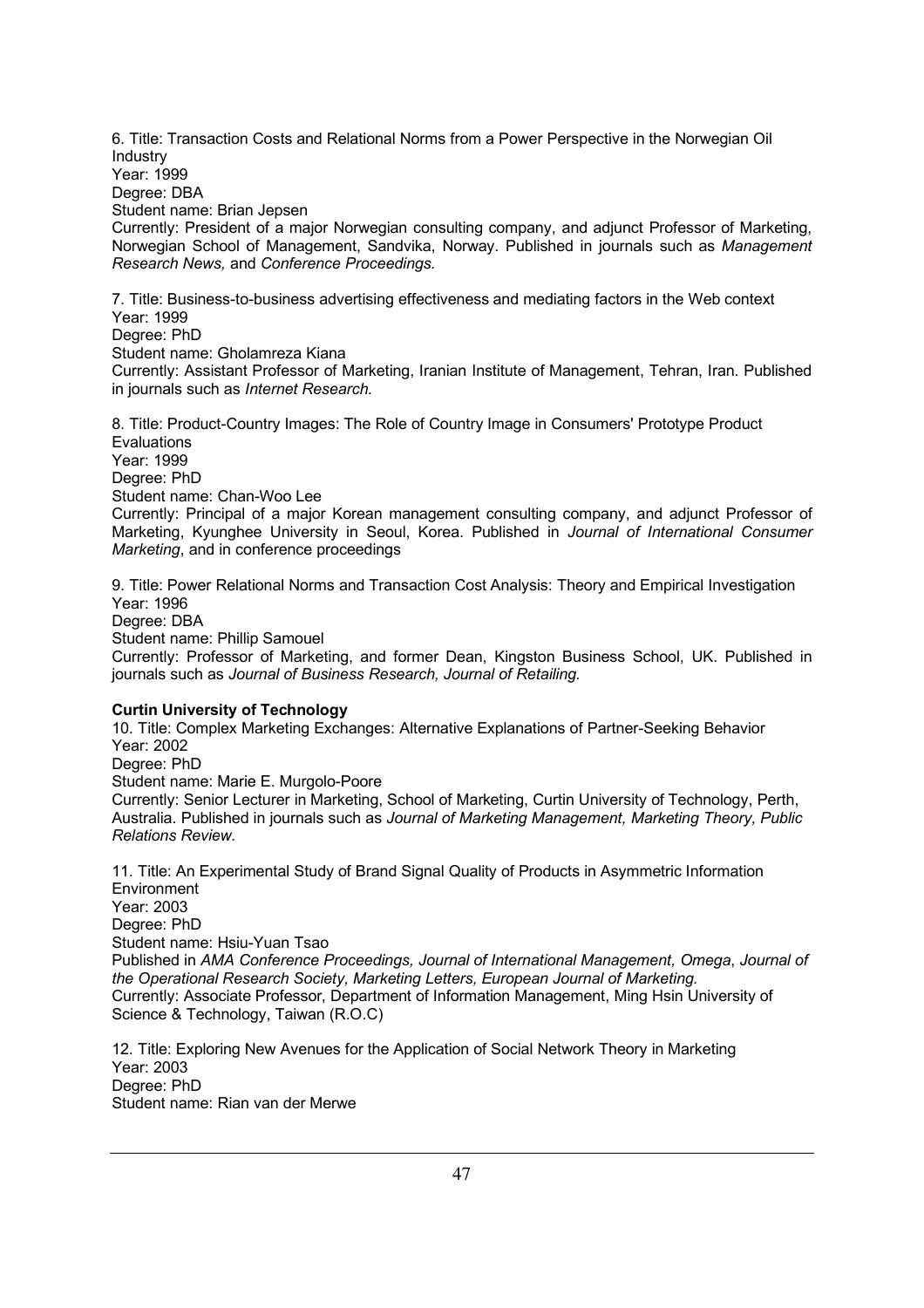6. Title: Transaction Costs and Relational Norms from a Power Perspective in the Norwegian Oil Industry
Year: 1999
Degree: DBA
Student name: Brian Jepsen
Currently: President of a major Norwegian consulting company, and adjunct Professor of Marketing, Norwegian School of Management, Sandvika, Norway. Published in journals such as *Management Research News,* and *Conference Proceedings.*

7. Title: Business-to-business advertising effectiveness and mediating factors in the Web context
Year: 1999
Degree: PhD
Student name: Gholamreza Kiana
Currently: Assistant Professor of Marketing, Iranian Institute of Management, Tehran, Iran. Published in journals such as *Internet Research.*

8. Title: Product-Country Images: The Role of Country Image in Consumers' Prototype Product Evaluations
Year: 1999
Degree: PhD
Student name: Chan-Woo Lee
Currently: Principal of a major Korean management consulting company, and adjunct Professor of Marketing, Kyunghee University in Seoul, Korea. Published in *Journal of International Consumer Marketing*, and in conference proceedings

9. Title: Power Relational Norms and Transaction Cost Analysis: Theory and Empirical Investigation
Year: 1996
Degree: DBA
Student name: Phillip Samouel
Currently: Professor of Marketing, and former Dean, Kingston Business School, UK. Published in journals such as *Journal of Business Research, Journal of Retailing.*

**Curtin University of Technology**

10. Title: Complex Marketing Exchanges: Alternative Explanations of Partner-Seeking Behavior
Year: 2002
Degree: PhD
Student name: Marie E. Murgolo-Poore
Currently: Senior Lecturer in Marketing, School of Marketing, Curtin University of Technology, Perth, Australia. Published in journals such as *Journal of Marketing Management, Marketing Theory, Public Relations Review.*

11. Title: An Experimental Study of Brand Signal Quality of Products in Asymmetric Information Environment
Year: 2003
Degree: PhD
Student name: Hsiu-Yuan Tsao
Published in *AMA Conference Proceedings, Journal of International Management, Omega*, *Journal of the Operational Research Society, Marketing Letters, European Journal of Marketing.*
Currently: Associate Professor, Department of Information Management, Ming Hsin University of Science & Technology, Taiwan (R.O.C)

12. Title: Exploring New Avenues for the Application of Social Network Theory in Marketing
Year: 2003
Degree: PhD
Student name: Rian van der Merwe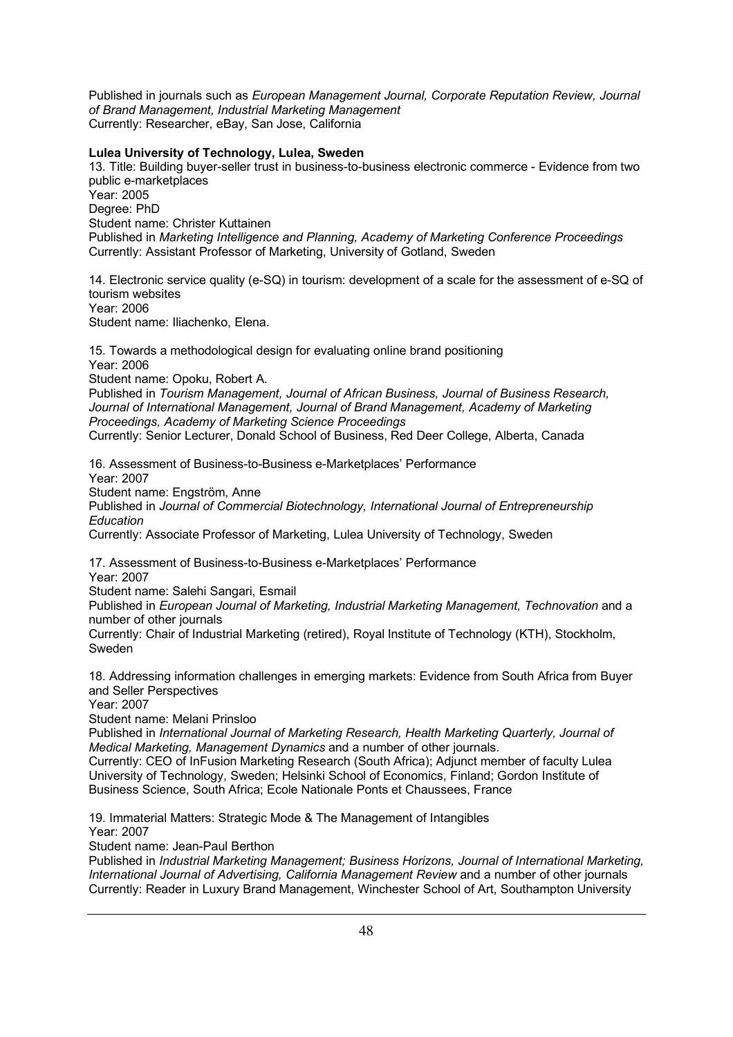Published in journals such as *European Management Journal, Corporate Reputation Review, Journal of Brand Management, Industrial Marketing Management*
Currently: Researcher, eBay, San Jose, California

**Lulea University of Technology, Lulea, Sweden**

13. Title: Building buyer-seller trust in business-to-business electronic commerce - Evidence from two public e-marketplaces
Year: 2005
Degree: PhD
Student name: Christer Kuttainen
Published in *Marketing Intelligence and Planning, Academy of Marketing Conference Proceedings*
Currently: Assistant Professor of Marketing, University of Gotland, Sweden

14. Electronic service quality (e-SQ) in tourism: development of a scale for the assessment of e-SQ of tourism websites
Year: 2006
Student name: Iliachenko, Elena.

15. Towards a methodological design for evaluating online brand positioning
Year: 2006
Student name: Opoku, Robert A.
Published in *Tourism Management, Journal of African Business, Journal of Business Research, Journal of International Management, Journal of Brand Management, Academy of Marketing Proceedings, Academy of Marketing Science Proceedings*
Currently: Senior Lecturer, Donald School of Business, Red Deer College, Alberta, Canada

16. Assessment of Business-to-Business e-Marketplaces' Performance
Year: 2007
Student name: Engström, Anne
Published in *Journal of Commercial Biotechnology, International Journal of Entrepreneurship Education*
Currently: Associate Professor of Marketing, Lulea University of Technology, Sweden

17. Assessment of Business-to-Business e-Marketplaces' Performance
Year: 2007
Student name: Salehi Sangari, Esmail
Published in *European Journal of Marketing, Industrial Marketing Management, Technovation* and a number of other journals
Currently: Chair of Industrial Marketing (retired), Royal Institute of Technology (KTH), Stockholm, Sweden

18. Addressing information challenges in emerging markets: Evidence from South Africa from Buyer and Seller Perspectives
Year: 2007
Student name: Melani Prinsloo
Published in *International Journal of Marketing Research, Health Marketing Quarterly, Journal of Medical Marketing, Management Dynamics* and a number of other journals.
Currently: CEO of InFusion Marketing Research (South Africa); Adjunct member of faculty Lulea University of Technology, Sweden; Helsinki School of Economics, Finland; Gordon Institute of Business Science, South Africa; Ecole Nationale Ponts et Chaussees, France

19. Immaterial Matters: Strategic Mode & The Management of Intangibles
Year: 2007
Student name: Jean-Paul Berthon
Published in *Industrial Marketing Management; Business Horizons, Journal of International Marketing, International Journal of Advertising, California Management Review* and a number of other journals
Currently: Reader in Luxury Brand Management, Winchester School of Art, Southampton University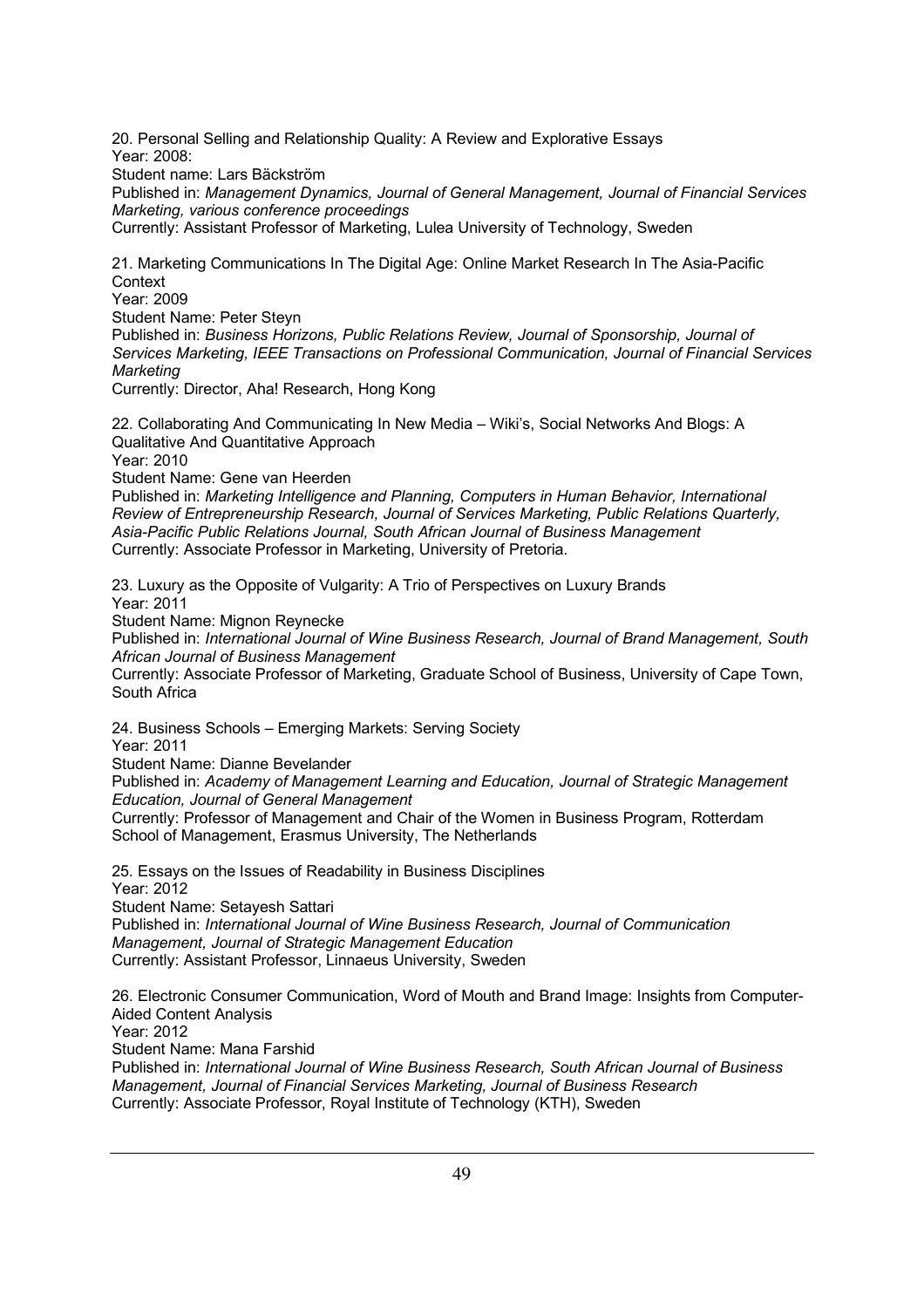20. Personal Selling and Relationship Quality: A Review and Explorative Essays
Year: 2008:
Student name: Lars Bäckström
Published in: *Management Dynamics, Journal of General Management, Journal of Financial Services Marketing, various conference proceedings*
Currently: Assistant Professor of Marketing, Lulea University of Technology, Sweden

21. Marketing Communications In The Digital Age: Online Market Research In The Asia-Pacific Context
Year: 2009
Student Name: Peter Steyn
Published in: *Business Horizons, Public Relations Review, Journal of Sponsorship, Journal of Services Marketing, IEEE Transactions on Professional Communication, Journal of Financial Services Marketing*
Currently: Director, Aha! Research, Hong Kong

22. Collaborating And Communicating In New Media – Wiki's, Social Networks And Blogs: A Qualitative And Quantitative Approach
Year: 2010
Student Name: Gene van Heerden
Published in: *Marketing Intelligence and Planning, Computers in Human Behavior, International Review of Entrepreneurship Research, Journal of Services Marketing, Public Relations Quarterly, Asia-Pacific Public Relations Journal, South African Journal of Business Management*
Currently: Associate Professor in Marketing, University of Pretoria.

23. Luxury as the Opposite of Vulgarity: A Trio of Perspectives on Luxury Brands
Year: 2011
Student Name: Mignon Reynecke
Published in: *International Journal of Wine Business Research, Journal of Brand Management, South African Journal of Business Management*
Currently: Associate Professor of Marketing, Graduate School of Business, University of Cape Town, South Africa

24. Business Schools – Emerging Markets: Serving Society
Year: 2011
Student Name: Dianne Bevelander
Published in: *Academy of Management Learning and Education, Journal of Strategic Management Education, Journal of General Management*
Currently: Professor of Management and Chair of the Women in Business Program, Rotterdam School of Management, Erasmus University, The Netherlands

25. Essays on the Issues of Readability in Business Disciplines
Year: 2012
Student Name: Setayesh Sattari
Published in: *International Journal of Wine Business Research, Journal of Communication Management, Journal of Strategic Management Education*
Currently: Assistant Professor, Linnaeus University, Sweden

26. Electronic Consumer Communication, Word of Mouth and Brand Image: Insights from Computer-Aided Content Analysis
Year: 2012
Student Name: Mana Farshid
Published in: *International Journal of Wine Business Research, South African Journal of Business Management, Journal of Financial Services Marketing, Journal of Business Research*
Currently: Associate Professor, Royal Institute of Technology (KTH), Sweden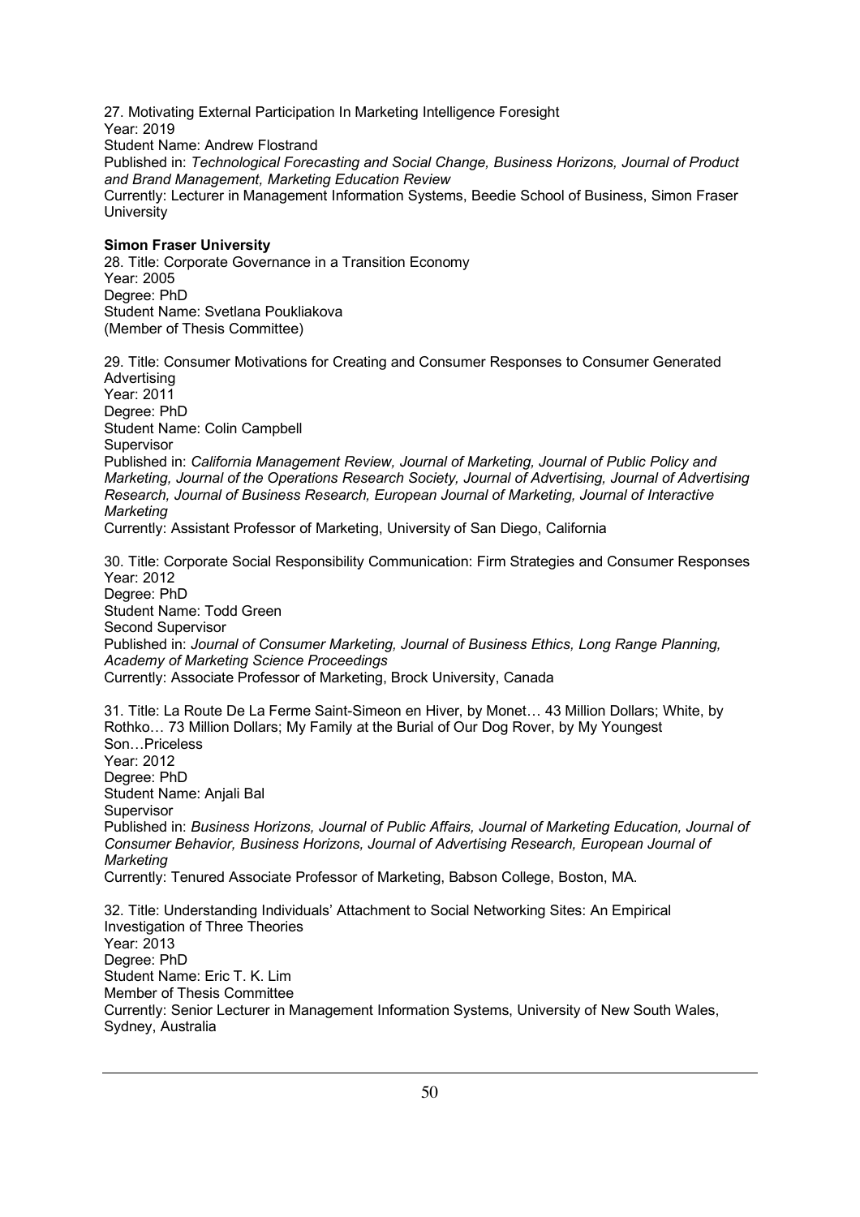27. Motivating External Participation In Marketing Intelligence Foresight
Year: 2019
Student Name: Andrew Flostrand
Published in: *Technological Forecasting and Social Change, Business Horizons, Journal of Product and Brand Management, Marketing Education Review*
Currently: Lecturer in Management Information Systems, Beedie School of Business, Simon Fraser University

**Simon Fraser University**

28. Title: Corporate Governance in a Transition Economy
Year: 2005
Degree: PhD
Student Name: Svetlana Poukliakova
(Member of Thesis Committee)

29. Title: Consumer Motivations for Creating and Consumer Responses to Consumer Generated Advertising
Year: 2011
Degree: PhD
Student Name: Colin Campbell
Supervisor
Published in: *California Management Review, Journal of Marketing, Journal of Public Policy and Marketing, Journal of the Operations Research Society, Journal of Advertising, Journal of Advertising Research, Journal of Business Research, European Journal of Marketing, Journal of Interactive Marketing*
Currently: Assistant Professor of Marketing, University of San Diego, California

30. Title: Corporate Social Responsibility Communication: Firm Strategies and Consumer Responses
Year: 2012
Degree: PhD
Student Name: Todd Green
Second Supervisor
Published in: *Journal of Consumer Marketing, Journal of Business Ethics, Long Range Planning, Academy of Marketing Science Proceedings*
Currently: Associate Professor of Marketing, Brock University, Canada

31. Title: La Route De La Ferme Saint-Simeon en Hiver, by Monet… 43 Million Dollars; White, by Rothko… 73 Million Dollars; My Family at the Burial of Our Dog Rover, by My Youngest Son…Priceless
Year: 2012
Degree: PhD
Student Name: Anjali Bal
Supervisor
Published in: *Business Horizons, Journal of Public Affairs, Journal of Marketing Education, Journal of Consumer Behavior, Business Horizons, Journal of Advertising Research, European Journal of Marketing*
Currently: Tenured Associate Professor of Marketing, Babson College, Boston, MA.

32. Title: Understanding Individuals' Attachment to Social Networking Sites: An Empirical Investigation of Three Theories
Year: 2013
Degree: PhD
Student Name: Eric T. K. Lim
Member of Thesis Committee
Currently: Senior Lecturer in Management Information Systems, University of New South Wales, Sydney, Australia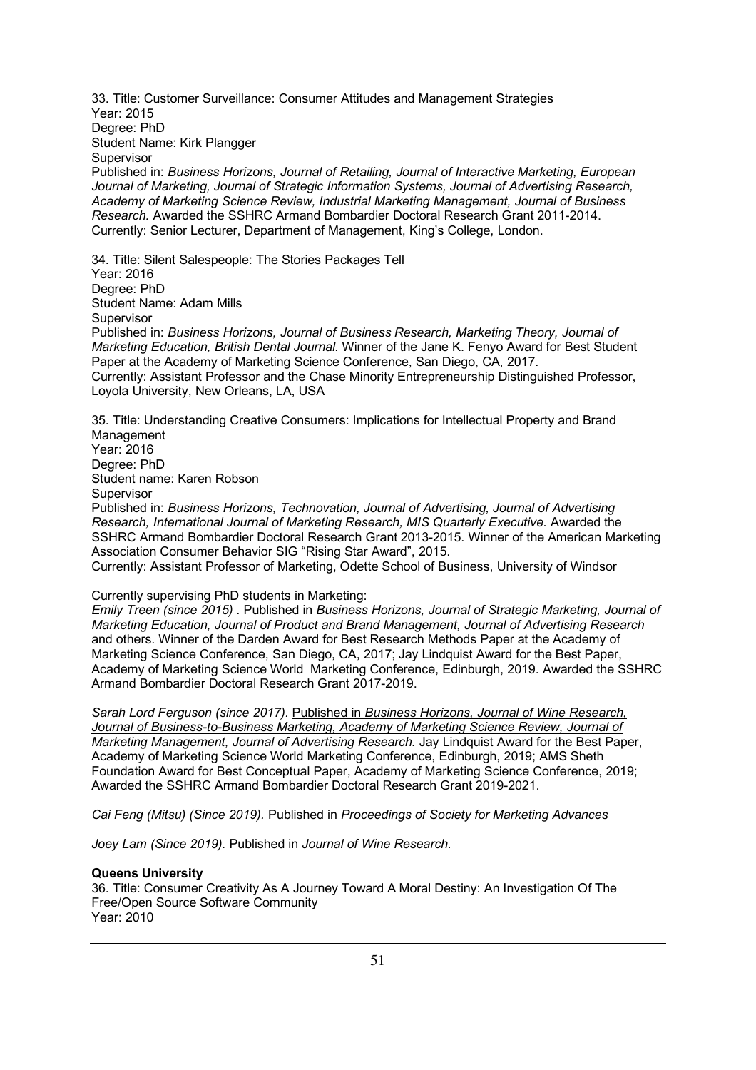33. Title: Customer Surveillance: Consumer Attitudes and Management Strategies
Year: 2015
Degree: PhD
Student Name: Kirk Plangger
Supervisor
Published in: *Business Horizons, Journal of Retailing, Journal of Interactive Marketing, European Journal of Marketing, Journal of Strategic Information Systems, Journal of Advertising Research, Academy of Marketing Science Review, Industrial Marketing Management, Journal of Business Research.* Awarded the SSHRC Armand Bombardier Doctoral Research Grant 2011-2014.
Currently: Senior Lecturer, Department of Management, King's College, London.

34. Title: Silent Salespeople: The Stories Packages Tell
Year: 2016
Degree: PhD
Student Name: Adam Mills
Supervisor
Published in: *Business Horizons, Journal of Business Research, Marketing Theory, Journal of Marketing Education, British Dental Journal.* Winner of the Jane K. Fenyo Award for Best Student Paper at the Academy of Marketing Science Conference, San Diego, CA, 2017.
Currently: Assistant Professor and the Chase Minority Entrepreneurship Distinguished Professor, Loyola University, New Orleans, LA, USA

35. Title: Understanding Creative Consumers: Implications for Intellectual Property and Brand Management
Year: 2016
Degree: PhD
Student name: Karen Robson
Supervisor
Published in: *Business Horizons, Technovation, Journal of Advertising, Journal of Advertising Research, International Journal of Marketing Research, MIS Quarterly Executive.* Awarded the SSHRC Armand Bombardier Doctoral Research Grant 2013-2015. Winner of the American Marketing Association Consumer Behavior SIG "Rising Star Award", 2015.
Currently: Assistant Professor of Marketing, Odette School of Business, University of Windsor

Currently supervising PhD students in Marketing:
*Emily Treen (since 2015)* . Published in *Business Horizons, Journal of Strategic Marketing, Journal of Marketing Education, Journal of Product and Brand Management, Journal of Advertising Research* and others. Winner of the Darden Award for Best Research Methods Paper at the Academy of Marketing Science Conference, San Diego, CA, 2017; Jay Lindquist Award for the Best Paper, Academy of Marketing Science World Marketing Conference, Edinburgh, 2019. Awarded the SSHRC Armand Bombardier Doctoral Research Grant 2017-2019.

*Sarah Lord Ferguson (since 2017)*. Published in *Business Horizons, Journal of Wine Research, Journal of Business-to-Business Marketing, Academy of Marketing Science Review, Journal of Marketing Management, Journal of Advertising Research.* Jay Lindquist Award for the Best Paper, Academy of Marketing Science World Marketing Conference, Edinburgh, 2019; AMS Sheth Foundation Award for Best Conceptual Paper, Academy of Marketing Science Conference, 2019; Awarded the SSHRC Armand Bombardier Doctoral Research Grant 2019-2021.

*Cai Feng (Mitsu) (Since 2019).* Published in *Proceedings of Society for Marketing Advances*

*Joey Lam (Since 2019).* Published in *Journal of Wine Research.*

**Queens University**

36. Title: Consumer Creativity As A Journey Toward A Moral Destiny: An Investigation Of The Free/Open Source Software Community
Year: 2010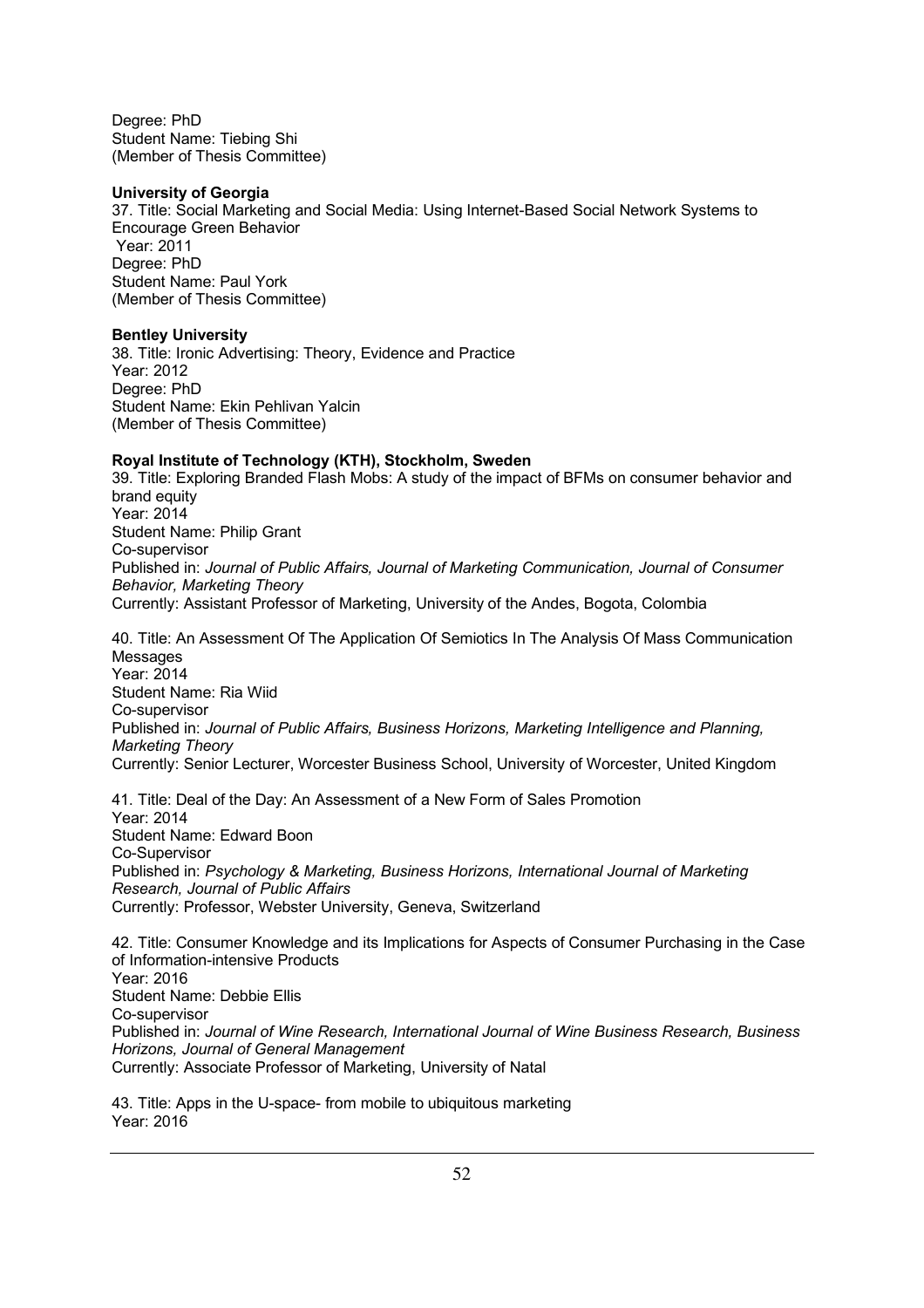Degree: PhD
Student Name: Tiebing Shi
(Member of Thesis Committee)

**University of Georgia**

37. Title: Social Marketing and Social Media: Using Internet-Based Social Network Systems to Encourage Green Behavior
Year: 2011
Degree: PhD
Student Name: Paul York
(Member of Thesis Committee)

**Bentley University**

38. Title: Ironic Advertising: Theory, Evidence and Practice
Year: 2012
Degree: PhD
Student Name: Ekin Pehlivan Yalcin
(Member of Thesis Committee)

**Royal Institute of Technology (KTH), Stockholm, Sweden**

39. Title: Exploring Branded Flash Mobs: A study of the impact of BFMs on consumer behavior and brand equity
Year: 2014
Student Name: Philip Grant
Co-supervisor
Published in: *Journal of Public Affairs, Journal of Marketing Communication, Journal of Consumer Behavior, Marketing Theory*
Currently: Assistant Professor of Marketing, University of the Andes, Bogota, Colombia

40. Title: An Assessment Of The Application Of Semiotics In The Analysis Of Mass Communication Messages
Year: 2014
Student Name: Ria Wiid
Co-supervisor
Published in: *Journal of Public Affairs, Business Horizons, Marketing Intelligence and Planning, Marketing Theory*
Currently: Senior Lecturer, Worcester Business School, University of Worcester, United Kingdom

41. Title: Deal of the Day: An Assessment of a New Form of Sales Promotion
Year: 2014
Student Name: Edward Boon
Co-Supervisor
Published in: *Psychology & Marketing, Business Horizons, International Journal of Marketing Research, Journal of Public Affairs*
Currently: Professor, Webster University, Geneva, Switzerland

42. Title: Consumer Knowledge and its Implications for Aspects of Consumer Purchasing in the Case of Information-intensive Products
Year: 2016
Student Name: Debbie Ellis
Co-supervisor
Published in: *Journal of Wine Research, International Journal of Wine Business Research, Business Horizons, Journal of General Management*
Currently: Associate Professor of Marketing, University of Natal

43. Title: Apps in the U-space- from mobile to ubiquitous marketing
Year: 2016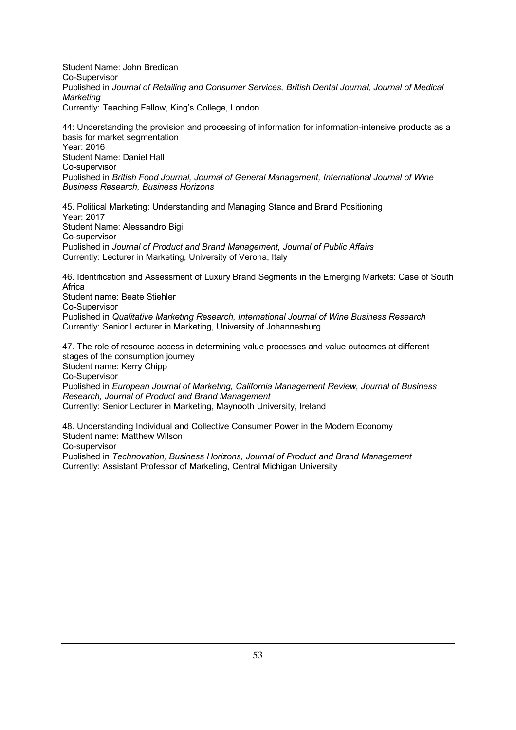Student Name: John Bredican
Co-Supervisor
Published in *Journal of Retailing and Consumer Services, British Dental Journal, Journal of Medical Marketing*
Currently: Teaching Fellow, King's College, London

44: Understanding the provision and processing of information for information-intensive products as a basis for market segmentation
Year: 2016
Student Name: Daniel Hall
Co-supervisor
Published in *British Food Journal, Journal of General Management, International Journal of Wine Business Research, Business Horizons*

45. Political Marketing: Understanding and Managing Stance and Brand Positioning
Year: 2017
Student Name: Alessandro Bigi
Co-supervisor
Published in *Journal of Product and Brand Management, Journal of Public Affairs*
Currently: Lecturer in Marketing, University of Verona, Italy

46. Identification and Assessment of Luxury Brand Segments in the Emerging Markets: Case of South Africa
Student name: Beate Stiehler
Co-Supervisor
Published in *Qualitative Marketing Research, International Journal of Wine Business Research*
Currently: Senior Lecturer in Marketing, University of Johannesburg

47. The role of resource access in determining value processes and value outcomes at different stages of the consumption journey
Student name: Kerry Chipp
Co-Supervisor
Published in *European Journal of Marketing, California Management Review, Journal of Business Research, Journal of Product and Brand Management*
Currently: Senior Lecturer in Marketing, Maynooth University, Ireland

48. Understanding Individual and Collective Consumer Power in the Modern Economy
Student name: Matthew Wilson
Co-supervisor
Published in *Technovation, Business Horizons, Journal of Product and Brand Management*
Currently: Assistant Professor of Marketing, Central Michigan University